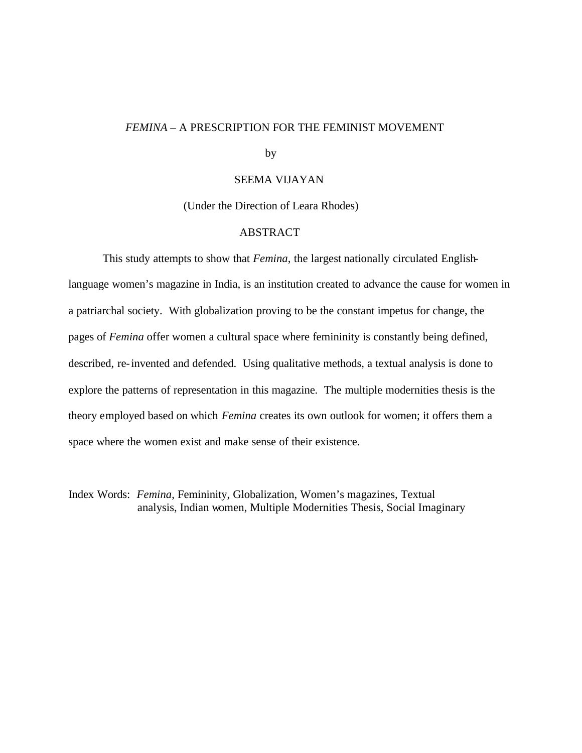*FEMINA* – A PRESCRIPTION FOR THE FEMINIST MOVEMENT

by

SEEMA VIJAYAN

(Under the Direction of Leara Rhodes)

ABSTRACT

This study attempts to show that *Femina*, the largest nationally circulated English-language women's magazine in India, is an institution created to advance the cause for women in a patriarchal society. With globalization proving to be the constant impetus for change, the pages of *Femina* offer women a cultural space where femininity is constantly being defined, described, re-invented and defended. Using qualitative methods, a textual analysis is done to explore the patterns of representation in this magazine. The multiple modernities thesis is the theory employed based on which *Femina* creates its own outlook for women; it offers them a space where the women exist and make sense of their existence.

Index Words: *Femina*, Femininity, Globalization, Women's magazines, Textual analysis, Indian women, Multiple Modernities Thesis, Social Imaginary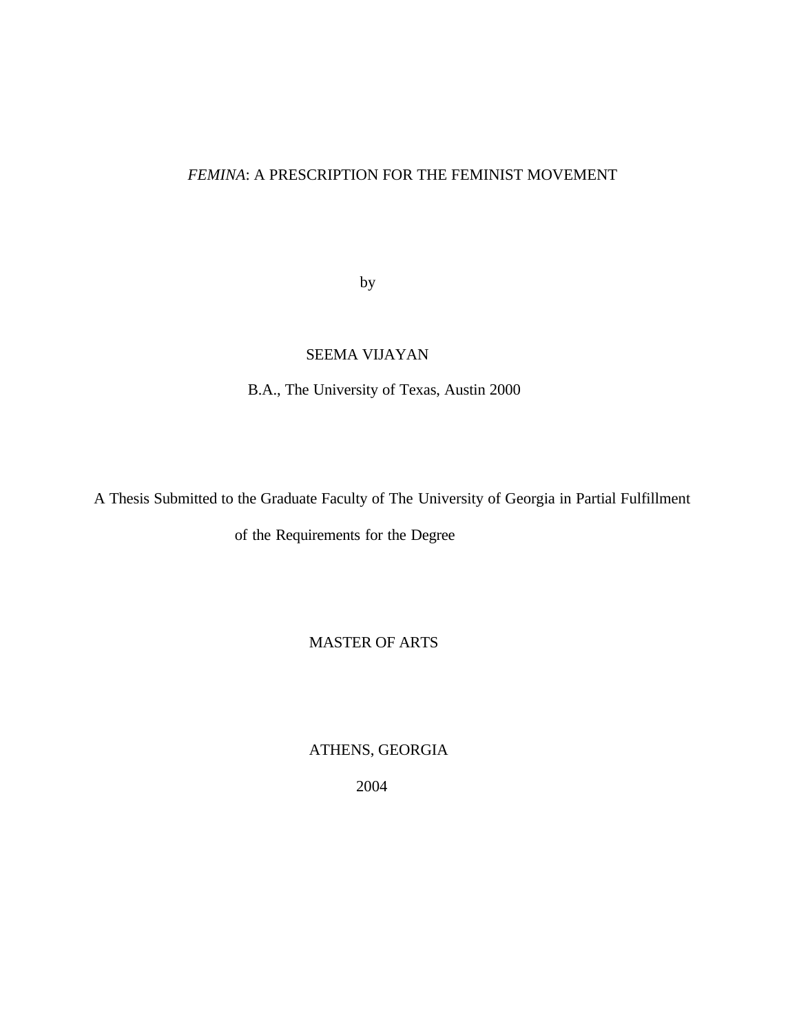*FEMINA*: A PRESCRIPTION FOR THE FEMINIST MOVEMENT

by

SEEMA VIJAYAN

B.A., The University of Texas, Austin 2000

A Thesis Submitted to the Graduate Faculty of The University of Georgia in Partial Fulfillment of the Requirements for the Degree

MASTER OF ARTS

ATHENS, GEORGIA

2004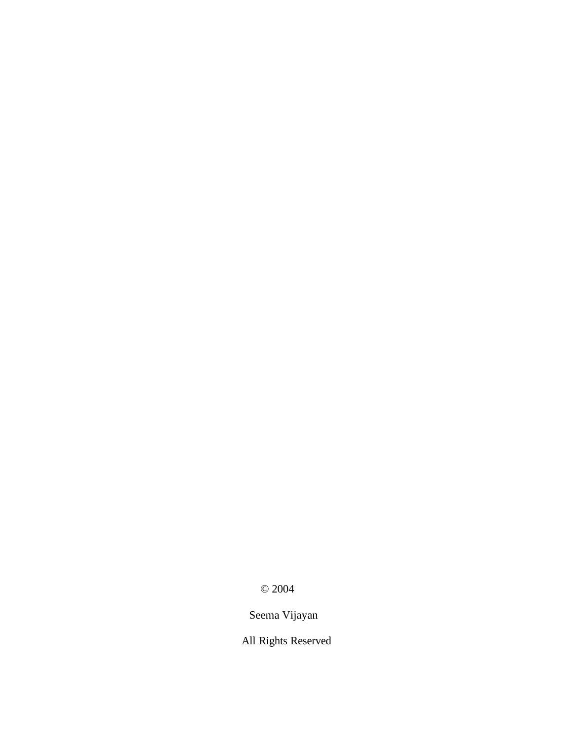© 2004

Seema Vijayan

All Rights Reserved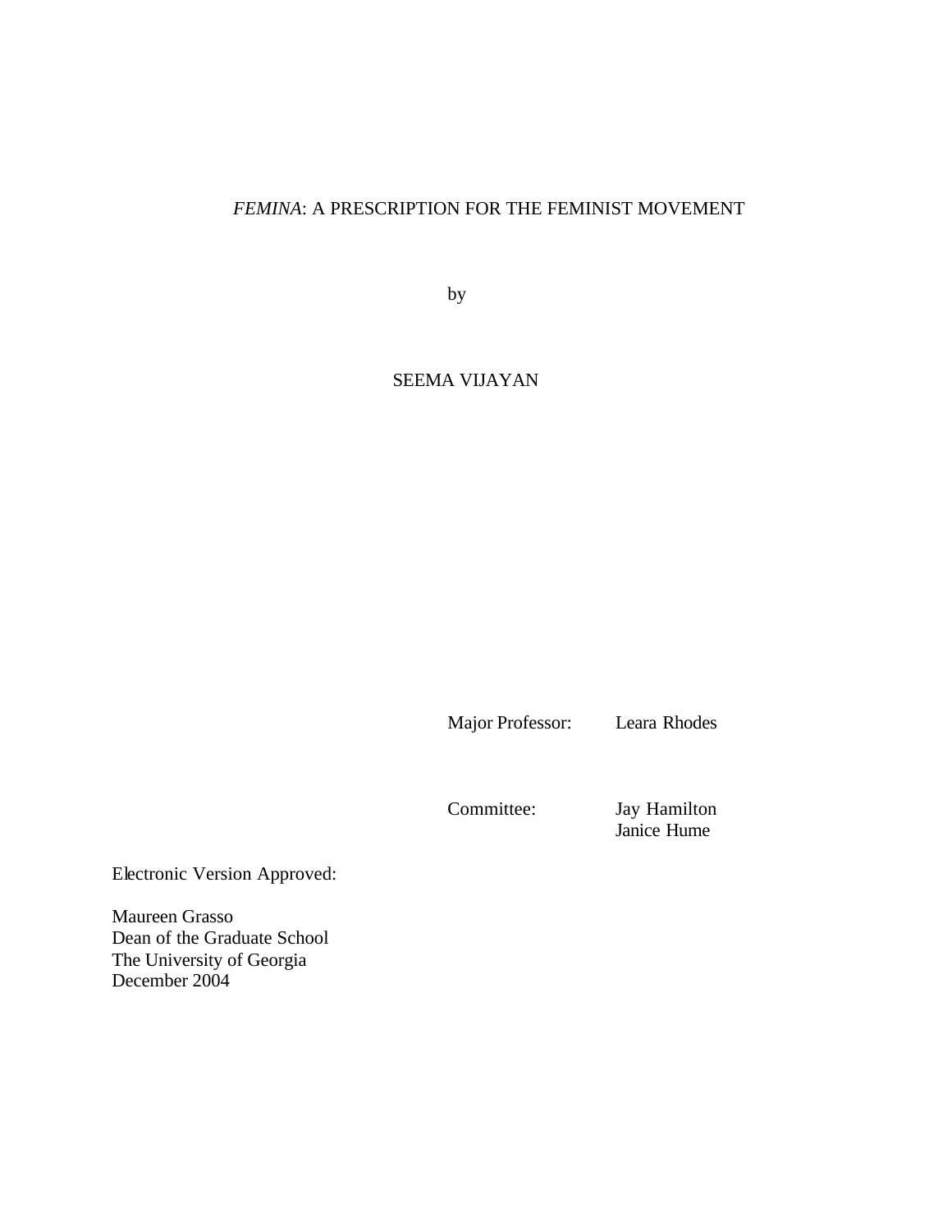*FEMINA*: A PRESCRIPTION FOR THE FEMINIST MOVEMENT

by

SEEMA VIJAYAN

Major Professor: Leara Rhodes

Committee: Jay Hamilton
Janice Hume

Electronic Version Approved:

Maureen Grasso
Dean of the Graduate School
The University of Georgia
December 2004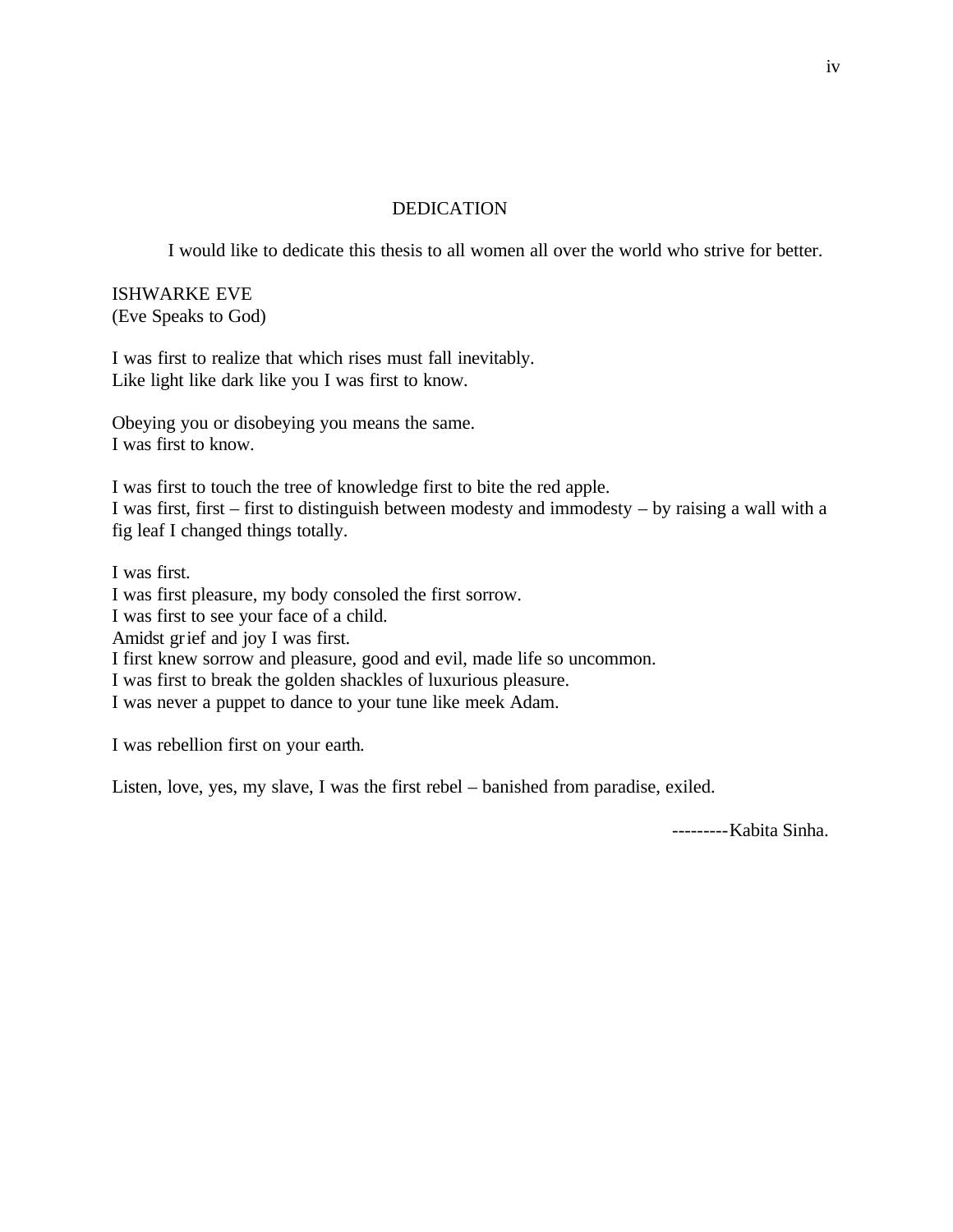# DEDICATION

I would like to dedicate this thesis to all women all over the world who strive for better.

ISHWARKE EVE
(Eve Speaks to God)

I was first to realize that which rises must fall inevitably.
Like light like dark like you I was first to know.

Obeying you or disobeying you means the same.
I was first to know.

I was first to touch the tree of knowledge first to bite the red apple.
I was first, first – first to distinguish between modesty and immodesty – by raising a wall with a fig leaf I changed things totally.

I was first.
I was first pleasure, my body consoled the first sorrow.
I was first to see your face of a child.
Amidst grief and joy I was first.
I first knew sorrow and pleasure, good and evil, made life so uncommon.
I was first to break the golden shackles of luxurious pleasure.
I was never a puppet to dance to your tune like meek Adam.

I was rebellion first on your earth.

Listen, love, yes, my slave, I was the first rebel – banished from paradise, exiled.

---------Kabita Sinha.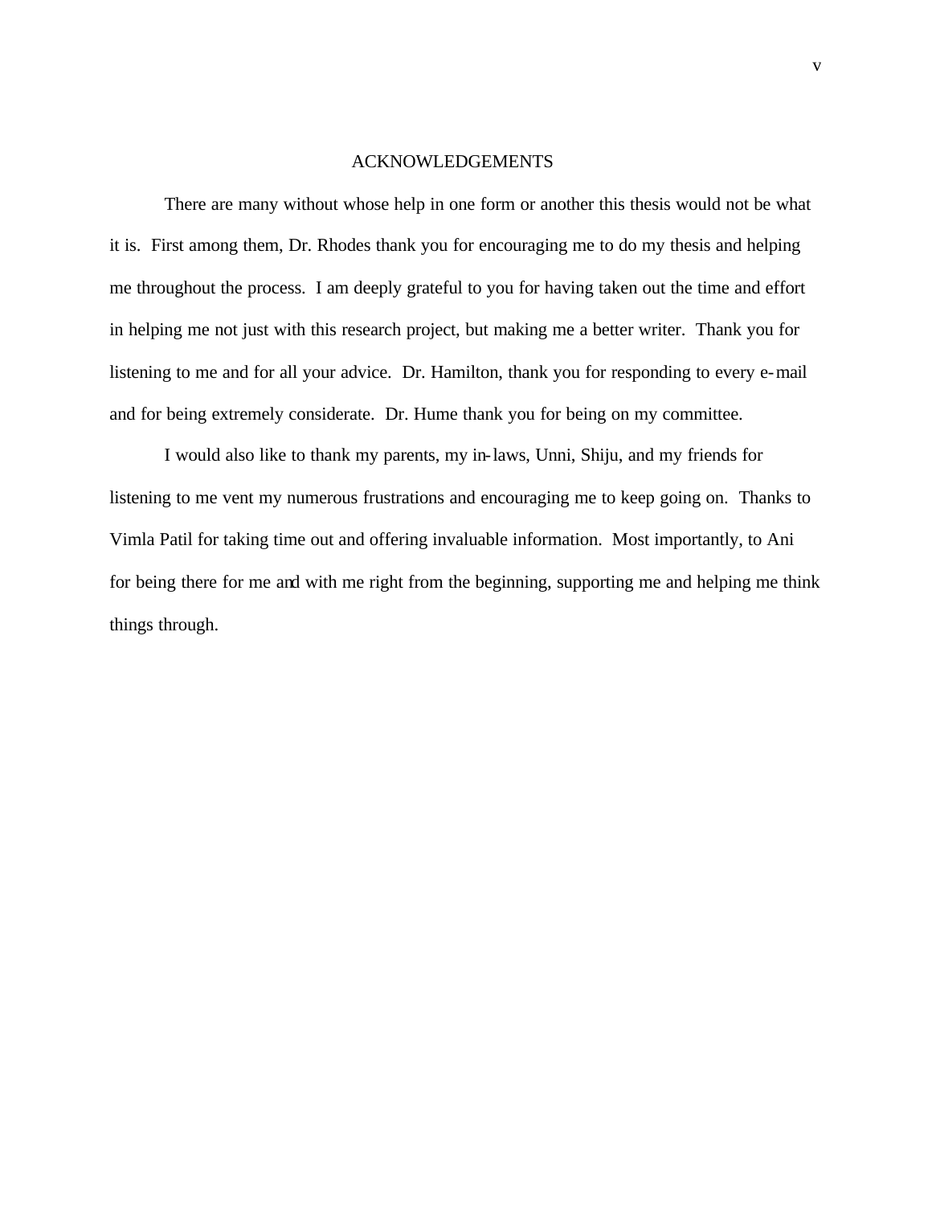# ACKNOWLEDGEMENTS

There are many without whose help in one form or another this thesis would not be what it is. First among them, Dr. Rhodes thank you for encouraging me to do my thesis and helping me throughout the process. I am deeply grateful to you for having taken out the time and effort in helping me not just with this research project, but making me a better writer. Thank you for listening to me and for all your advice. Dr. Hamilton, thank you for responding to every e-mail and for being extremely considerate. Dr. Hume thank you for being on my committee.

I would also like to thank my parents, my in-laws, Unni, Shiju, and my friends for listening to me vent my numerous frustrations and encouraging me to keep going on. Thanks to Vimla Patil for taking time out and offering invaluable information. Most importantly, to Ani for being there for me and with me right from the beginning, supporting me and helping me think things through.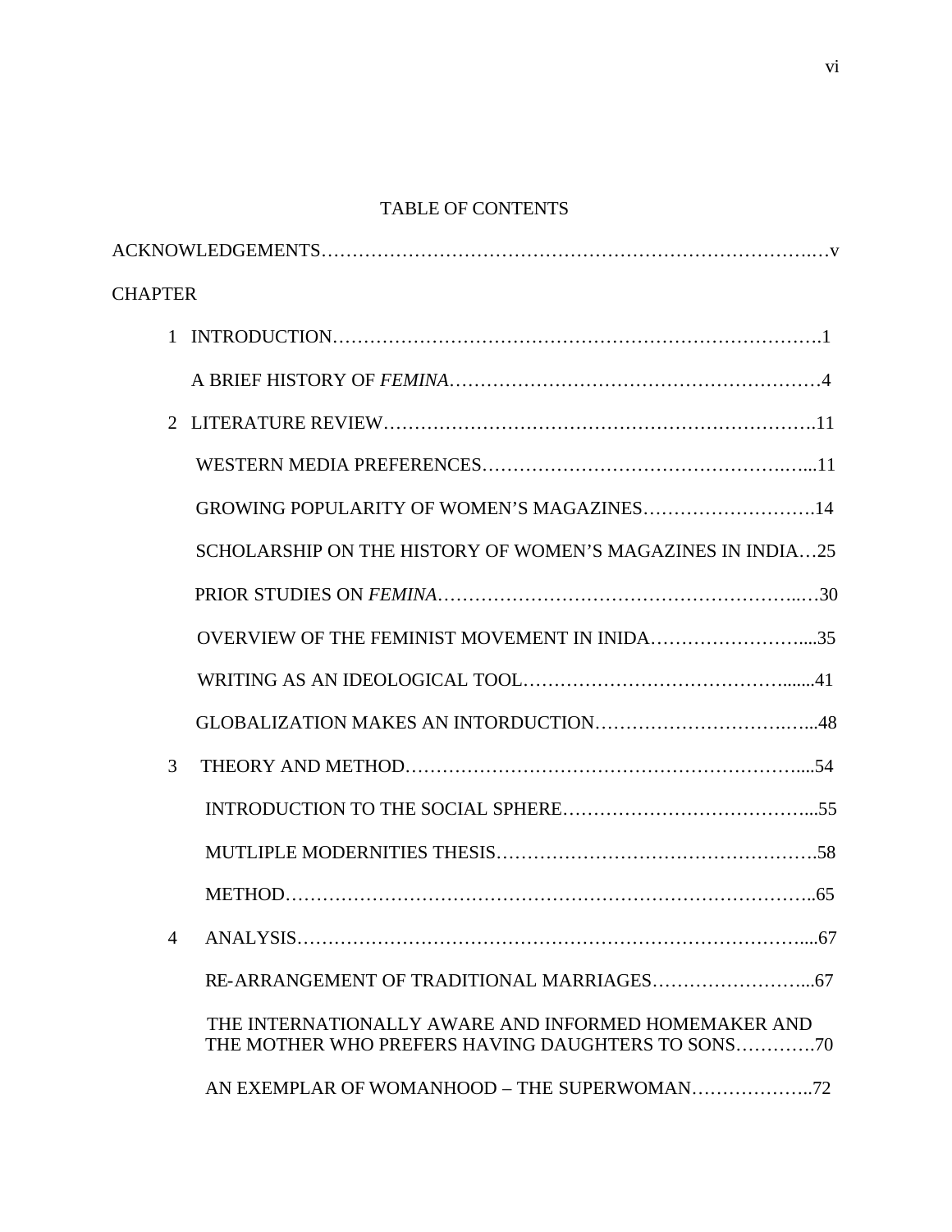# TABLE OF CONTENTS

ACKNOWLEDGEMENTS……………………………………………………………………….…v

CHAPTER

1 INTRODUCTION…………………………………………………………………….1

A BRIEF HISTORY OF *FEMINA*…………………………………………………4

2 LITERATURE REVIEW………………………………………………………….11

WESTERN MEDIA PREFERENCES…………………………………………….….11

GROWING POPULARITY OF WOMEN'S MAGAZINES……………………….14

SCHOLARSHIP ON THE HISTORY OF WOMEN'S MAGAZINES IN INDIA…25

PRIOR STUDIES ON *FEMINA*…………………………………………………..…30

OVERVIEW OF THE FEMINIST MOVEMENT IN INIDA……………………....35

WRITING AS AN IDEOLOGICAL TOOL……………………………………......41

GLOBALIZATION MAKES AN INTORDUCTION…………………………….…48

3 THEORY AND METHOD………………………………………………………....54

INTRODUCTION TO THE SOCIAL SPHERE……………………………………...55

MUTLIPLE MODERNITIES THESIS………………………………………………58

METHOD……………………………………………………………………………..65

4 ANALYSIS……………………………………………………………………….....67

RE-ARRANGEMENT OF TRADITIONAL MARRIAGES……………………...67

THE INTERNATIONALLY AWARE AND INFORMED HOMEMAKER AND THE MOTHER WHO PREFERS HAVING DAUGHTERS TO SONS………….70

AN EXEMPLAR OF WOMANHOOD – THE SUPERWOMAN………………..72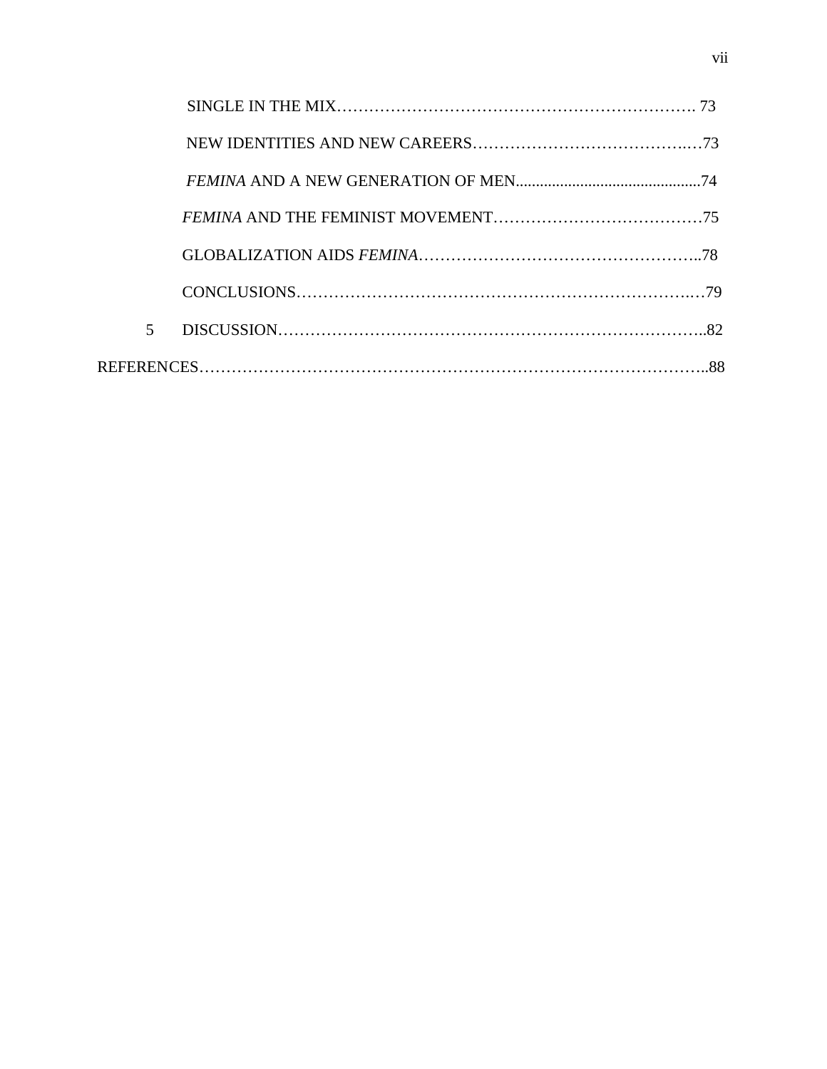SINGLE IN THE MIX……………………………………………………………. 73

NEW IDENTITIES AND NEW CAREERS…………………………………….…73

*FEMINA* AND A NEW GENERATION OF MEN..............................................74

*FEMINA* AND THE FEMINIST MOVEMENT…………………………………75

GLOBALIZATION AIDS *FEMINA*……………………………………………..78

CONCLUSIONS……………………………………………………………….…79

5 DISCUSSION……………………………………………………………………..82

REFERENCES…………………………………………………………………………………..88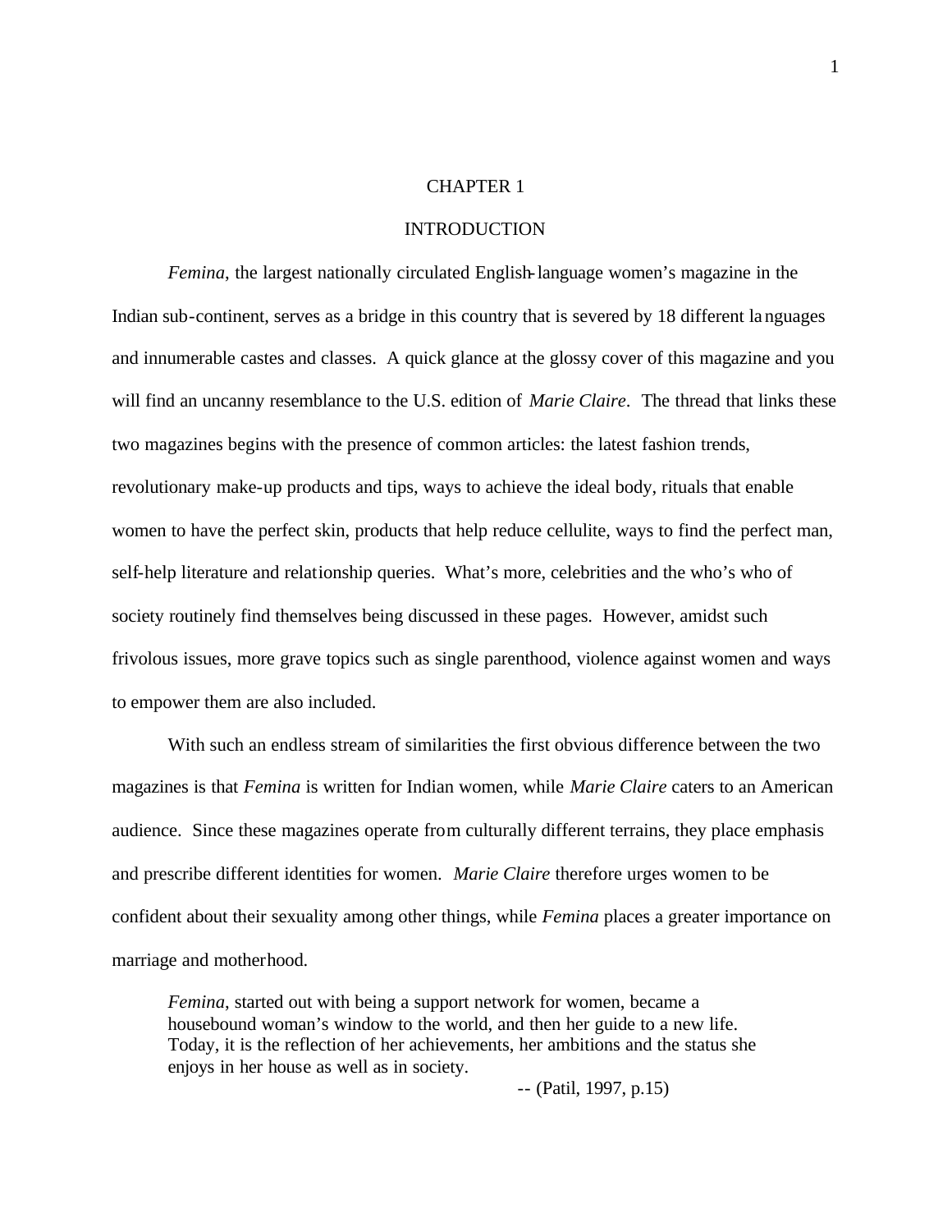# CHAPTER 1

## INTRODUCTION

*Femina*, the largest nationally circulated English-language women's magazine in the Indian sub-continent, serves as a bridge in this country that is severed by 18 different languages and innumerable castes and classes. A quick glance at the glossy cover of this magazine and you will find an uncanny resemblance to the U.S. edition of *Marie Claire*. The thread that links these two magazines begins with the presence of common articles: the latest fashion trends, revolutionary make-up products and tips, ways to achieve the ideal body, rituals that enable women to have the perfect skin, products that help reduce cellulite, ways to find the perfect man, self-help literature and relationship queries. What's more, celebrities and the who's who of society routinely find themselves being discussed in these pages. However, amidst such frivolous issues, more grave topics such as single parenthood, violence against women and ways to empower them are also included.

With such an endless stream of similarities the first obvious difference between the two magazines is that *Femina* is written for Indian women, while *Marie Claire* caters to an American audience. Since these magazines operate from culturally different terrains, they place emphasis and prescribe different identities for women. *Marie Claire* therefore urges women to be confident about their sexuality among other things, while *Femina* places a greater importance on marriage and motherhood.

> *Femina*, started out with being a support network for women, became a housebound woman's window to the world, and then her guide to a new life. Today, it is the reflection of her achievements, her ambitions and the status she enjoys in her house as well as in society.
>
> -- (Patil, 1997, p.15)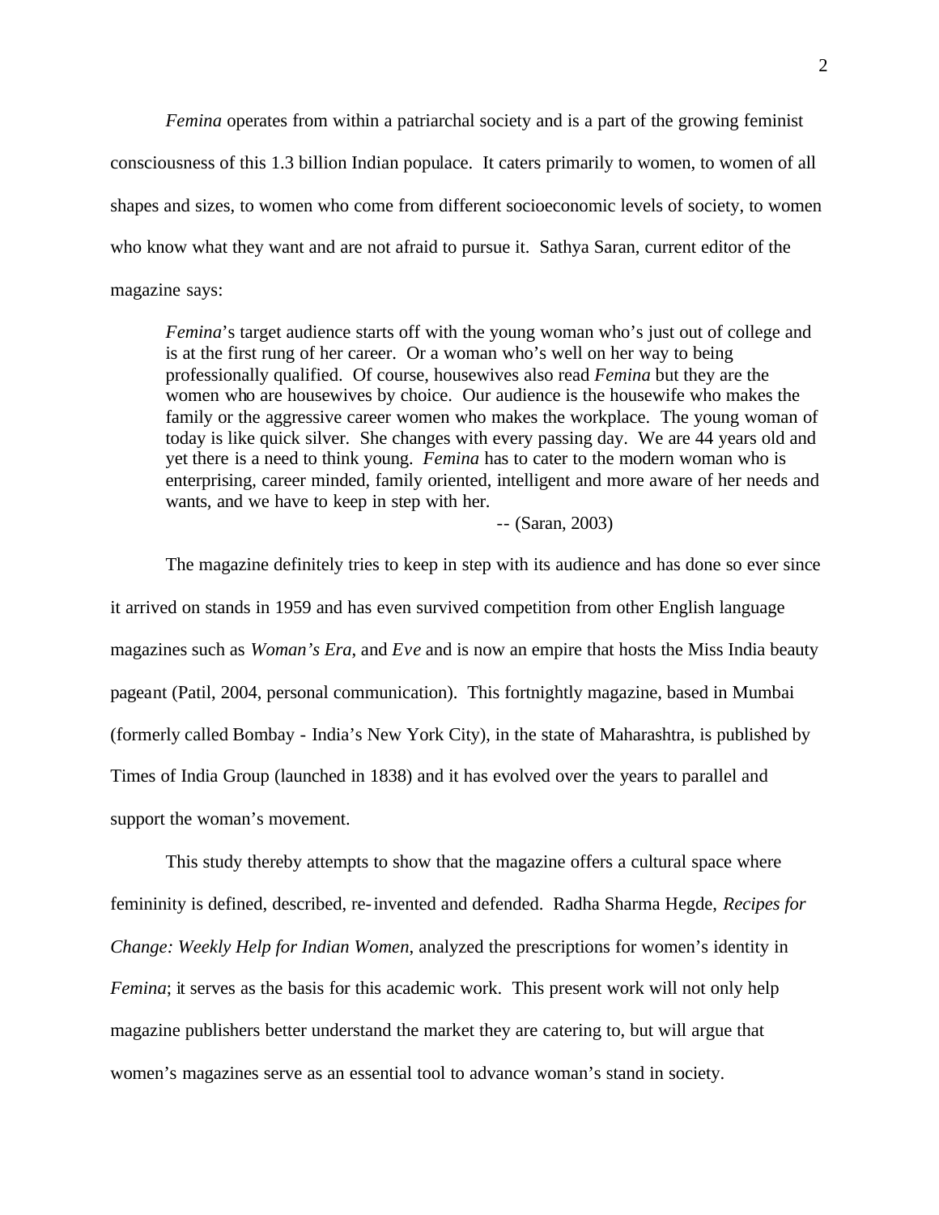*Femina* operates from within a patriarchal society and is a part of the growing feminist consciousness of this 1.3 billion Indian populace. It caters primarily to women, to women of all shapes and sizes, to women who come from different socioeconomic levels of society, to women who know what they want and are not afraid to pursue it. Sathya Saran, current editor of the magazine says:

> *Femina*'s target audience starts off with the young woman who's just out of college and is at the first rung of her career. Or a woman who's well on her way to being professionally qualified. Of course, housewives also read *Femina* but they are the women who are housewives by choice. Our audience is the housewife who makes the family or the aggressive career women who makes the workplace. The young woman of today is like quick silver. She changes with every passing day. We are 44 years old and yet there is a need to think young. *Femina* has to cater to the modern woman who is enterprising, career minded, family oriented, intelligent and more aware of her needs and wants, and we have to keep in step with her.
>
> -- (Saran, 2003)

The magazine definitely tries to keep in step with its audience and has done so ever since it arrived on stands in 1959 and has even survived competition from other English language magazines such as *Woman's Era*, and *Eve* and is now an empire that hosts the Miss India beauty pageant (Patil, 2004, personal communication). This fortnightly magazine, based in Mumbai (formerly called Bombay - India's New York City), in the state of Maharashtra, is published by Times of India Group (launched in 1838) and it has evolved over the years to parallel and support the woman's movement.

This study thereby attempts to show that the magazine offers a cultural space where femininity is defined, described, re-invented and defended. Radha Sharma Hegde, *Recipes for Change: Weekly Help for Indian Women*, analyzed the prescriptions for women's identity in *Femina*; it serves as the basis for this academic work. This present work will not only help magazine publishers better understand the market they are catering to, but will argue that women's magazines serve as an essential tool to advance woman's stand in society.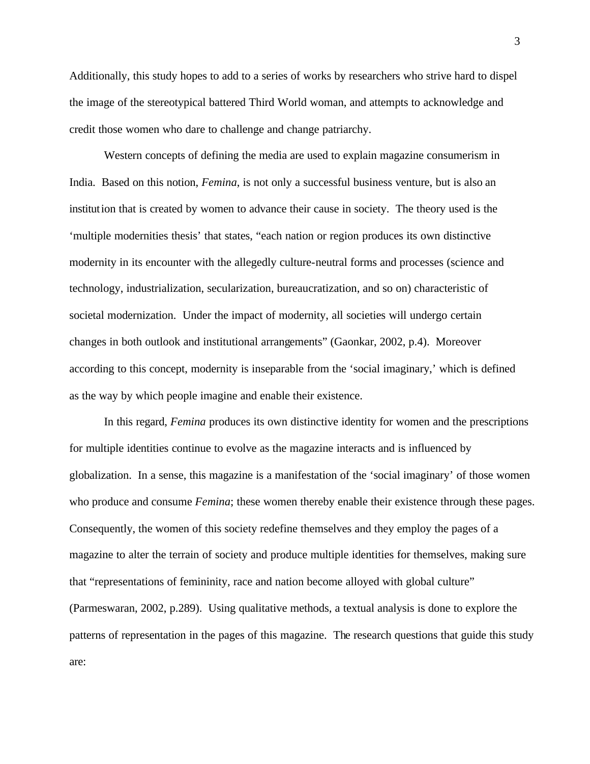Additionally, this study hopes to add to a series of works by researchers who strive hard to dispel the image of the stereotypical battered Third World woman, and attempts to acknowledge and credit those women who dare to challenge and change patriarchy.

Western concepts of defining the media are used to explain magazine consumerism in India. Based on this notion, *Femina*, is not only a successful business venture, but is also an institution that is created by women to advance their cause in society. The theory used is the 'multiple modernities thesis' that states, "each nation or region produces its own distinctive modernity in its encounter with the allegedly culture-neutral forms and processes (science and technology, industrialization, secularization, bureaucratization, and so on) characteristic of societal modernization. Under the impact of modernity, all societies will undergo certain changes in both outlook and institutional arrangements" (Gaonkar, 2002, p.4). Moreover according to this concept, modernity is inseparable from the 'social imaginary,' which is defined as the way by which people imagine and enable their existence.

In this regard, *Femina* produces its own distinctive identity for women and the prescriptions for multiple identities continue to evolve as the magazine interacts and is influenced by globalization. In a sense, this magazine is a manifestation of the 'social imaginary' of those women who produce and consume *Femina*; these women thereby enable their existence through these pages. Consequently, the women of this society redefine themselves and they employ the pages of a magazine to alter the terrain of society and produce multiple identities for themselves, making sure that "representations of femininity, race and nation become alloyed with global culture" (Parmeswaran, 2002, p.289). Using qualitative methods, a textual analysis is done to explore the patterns of representation in the pages of this magazine. The research questions that guide this study are: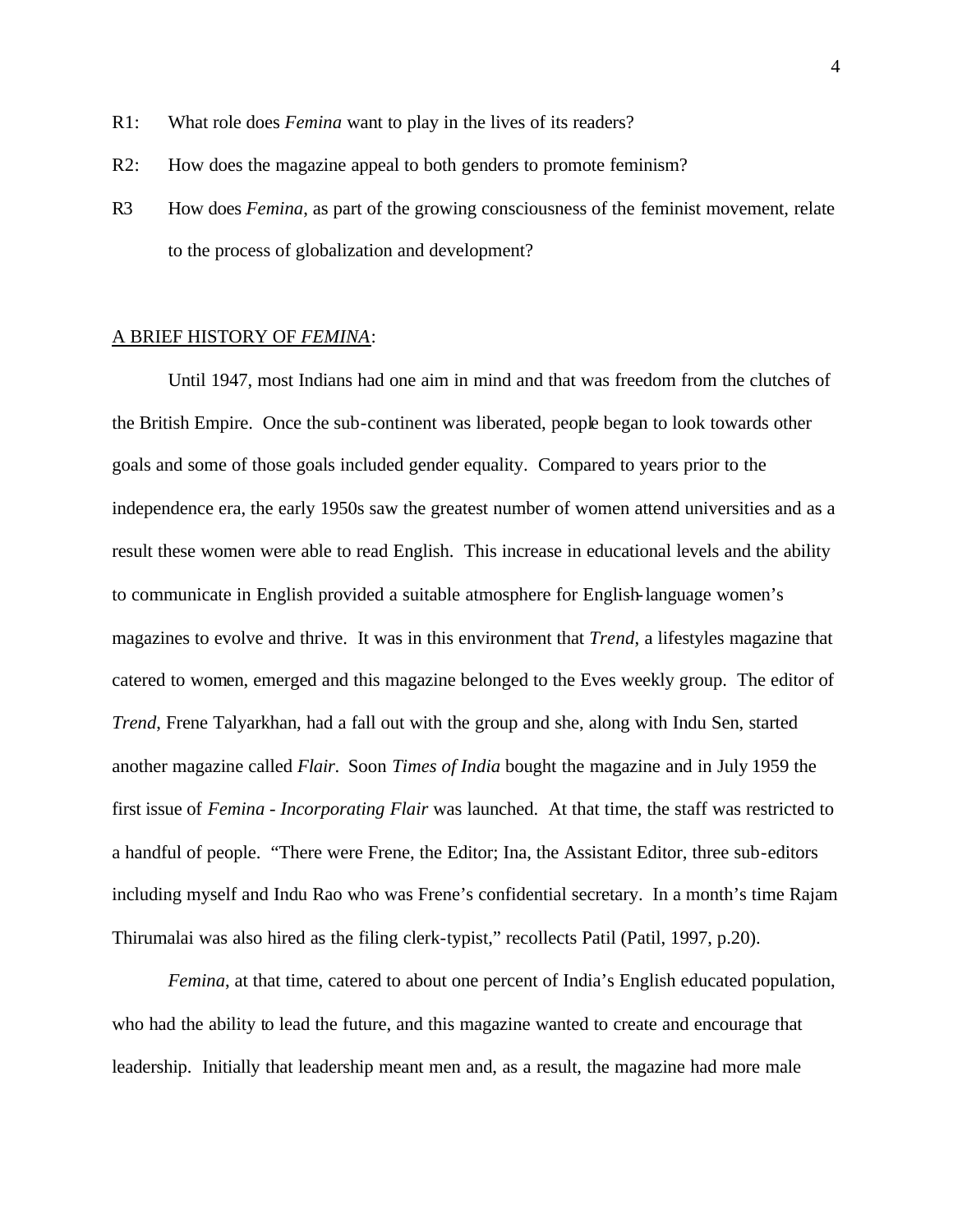R1: What role does *Femina* want to play in the lives of its readers?

R2: How does the magazine appeal to both genders to promote feminism?

R3 How does *Femina*, as part of the growing consciousness of the feminist movement, relate to the process of globalization and development?

## A BRIEF HISTORY OF *FEMINA*:

Until 1947, most Indians had one aim in mind and that was freedom from the clutches of the British Empire. Once the sub-continent was liberated, people began to look towards other goals and some of those goals included gender equality. Compared to years prior to the independence era, the early 1950s saw the greatest number of women attend universities and as a result these women were able to read English. This increase in educational levels and the ability to communicate in English provided a suitable atmosphere for English-language women's magazines to evolve and thrive. It was in this environment that *Trend*, a lifestyles magazine that catered to women, emerged and this magazine belonged to the Eves weekly group. The editor of *Trend*, Frene Talyarkhan, had a fall out with the group and she, along with Indu Sen, started another magazine called *Flair*. Soon *Times of India* bought the magazine and in July 1959 the first issue of *Femina - Incorporating Flair* was launched. At that time, the staff was restricted to a handful of people. "There were Frene, the Editor; Ina, the Assistant Editor, three sub-editors including myself and Indu Rao who was Frene's confidential secretary. In a month's time Rajam Thirumalai was also hired as the filing clerk-typist," recollects Patil (Patil, 1997, p.20).

*Femina*, at that time, catered to about one percent of India's English educated population, who had the ability to lead the future, and this magazine wanted to create and encourage that leadership. Initially that leadership meant men and, as a result, the magazine had more male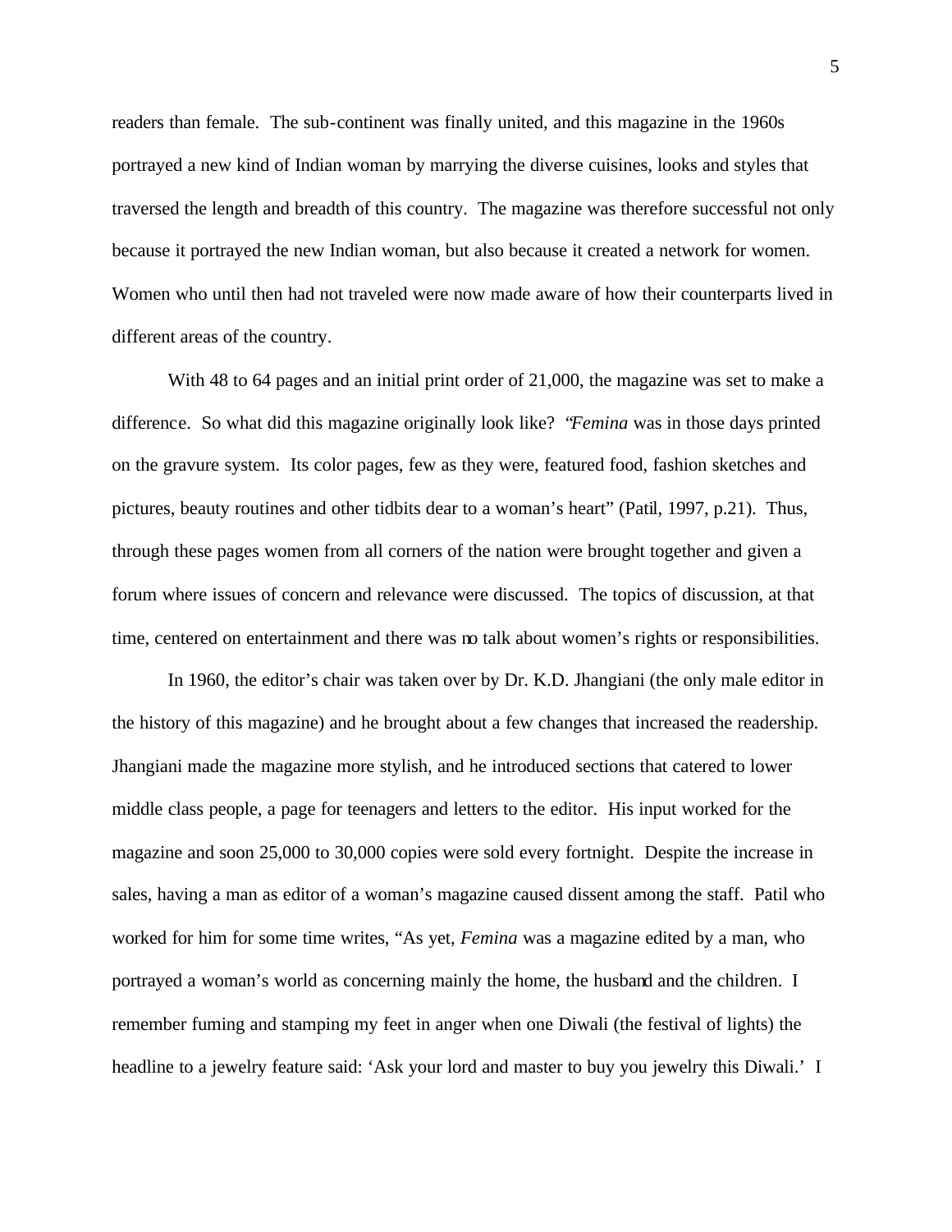readers than female. The sub-continent was finally united, and this magazine in the 1960s portrayed a new kind of Indian woman by marrying the diverse cuisines, looks and styles that traversed the length and breadth of this country. The magazine was therefore successful not only because it portrayed the new Indian woman, but also because it created a network for women. Women who until then had not traveled were now made aware of how their counterparts lived in different areas of the country.

With 48 to 64 pages and an initial print order of 21,000, the magazine was set to make a difference. So what did this magazine originally look like? "*Femina* was in those days printed on the gravure system. Its color pages, few as they were, featured food, fashion sketches and pictures, beauty routines and other tidbits dear to a woman's heart" (Patil, 1997, p.21). Thus, through these pages women from all corners of the nation were brought together and given a forum where issues of concern and relevance were discussed. The topics of discussion, at that time, centered on entertainment and there was no talk about women's rights or responsibilities.

In 1960, the editor's chair was taken over by Dr. K.D. Jhangiani (the only male editor in the history of this magazine) and he brought about a few changes that increased the readership. Jhangiani made the magazine more stylish, and he introduced sections that catered to lower middle class people, a page for teenagers and letters to the editor. His input worked for the magazine and soon 25,000 to 30,000 copies were sold every fortnight. Despite the increase in sales, having a man as editor of a woman's magazine caused dissent among the staff. Patil who worked for him for some time writes, "As yet, *Femina* was a magazine edited by a man, who portrayed a woman's world as concerning mainly the home, the husband and the children. I remember fuming and stamping my feet in anger when one Diwali (the festival of lights) the headline to a jewelry feature said: 'Ask your lord and master to buy you jewelry this Diwali.' I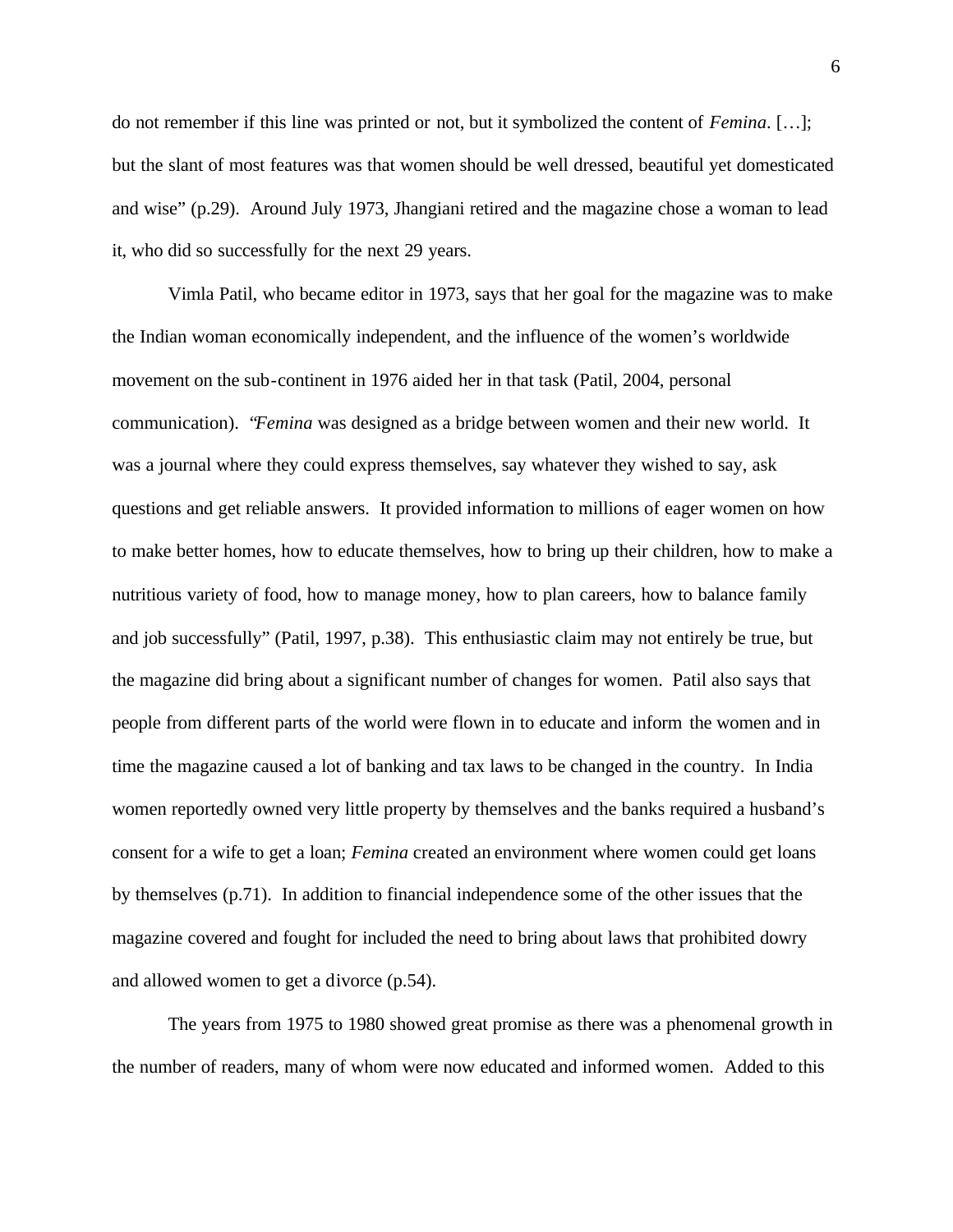do not remember if this line was printed or not, but it symbolized the content of *Femina*. […]; but the slant of most features was that women should be well dressed, beautiful yet domesticated and wise" (p.29). Around July 1973, Jhangiani retired and the magazine chose a woman to lead it, who did so successfully for the next 29 years.

Vimla Patil, who became editor in 1973, says that her goal for the magazine was to make the Indian woman economically independent, and the influence of the women's worldwide movement on the sub-continent in 1976 aided her in that task (Patil, 2004, personal communication). "*Femina* was designed as a bridge between women and their new world. It was a journal where they could express themselves, say whatever they wished to say, ask questions and get reliable answers. It provided information to millions of eager women on how to make better homes, how to educate themselves, how to bring up their children, how to make a nutritious variety of food, how to manage money, how to plan careers, how to balance family and job successfully" (Patil, 1997, p.38). This enthusiastic claim may not entirely be true, but the magazine did bring about a significant number of changes for women. Patil also says that people from different parts of the world were flown in to educate and inform the women and in time the magazine caused a lot of banking and tax laws to be changed in the country. In India women reportedly owned very little property by themselves and the banks required a husband's consent for a wife to get a loan; *Femina* created an environment where women could get loans by themselves (p.71). In addition to financial independence some of the other issues that the magazine covered and fought for included the need to bring about laws that prohibited dowry and allowed women to get a divorce (p.54).

The years from 1975 to 1980 showed great promise as there was a phenomenal growth in the number of readers, many of whom were now educated and informed women. Added to this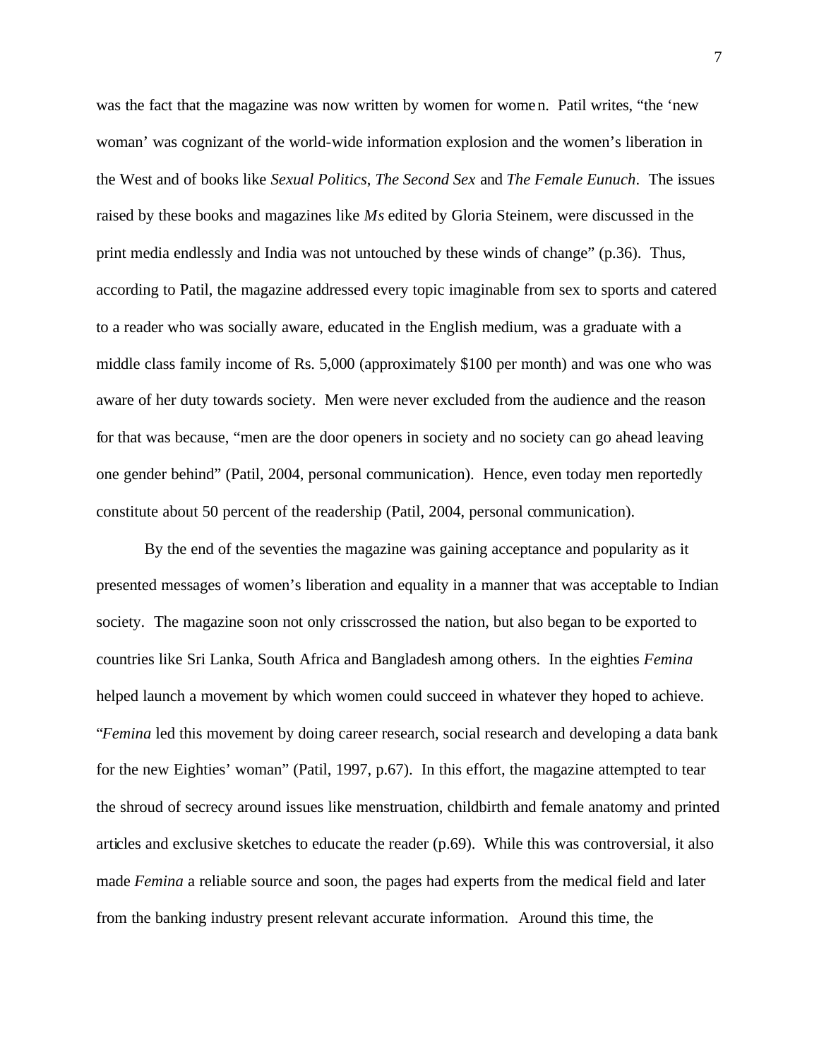was the fact that the magazine was now written by women for women. Patil writes, "the 'new woman' was cognizant of the world-wide information explosion and the women's liberation in the West and of books like *Sexual Politics*, *The Second Sex* and *The Female Eunuch*. The issues raised by these books and magazines like *Ms* edited by Gloria Steinem, were discussed in the print media endlessly and India was not untouched by these winds of change" (p.36). Thus, according to Patil, the magazine addressed every topic imaginable from sex to sports and catered to a reader who was socially aware, educated in the English medium, was a graduate with a middle class family income of Rs. 5,000 (approximately $100 per month) and was one who was aware of her duty towards society. Men were never excluded from the audience and the reason for that was because, "men are the door openers in society and no society can go ahead leaving one gender behind" (Patil, 2004, personal communication). Hence, even today men reportedly constitute about 50 percent of the readership (Patil, 2004, personal communication).

By the end of the seventies the magazine was gaining acceptance and popularity as it presented messages of women's liberation and equality in a manner that was acceptable to Indian society. The magazine soon not only crisscrossed the nation, but also began to be exported to countries like Sri Lanka, South Africa and Bangladesh among others. In the eighties *Femina* helped launch a movement by which women could succeed in whatever they hoped to achieve. "*Femina* led this movement by doing career research, social research and developing a data bank for the new Eighties' woman" (Patil, 1997, p.67). In this effort, the magazine attempted to tear the shroud of secrecy around issues like menstruation, childbirth and female anatomy and printed articles and exclusive sketches to educate the reader (p.69). While this was controversial, it also made *Femina* a reliable source and soon, the pages had experts from the medical field and later from the banking industry present relevant accurate information. Around this time, the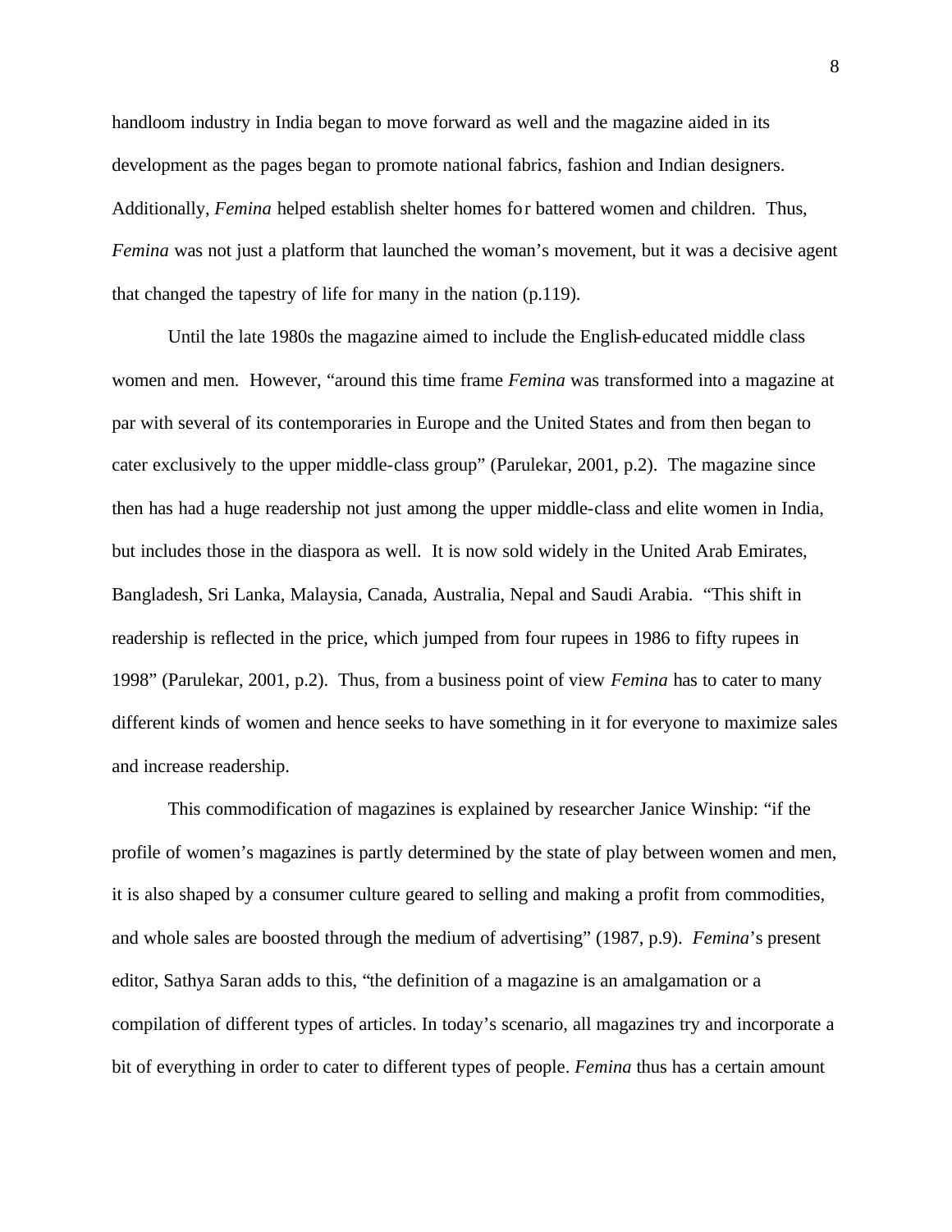handloom industry in India began to move forward as well and the magazine aided in its development as the pages began to promote national fabrics, fashion and Indian designers. Additionally, *Femina* helped establish shelter homes for battered women and children. Thus, *Femina* was not just a platform that launched the woman's movement, but it was a decisive agent that changed the tapestry of life for many in the nation (p.119).

Until the late 1980s the magazine aimed to include the English-educated middle class women and men. However, "around this time frame *Femina* was transformed into a magazine at par with several of its contemporaries in Europe and the United States and from then began to cater exclusively to the upper middle-class group" (Parulekar, 2001, p.2). The magazine since then has had a huge readership not just among the upper middle-class and elite women in India, but includes those in the diaspora as well. It is now sold widely in the United Arab Emirates, Bangladesh, Sri Lanka, Malaysia, Canada, Australia, Nepal and Saudi Arabia. "This shift in readership is reflected in the price, which jumped from four rupees in 1986 to fifty rupees in 1998" (Parulekar, 2001, p.2). Thus, from a business point of view *Femina* has to cater to many different kinds of women and hence seeks to have something in it for everyone to maximize sales and increase readership.

This commodification of magazines is explained by researcher Janice Winship: "if the profile of women's magazines is partly determined by the state of play between women and men, it is also shaped by a consumer culture geared to selling and making a profit from commodities, and whole sales are boosted through the medium of advertising" (1987, p.9). *Femina*'s present editor, Sathya Saran adds to this, "the definition of a magazine is an amalgamation or a compilation of different types of articles. In today's scenario, all magazines try and incorporate a bit of everything in order to cater to different types of people. *Femina* thus has a certain amount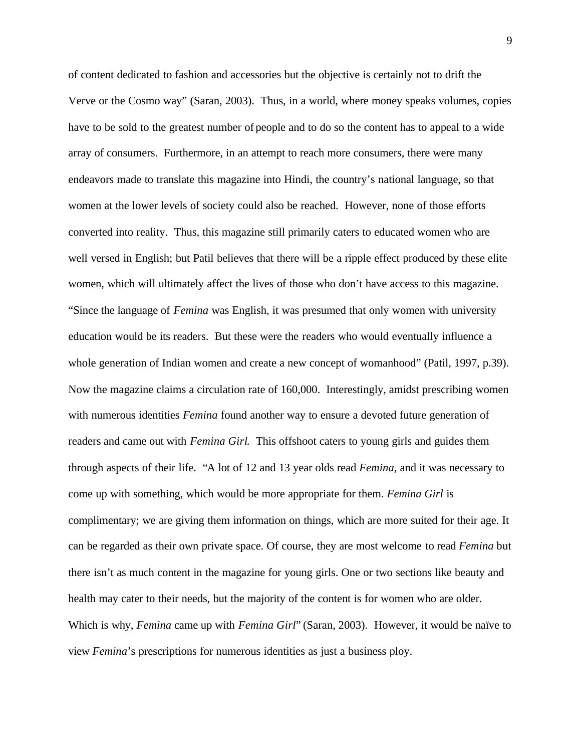of content dedicated to fashion and accessories but the objective is certainly not to drift the Verve or the Cosmo way" (Saran, 2003). Thus, in a world, where money speaks volumes, copies have to be sold to the greatest number of people and to do so the content has to appeal to a wide array of consumers. Furthermore, in an attempt to reach more consumers, there were many endeavors made to translate this magazine into Hindi, the country's national language, so that women at the lower levels of society could also be reached. However, none of those efforts converted into reality. Thus, this magazine still primarily caters to educated women who are well versed in English; but Patil believes that there will be a ripple effect produced by these elite women, which will ultimately affect the lives of those who don't have access to this magazine. "Since the language of *Femina* was English, it was presumed that only women with university education would be its readers. But these were the readers who would eventually influence a whole generation of Indian women and create a new concept of womanhood" (Patil, 1997, p.39). Now the magazine claims a circulation rate of 160,000. Interestingly, amidst prescribing women with numerous identities *Femina* found another way to ensure a devoted future generation of readers and came out with *Femina Girl.* This offshoot caters to young girls and guides them through aspects of their life. "A lot of 12 and 13 year olds read *Femina*, and it was necessary to come up with something, which would be more appropriate for them. *Femina Girl* is complimentary; we are giving them information on things, which are more suited for their age. It can be regarded as their own private space. Of course, they are most welcome to read *Femina* but there isn't as much content in the magazine for young girls. One or two sections like beauty and health may cater to their needs, but the majority of the content is for women who are older. Which is why, *Femina* came up with *Femina Girl*" (Saran, 2003). However, it would be naïve to view *Femina*'s prescriptions for numerous identities as just a business ploy.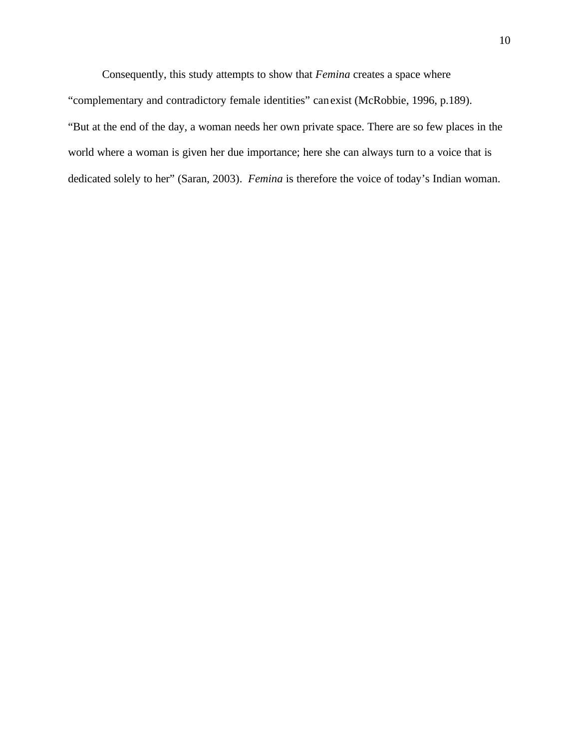Consequently, this study attempts to show that *Femina* creates a space where "complementary and contradictory female identities" can exist (McRobbie, 1996, p.189). "But at the end of the day, a woman needs her own private space. There are so few places in the world where a woman is given her due importance; here she can always turn to a voice that is dedicated solely to her" (Saran, 2003). *Femina* is therefore the voice of today's Indian woman.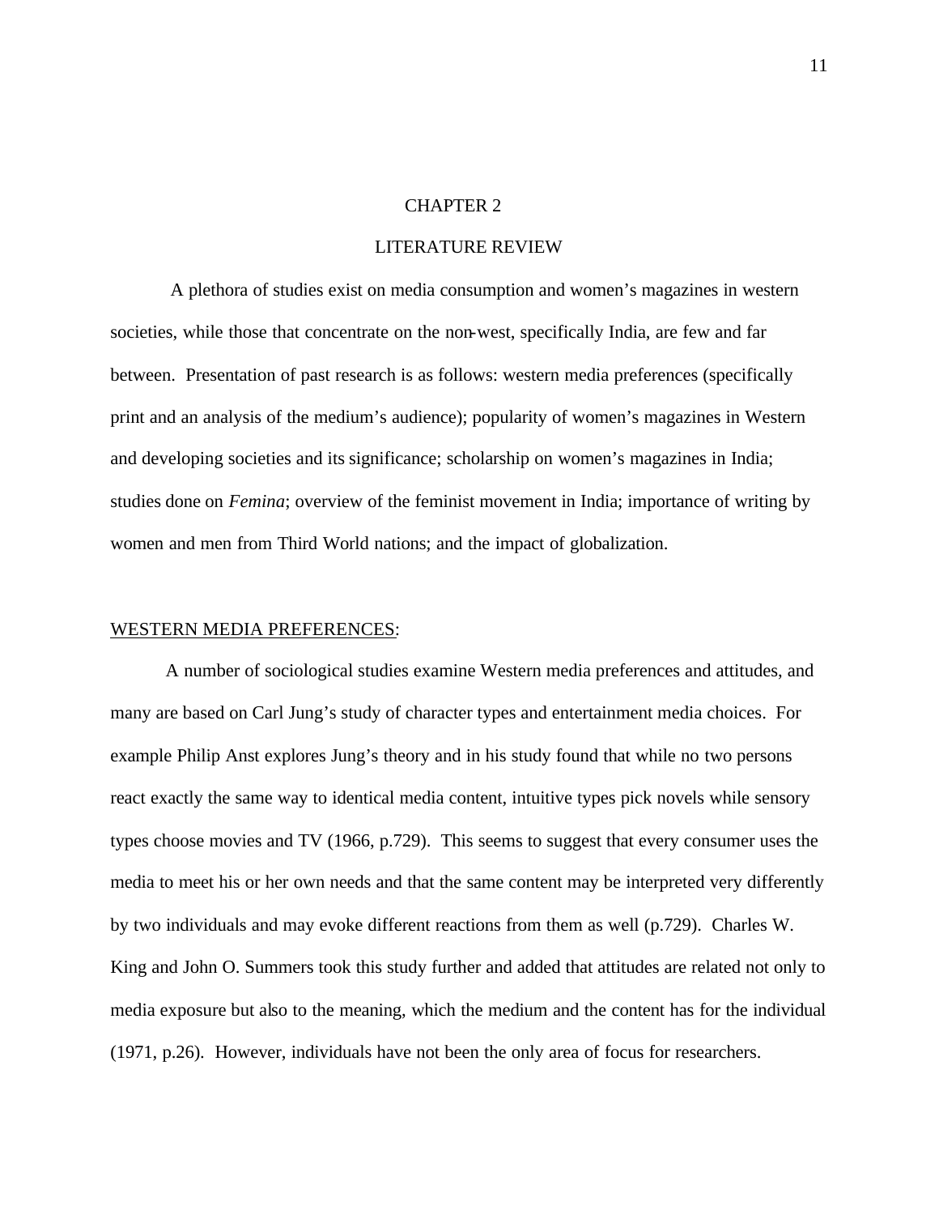# CHAPTER 2

## LITERATURE REVIEW

A plethora of studies exist on media consumption and women's magazines in western societies, while those that concentrate on the non-west, specifically India, are few and far between. Presentation of past research is as follows: western media preferences (specifically print and an analysis of the medium's audience); popularity of women's magazines in Western and developing societies and its significance; scholarship on women's magazines in India; studies done on *Femina*; overview of the feminist movement in India; importance of writing by women and men from Third World nations; and the impact of globalization.

### <u>WESTERN MEDIA PREFERENCES</u>:

A number of sociological studies examine Western media preferences and attitudes, and many are based on Carl Jung's study of character types and entertainment media choices. For example Philip Anst explores Jung's theory and in his study found that while no two persons react exactly the same way to identical media content, intuitive types pick novels while sensory types choose movies and TV (1966, p.729). This seems to suggest that every consumer uses the media to meet his or her own needs and that the same content may be interpreted very differently by two individuals and may evoke different reactions from them as well (p.729). Charles W. King and John O. Summers took this study further and added that attitudes are related not only to media exposure but also to the meaning, which the medium and the content has for the individual (1971, p.26). However, individuals have not been the only area of focus for researchers.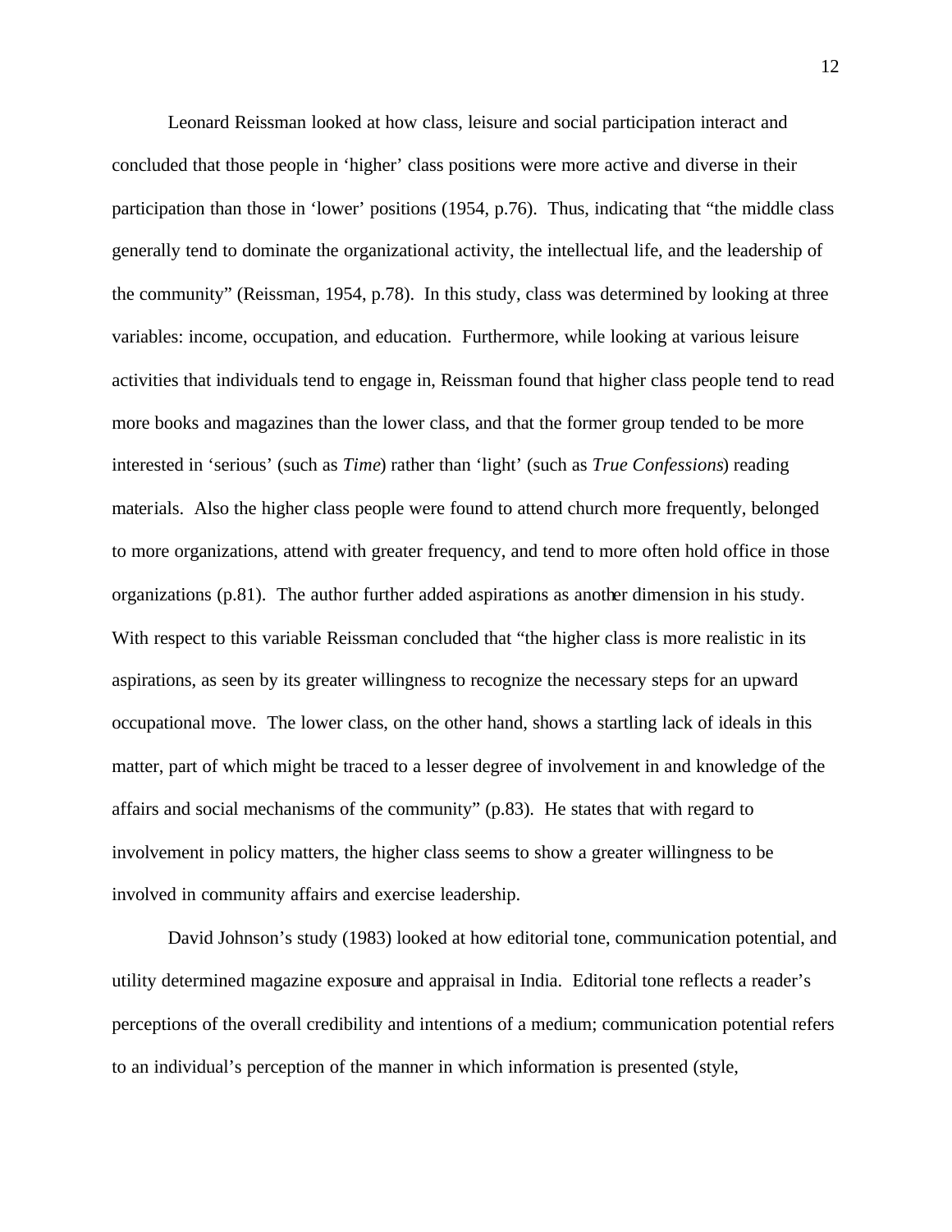Leonard Reissman looked at how class, leisure and social participation interact and concluded that those people in 'higher' class positions were more active and diverse in their participation than those in 'lower' positions (1954, p.76). Thus, indicating that "the middle class generally tend to dominate the organizational activity, the intellectual life, and the leadership of the community" (Reissman, 1954, p.78). In this study, class was determined by looking at three variables: income, occupation, and education. Furthermore, while looking at various leisure activities that individuals tend to engage in, Reissman found that higher class people tend to read more books and magazines than the lower class, and that the former group tended to be more interested in 'serious' (such as *Time*) rather than 'light' (such as *True Confessions*) reading materials. Also the higher class people were found to attend church more frequently, belonged to more organizations, attend with greater frequency, and tend to more often hold office in those organizations (p.81). The author further added aspirations as another dimension in his study. With respect to this variable Reissman concluded that "the higher class is more realistic in its aspirations, as seen by its greater willingness to recognize the necessary steps for an upward occupational move. The lower class, on the other hand, shows a startling lack of ideals in this matter, part of which might be traced to a lesser degree of involvement in and knowledge of the affairs and social mechanisms of the community" (p.83). He states that with regard to involvement in policy matters, the higher class seems to show a greater willingness to be involved in community affairs and exercise leadership.

David Johnson's study (1983) looked at how editorial tone, communication potential, and utility determined magazine exposure and appraisal in India. Editorial tone reflects a reader's perceptions of the overall credibility and intentions of a medium; communication potential refers to an individual's perception of the manner in which information is presented (style,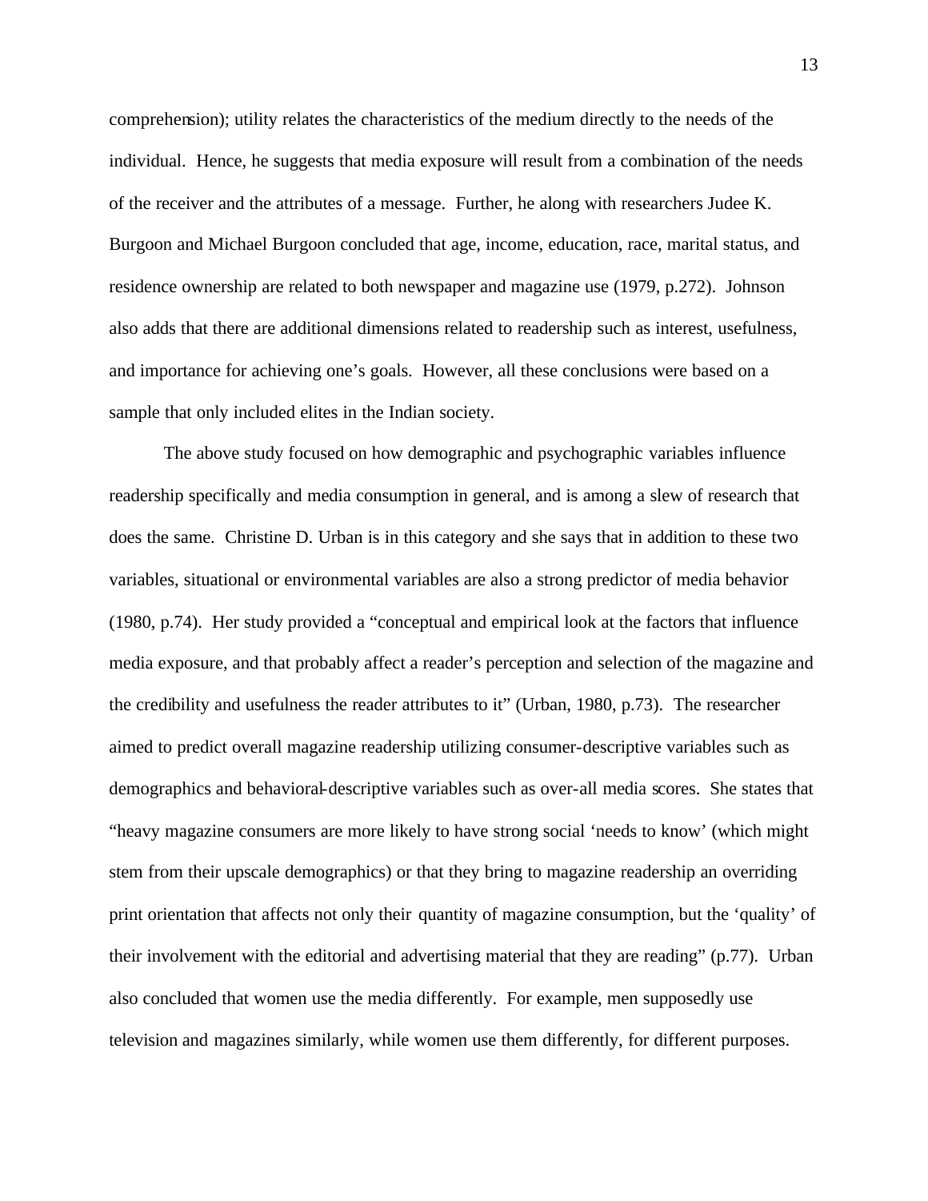comprehension); utility relates the characteristics of the medium directly to the needs of the individual. Hence, he suggests that media exposure will result from a combination of the needs of the receiver and the attributes of a message. Further, he along with researchers Judee K. Burgoon and Michael Burgoon concluded that age, income, education, race, marital status, and residence ownership are related to both newspaper and magazine use (1979, p.272). Johnson also adds that there are additional dimensions related to readership such as interest, usefulness, and importance for achieving one's goals. However, all these conclusions were based on a sample that only included elites in the Indian society.

The above study focused on how demographic and psychographic variables influence readership specifically and media consumption in general, and is among a slew of research that does the same. Christine D. Urban is in this category and she says that in addition to these two variables, situational or environmental variables are also a strong predictor of media behavior (1980, p.74). Her study provided a "conceptual and empirical look at the factors that influence media exposure, and that probably affect a reader's perception and selection of the magazine and the credibility and usefulness the reader attributes to it" (Urban, 1980, p.73). The researcher aimed to predict overall magazine readership utilizing consumer-descriptive variables such as demographics and behavioral-descriptive variables such as over-all media scores. She states that "heavy magazine consumers are more likely to have strong social 'needs to know' (which might stem from their upscale demographics) or that they bring to magazine readership an overriding print orientation that affects not only their quantity of magazine consumption, but the 'quality' of their involvement with the editorial and advertising material that they are reading" (p.77). Urban also concluded that women use the media differently. For example, men supposedly use television and magazines similarly, while women use them differently, for different purposes.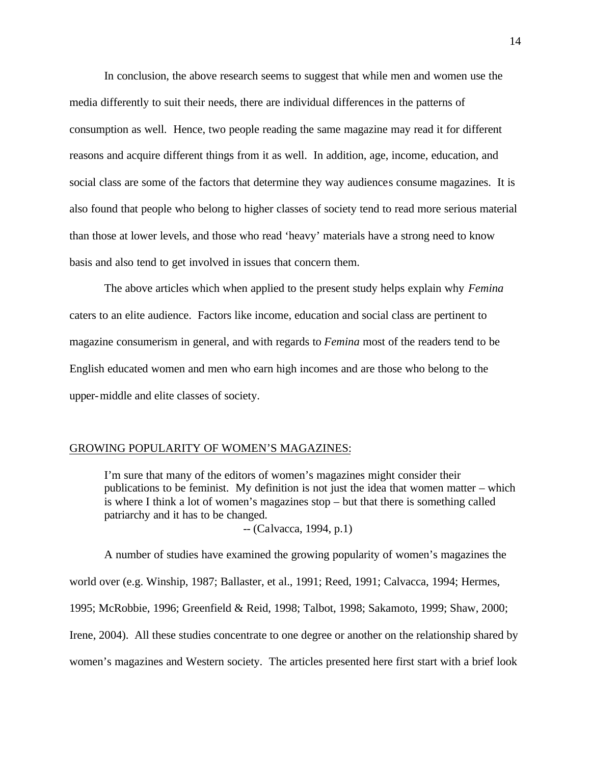In conclusion, the above research seems to suggest that while men and women use the media differently to suit their needs, there are individual differences in the patterns of consumption as well. Hence, two people reading the same magazine may read it for different reasons and acquire different things from it as well. In addition, age, income, education, and social class are some of the factors that determine they way audiences consume magazines. It is also found that people who belong to higher classes of society tend to read more serious material than those at lower levels, and those who read 'heavy' materials have a strong need to know basis and also tend to get involved in issues that concern them.

The above articles which when applied to the present study helps explain why *Femina* caters to an elite audience. Factors like income, education and social class are pertinent to magazine consumerism in general, and with regards to *Femina* most of the readers tend to be English educated women and men who earn high incomes and are those who belong to the upper-middle and elite classes of society.

## GROWING POPULARITY OF WOMEN'S MAGAZINES:

> I'm sure that many of the editors of women's magazines might consider their publications to be feminist. My definition is not just the idea that women matter – which is where I think a lot of women's magazines stop – but that there is something called patriarchy and it has to be changed.
>
> -- (Calvacca, 1994, p.1)

A number of studies have examined the growing popularity of women's magazines the world over (e.g. Winship, 1987; Ballaster, et al., 1991; Reed, 1991; Calvacca, 1994; Hermes, 1995; McRobbie, 1996; Greenfield & Reid, 1998; Talbot, 1998; Sakamoto, 1999; Shaw, 2000; Irene, 2004). All these studies concentrate to one degree or another on the relationship shared by women's magazines and Western society. The articles presented here first start with a brief look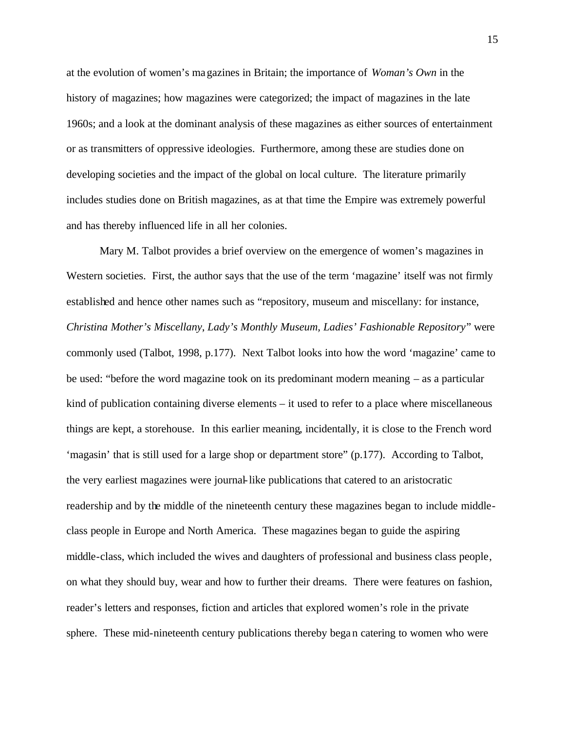at the evolution of women's magazines in Britain; the importance of *Woman's Own* in the history of magazines; how magazines were categorized; the impact of magazines in the late 1960s; and a look at the dominant analysis of these magazines as either sources of entertainment or as transmitters of oppressive ideologies. Furthermore, among these are studies done on developing societies and the impact of the global on local culture. The literature primarily includes studies done on British magazines, as at that time the Empire was extremely powerful and has thereby influenced life in all her colonies.

Mary M. Talbot provides a brief overview on the emergence of women's magazines in Western societies. First, the author says that the use of the term 'magazine' itself was not firmly established and hence other names such as "repository, museum and miscellany: for instance, *Christina Mother's Miscellany*, *Lady's Monthly Museum, Ladies' Fashionable Repository*" were commonly used (Talbot, 1998, p.177). Next Talbot looks into how the word 'magazine' came to be used: "before the word magazine took on its predominant modern meaning – as a particular kind of publication containing diverse elements – it used to refer to a place where miscellaneous things are kept, a storehouse. In this earlier meaning, incidentally, it is close to the French word 'magasin' that is still used for a large shop or department store" (p.177). According to Talbot, the very earliest magazines were journal-like publications that catered to an aristocratic readership and by the middle of the nineteenth century these magazines began to include middle-class people in Europe and North America. These magazines began to guide the aspiring middle-class, which included the wives and daughters of professional and business class people, on what they should buy, wear and how to further their dreams. There were features on fashion, reader's letters and responses, fiction and articles that explored women's role in the private sphere. These mid-nineteenth century publications thereby began catering to women who were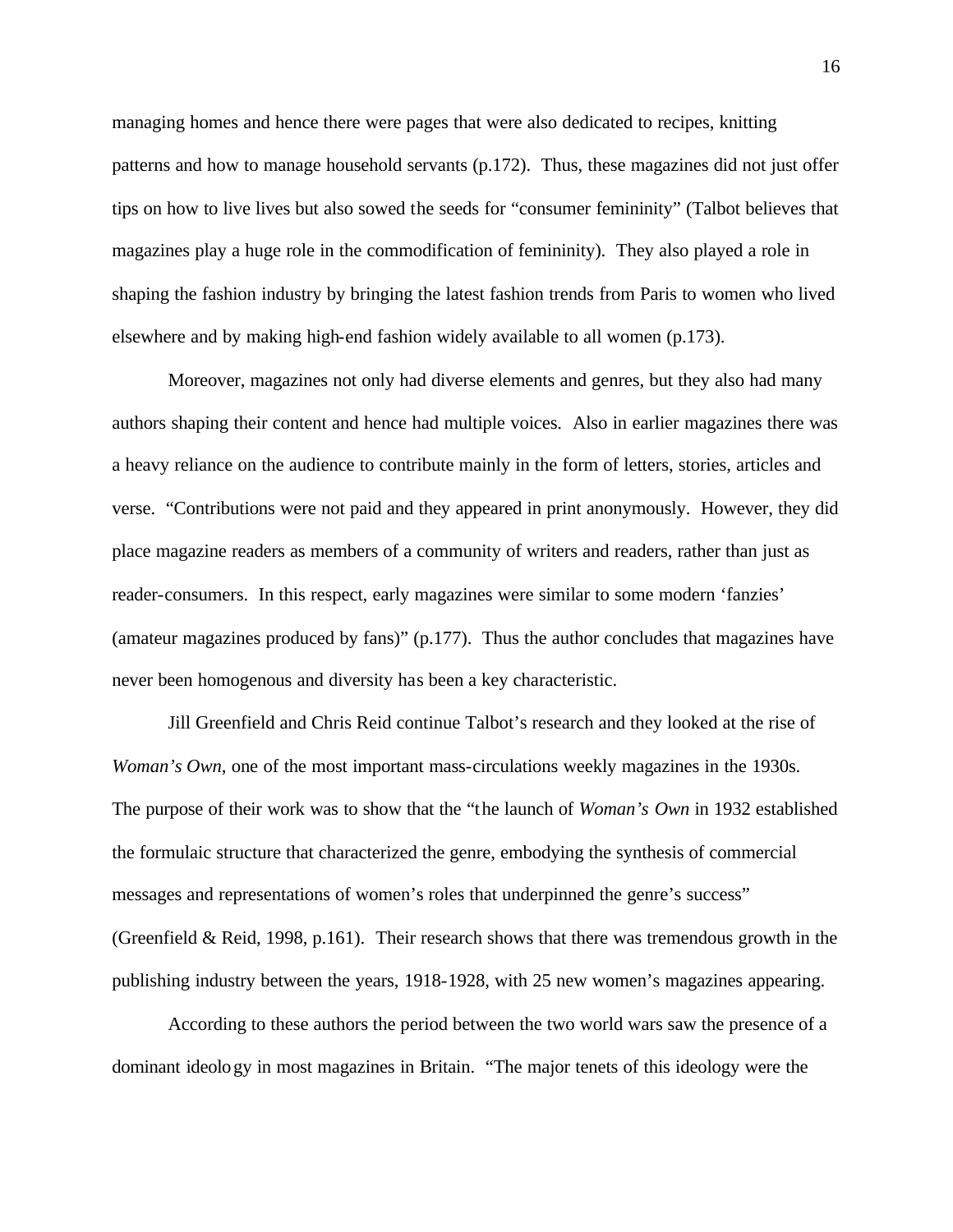managing homes and hence there were pages that were also dedicated to recipes, knitting patterns and how to manage household servants (p.172). Thus, these magazines did not just offer tips on how to live lives but also sowed the seeds for "consumer femininity" (Talbot believes that magazines play a huge role in the commodification of femininity). They also played a role in shaping the fashion industry by bringing the latest fashion trends from Paris to women who lived elsewhere and by making high-end fashion widely available to all women (p.173).

Moreover, magazines not only had diverse elements and genres, but they also had many authors shaping their content and hence had multiple voices. Also in earlier magazines there was a heavy reliance on the audience to contribute mainly in the form of letters, stories, articles and verse. "Contributions were not paid and they appeared in print anonymously. However, they did place magazine readers as members of a community of writers and readers, rather than just as reader-consumers. In this respect, early magazines were similar to some modern 'fanzies' (amateur magazines produced by fans)" (p.177). Thus the author concludes that magazines have never been homogenous and diversity has been a key characteristic.

Jill Greenfield and Chris Reid continue Talbot's research and they looked at the rise of *Woman's Own*, one of the most important mass-circulations weekly magazines in the 1930s. The purpose of their work was to show that the "the launch of *Woman's Own* in 1932 established the formulaic structure that characterized the genre, embodying the synthesis of commercial messages and representations of women's roles that underpinned the genre's success" (Greenfield & Reid, 1998, p.161). Their research shows that there was tremendous growth in the publishing industry between the years, 1918-1928, with 25 new women's magazines appearing.

According to these authors the period between the two world wars saw the presence of a dominant ideology in most magazines in Britain. "The major tenets of this ideology were the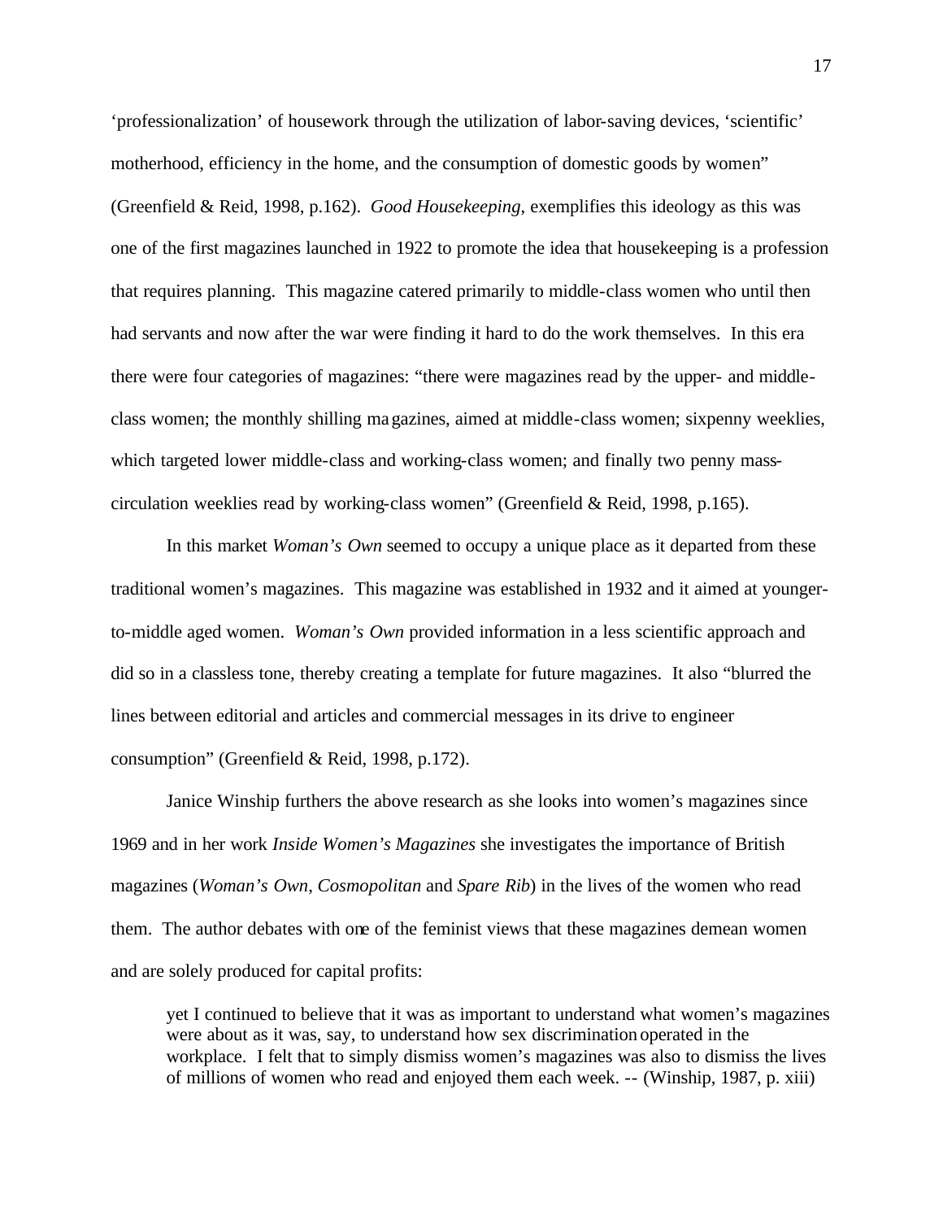‘professionalization’ of housework through the utilization of labor-saving devices, ‘scientific’ motherhood, efficiency in the home, and the consumption of domestic goods by women” (Greenfield & Reid, 1998, p.162). *Good Housekeeping*, exemplifies this ideology as this was one of the first magazines launched in 1922 to promote the idea that housekeeping is a profession that requires planning. This magazine catered primarily to middle-class women who until then had servants and now after the war were finding it hard to do the work themselves. In this era there were four categories of magazines: “there were magazines read by the upper- and middle-class women; the monthly shilling magazines, aimed at middle-class women; sixpenny weeklies, which targeted lower middle-class and working-class women; and finally two penny mass-circulation weeklies read by working-class women” (Greenfield & Reid, 1998, p.165).

In this market *Woman’s Own* seemed to occupy a unique place as it departed from these traditional women’s magazines. This magazine was established in 1932 and it aimed at younger-to-middle aged women. *Woman’s Own* provided information in a less scientific approach and did so in a classless tone, thereby creating a template for future magazines. It also “blurred the lines between editorial and articles and commercial messages in its drive to engineer consumption” (Greenfield & Reid, 1998, p.172).

Janice Winship furthers the above research as she looks into women’s magazines since 1969 and in her work *Inside Women’s Magazines* she investigates the importance of British magazines (*Woman’s Own*, *Cosmopolitan* and *Spare Rib*) in the lives of the women who read them. The author debates with one of the feminist views that these magazines demean women and are solely produced for capital profits:

> yet I continued to believe that it was as important to understand what women’s magazines were about as it was, say, to understand how sex discrimination operated in the workplace. I felt that to simply dismiss women’s magazines was also to dismiss the lives of millions of women who read and enjoyed them each week. -- (Winship, 1987, p. xiii)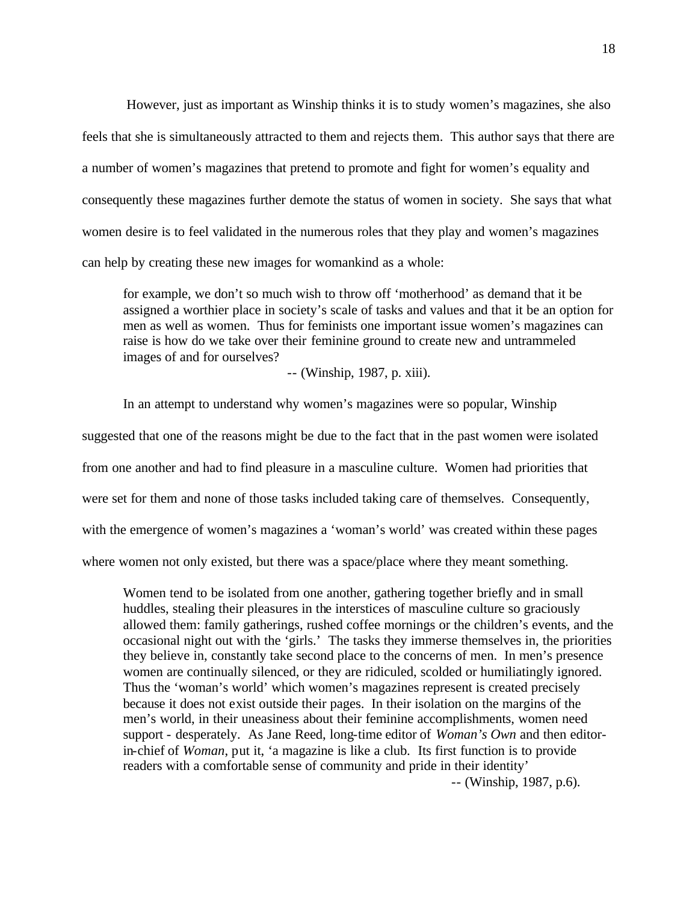However, just as important as Winship thinks it is to study women's magazines, she also feels that she is simultaneously attracted to them and rejects them. This author says that there are a number of women's magazines that pretend to promote and fight for women's equality and consequently these magazines further demote the status of women in society. She says that what women desire is to feel validated in the numerous roles that they play and women's magazines can help by creating these new images for womankind as a whole:

> for example, we don't so much wish to throw off 'motherhood' as demand that it be assigned a worthier place in society's scale of tasks and values and that it be an option for men as well as women. Thus for feminists one important issue women's magazines can raise is how do we take over their feminine ground to create new and untrammeled images of and for ourselves?
>
> -- (Winship, 1987, p. xiii).

In an attempt to understand why women's magazines were so popular, Winship suggested that one of the reasons might be due to the fact that in the past women were isolated from one another and had to find pleasure in a masculine culture. Women had priorities that were set for them and none of those tasks included taking care of themselves. Consequently, with the emergence of women's magazines a 'woman's world' was created within these pages where women not only existed, but there was a space/place where they meant something.

> Women tend to be isolated from one another, gathering together briefly and in small huddles, stealing their pleasures in the interstices of masculine culture so graciously allowed them: family gatherings, rushed coffee mornings or the children's events, and the occasional night out with the 'girls.' The tasks they immerse themselves in, the priorities they believe in, constantly take second place to the concerns of men. In men's presence women are continually silenced, or they are ridiculed, scolded or humiliatingly ignored. Thus the 'woman's world' which women's magazines represent is created precisely because it does not exist outside their pages. In their isolation on the margins of the men's world, in their uneasiness about their feminine accomplishments, women need support - desperately. As Jane Reed, long-time editor of *Woman's Own* and then editor-in-chief of *Woman*, put it, 'a magazine is like a club. Its first function is to provide readers with a comfortable sense of community and pride in their identity'
>
> -- (Winship, 1987, p.6).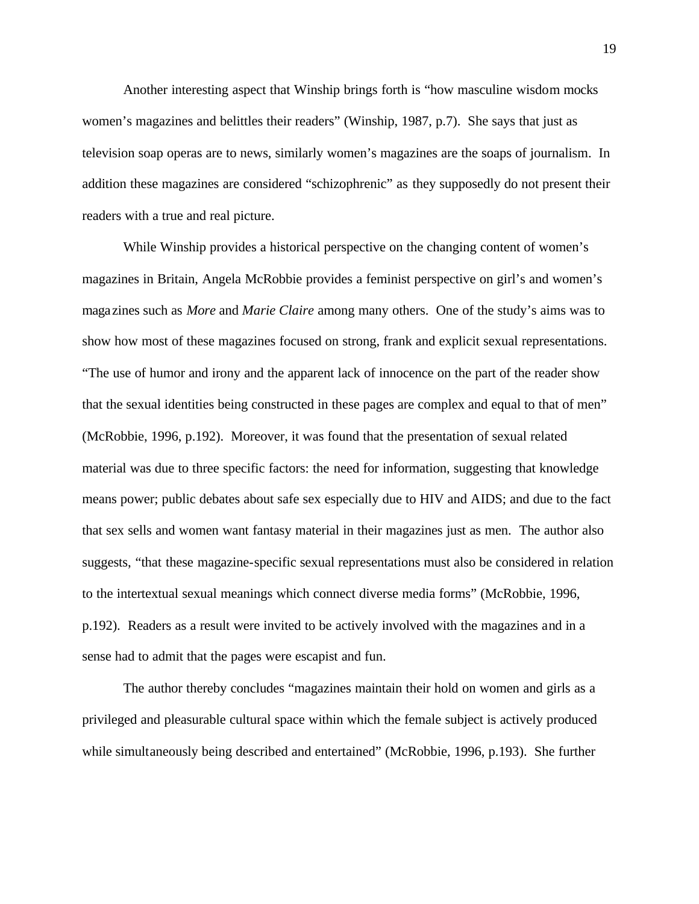Another interesting aspect that Winship brings forth is "how masculine wisdom mocks women's magazines and belittles their readers" (Winship, 1987, p.7). She says that just as television soap operas are to news, similarly women's magazines are the soaps of journalism. In addition these magazines are considered "schizophrenic" as they supposedly do not present their readers with a true and real picture.

While Winship provides a historical perspective on the changing content of women's magazines in Britain, Angela McRobbie provides a feminist perspective on girl's and women's magazines such as *More* and *Marie Claire* among many others. One of the study's aims was to show how most of these magazines focused on strong, frank and explicit sexual representations. "The use of humor and irony and the apparent lack of innocence on the part of the reader show that the sexual identities being constructed in these pages are complex and equal to that of men" (McRobbie, 1996, p.192). Moreover, it was found that the presentation of sexual related material was due to three specific factors: the need for information, suggesting that knowledge means power; public debates about safe sex especially due to HIV and AIDS; and due to the fact that sex sells and women want fantasy material in their magazines just as men. The author also suggests, "that these magazine-specific sexual representations must also be considered in relation to the intertextual sexual meanings which connect diverse media forms" (McRobbie, 1996, p.192). Readers as a result were invited to be actively involved with the magazines and in a sense had to admit that the pages were escapist and fun.

The author thereby concludes "magazines maintain their hold on women and girls as a privileged and pleasurable cultural space within which the female subject is actively produced while simultaneously being described and entertained" (McRobbie, 1996, p.193). She further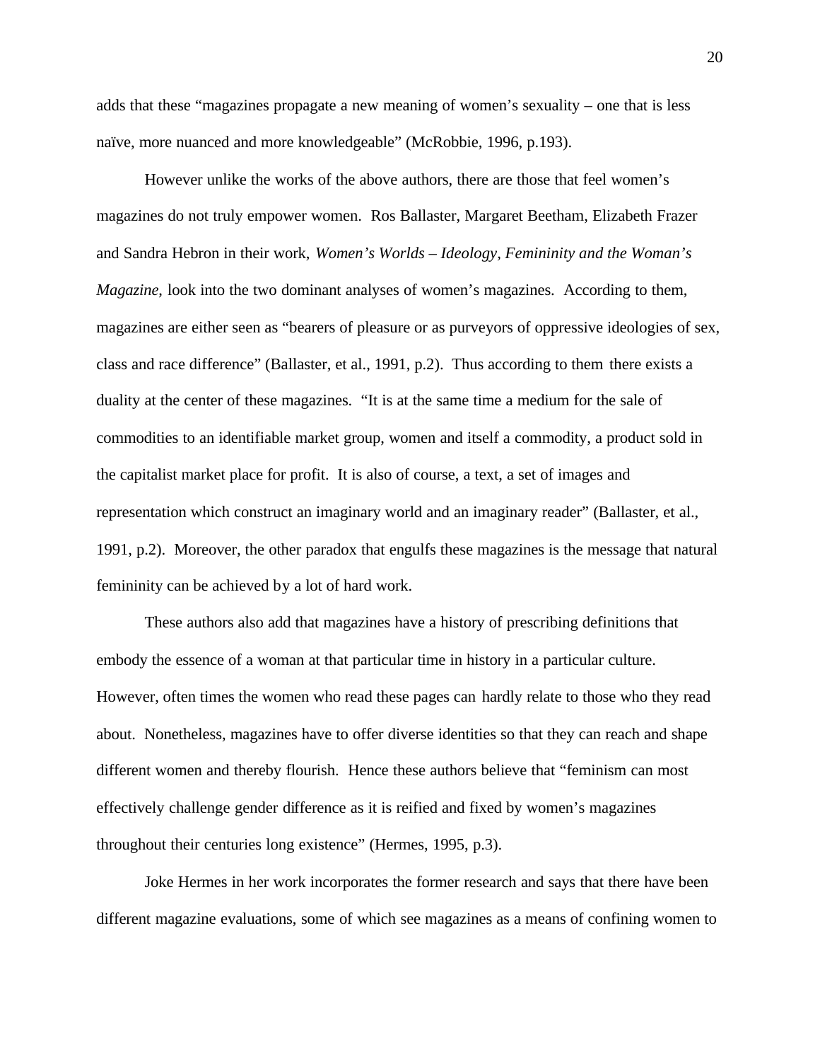adds that these "magazines propagate a new meaning of women's sexuality – one that is less naïve, more nuanced and more knowledgeable" (McRobbie, 1996, p.193).

However unlike the works of the above authors, there are those that feel women's magazines do not truly empower women. Ros Ballaster, Margaret Beetham, Elizabeth Frazer and Sandra Hebron in their work, *Women's Worlds – Ideology, Femininity and the Woman's Magazine*, look into the two dominant analyses of women's magazines. According to them, magazines are either seen as "bearers of pleasure or as purveyors of oppressive ideologies of sex, class and race difference" (Ballaster, et al., 1991, p.2). Thus according to them there exists a duality at the center of these magazines. "It is at the same time a medium for the sale of commodities to an identifiable market group, women and itself a commodity, a product sold in the capitalist market place for profit. It is also of course, a text, a set of images and representation which construct an imaginary world and an imaginary reader" (Ballaster, et al., 1991, p.2). Moreover, the other paradox that engulfs these magazines is the message that natural femininity can be achieved by a lot of hard work.

These authors also add that magazines have a history of prescribing definitions that embody the essence of a woman at that particular time in history in a particular culture. However, often times the women who read these pages can hardly relate to those who they read about. Nonetheless, magazines have to offer diverse identities so that they can reach and shape different women and thereby flourish. Hence these authors believe that "feminism can most effectively challenge gender difference as it is reified and fixed by women's magazines throughout their centuries long existence" (Hermes, 1995, p.3).

Joke Hermes in her work incorporates the former research and says that there have been different magazine evaluations, some of which see magazines as a means of confining women to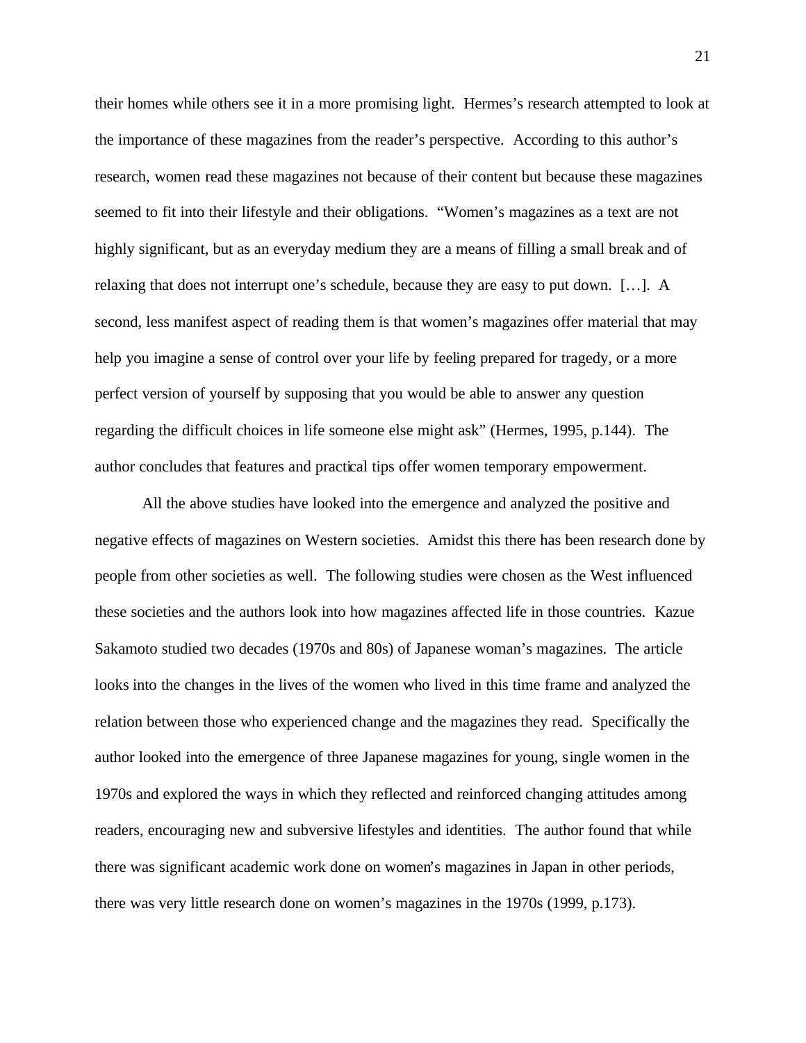their homes while others see it in a more promising light. Hermes's research attempted to look at the importance of these magazines from the reader's perspective. According to this author's research, women read these magazines not because of their content but because these magazines seemed to fit into their lifestyle and their obligations. "Women's magazines as a text are not highly significant, but as an everyday medium they are a means of filling a small break and of relaxing that does not interrupt one's schedule, because they are easy to put down. […]. A second, less manifest aspect of reading them is that women's magazines offer material that may help you imagine a sense of control over your life by feeling prepared for tragedy, or a more perfect version of yourself by supposing that you would be able to answer any question regarding the difficult choices in life someone else might ask" (Hermes, 1995, p.144). The author concludes that features and practical tips offer women temporary empowerment.

All the above studies have looked into the emergence and analyzed the positive and negative effects of magazines on Western societies. Amidst this there has been research done by people from other societies as well. The following studies were chosen as the West influenced these societies and the authors look into how magazines affected life in those countries. Kazue Sakamoto studied two decades (1970s and 80s) of Japanese woman's magazines. The article looks into the changes in the lives of the women who lived in this time frame and analyzed the relation between those who experienced change and the magazines they read. Specifically the author looked into the emergence of three Japanese magazines for young, single women in the 1970s and explored the ways in which they reflected and reinforced changing attitudes among readers, encouraging new and subversive lifestyles and identities. The author found that while there was significant academic work done on women's magazines in Japan in other periods, there was very little research done on women's magazines in the 1970s (1999, p.173).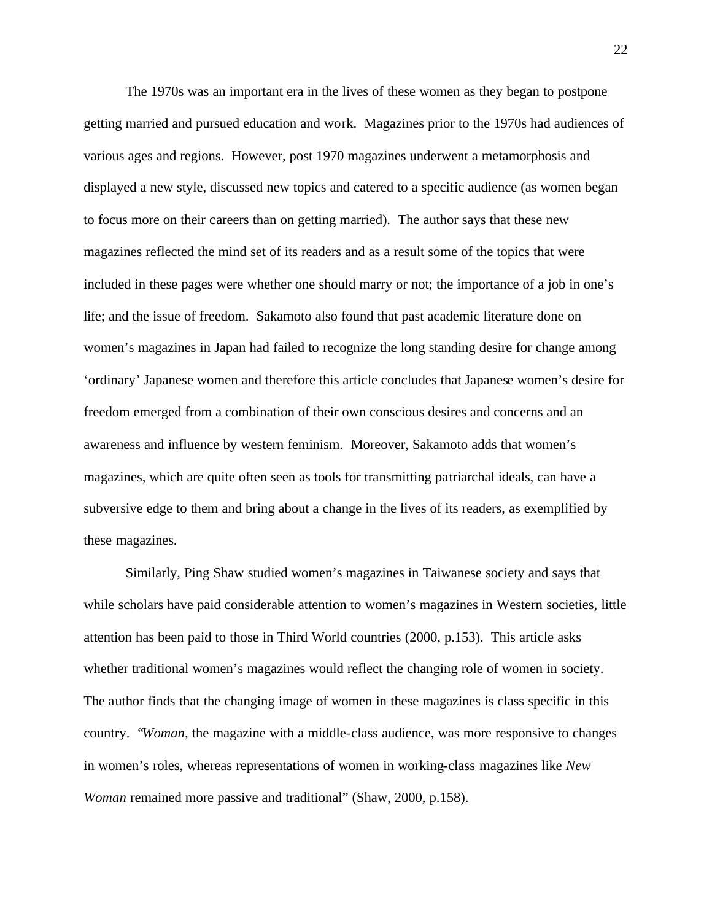The 1970s was an important era in the lives of these women as they began to postpone getting married and pursued education and work. Magazines prior to the 1970s had audiences of various ages and regions. However, post 1970 magazines underwent a metamorphosis and displayed a new style, discussed new topics and catered to a specific audience (as women began to focus more on their careers than on getting married). The author says that these new magazines reflected the mind set of its readers and as a result some of the topics that were included in these pages were whether one should marry or not; the importance of a job in one's life; and the issue of freedom. Sakamoto also found that past academic literature done on women's magazines in Japan had failed to recognize the long standing desire for change among 'ordinary' Japanese women and therefore this article concludes that Japanese women's desire for freedom emerged from a combination of their own conscious desires and concerns and an awareness and influence by western feminism. Moreover, Sakamoto adds that women's magazines, which are quite often seen as tools for transmitting patriarchal ideals, can have a subversive edge to them and bring about a change in the lives of its readers, as exemplified by these magazines.

Similarly, Ping Shaw studied women's magazines in Taiwanese society and says that while scholars have paid considerable attention to women's magazines in Western societies, little attention has been paid to those in Third World countries (2000, p.153). This article asks whether traditional women's magazines would reflect the changing role of women in society. The author finds that the changing image of women in these magazines is class specific in this country. "*Woman*, the magazine with a middle-class audience, was more responsive to changes in women's roles, whereas representations of women in working-class magazines like *New Woman* remained more passive and traditional" (Shaw, 2000, p.158).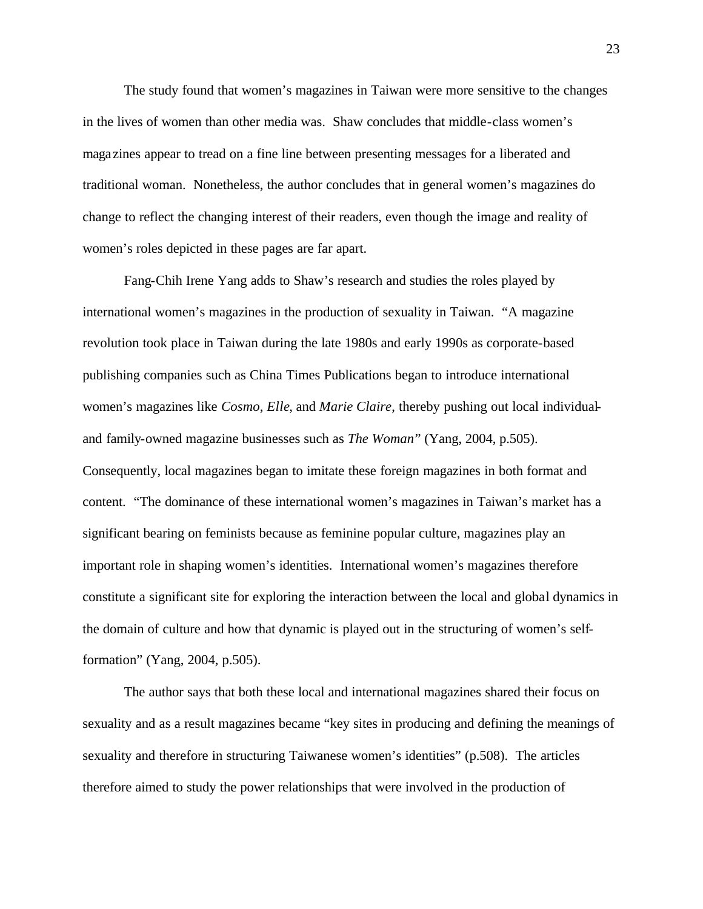The study found that women's magazines in Taiwan were more sensitive to the changes in the lives of women than other media was. Shaw concludes that middle-class women's magazines appear to tread on a fine line between presenting messages for a liberated and traditional woman. Nonetheless, the author concludes that in general women's magazines do change to reflect the changing interest of their readers, even though the image and reality of women's roles depicted in these pages are far apart.

Fang-Chih Irene Yang adds to Shaw's research and studies the roles played by international women's magazines in the production of sexuality in Taiwan. "A magazine revolution took place in Taiwan during the late 1980s and early 1990s as corporate-based publishing companies such as China Times Publications began to introduce international women's magazines like *Cosmo*, *Elle*, and *Marie Claire*, thereby pushing out local individual- and family-owned magazine businesses such as *The Woman*" (Yang, 2004, p.505). Consequently, local magazines began to imitate these foreign magazines in both format and content. "The dominance of these international women's magazines in Taiwan's market has a significant bearing on feminists because as feminine popular culture, magazines play an important role in shaping women's identities. International women's magazines therefore constitute a significant site for exploring the interaction between the local and global dynamics in the domain of culture and how that dynamic is played out in the structuring of women's self-formation" (Yang, 2004, p.505).

The author says that both these local and international magazines shared their focus on sexuality and as a result magazines became "key sites in producing and defining the meanings of sexuality and therefore in structuring Taiwanese women's identities" (p.508). The articles therefore aimed to study the power relationships that were involved in the production of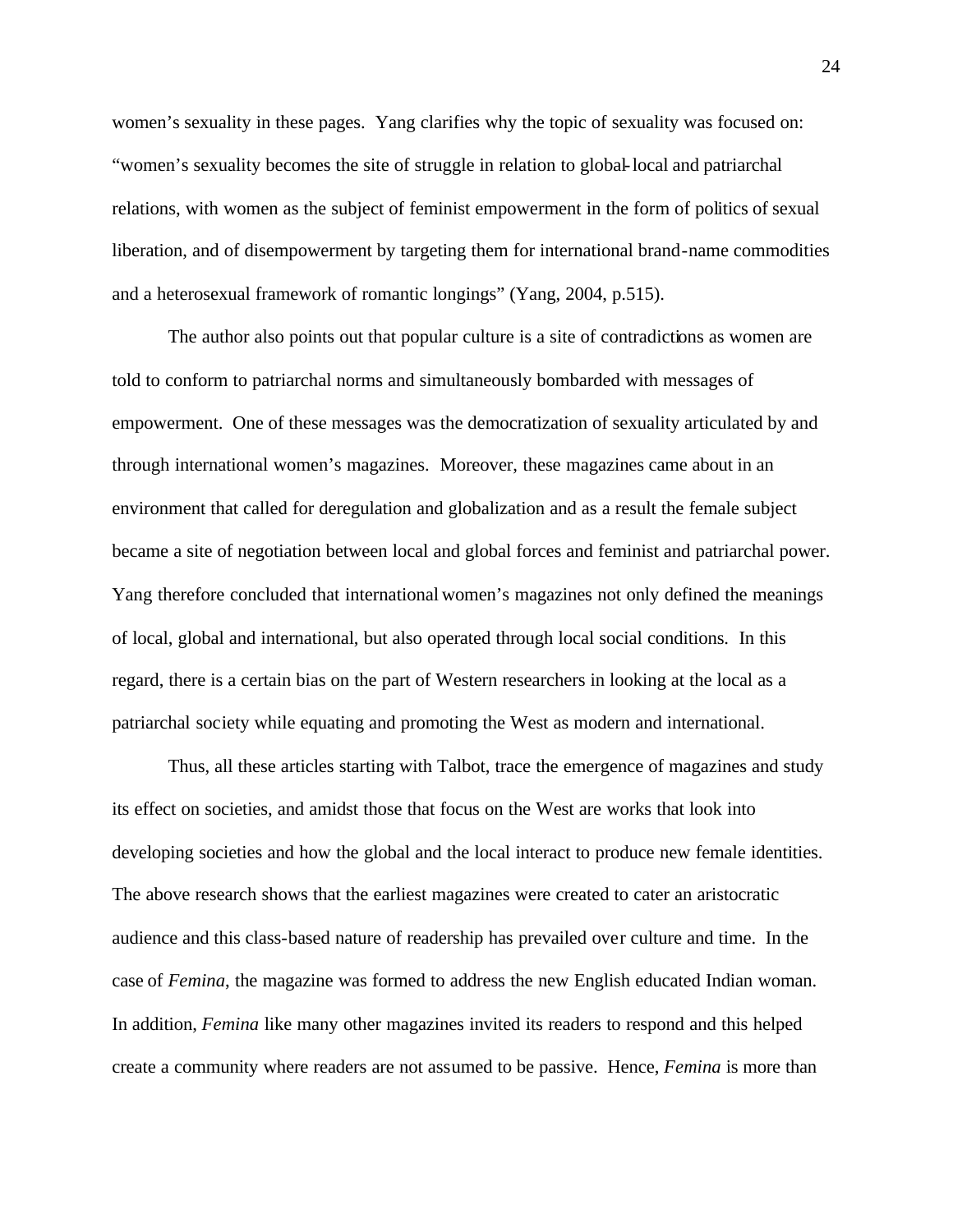women's sexuality in these pages. Yang clarifies why the topic of sexuality was focused on: "women's sexuality becomes the site of struggle in relation to global-local and patriarchal relations, with women as the subject of feminist empowerment in the form of politics of sexual liberation, and of disempowerment by targeting them for international brand-name commodities and a heterosexual framework of romantic longings" (Yang, 2004, p.515).

The author also points out that popular culture is a site of contradictions as women are told to conform to patriarchal norms and simultaneously bombarded with messages of empowerment. One of these messages was the democratization of sexuality articulated by and through international women's magazines. Moreover, these magazines came about in an environment that called for deregulation and globalization and as a result the female subject became a site of negotiation between local and global forces and feminist and patriarchal power. Yang therefore concluded that international women's magazines not only defined the meanings of local, global and international, but also operated through local social conditions. In this regard, there is a certain bias on the part of Western researchers in looking at the local as a patriarchal society while equating and promoting the West as modern and international.

Thus, all these articles starting with Talbot, trace the emergence of magazines and study its effect on societies, and amidst those that focus on the West are works that look into developing societies and how the global and the local interact to produce new female identities. The above research shows that the earliest magazines were created to cater an aristocratic audience and this class-based nature of readership has prevailed over culture and time. In the case of *Femina*, the magazine was formed to address the new English educated Indian woman. In addition, *Femina* like many other magazines invited its readers to respond and this helped create a community where readers are not assumed to be passive. Hence, *Femina* is more than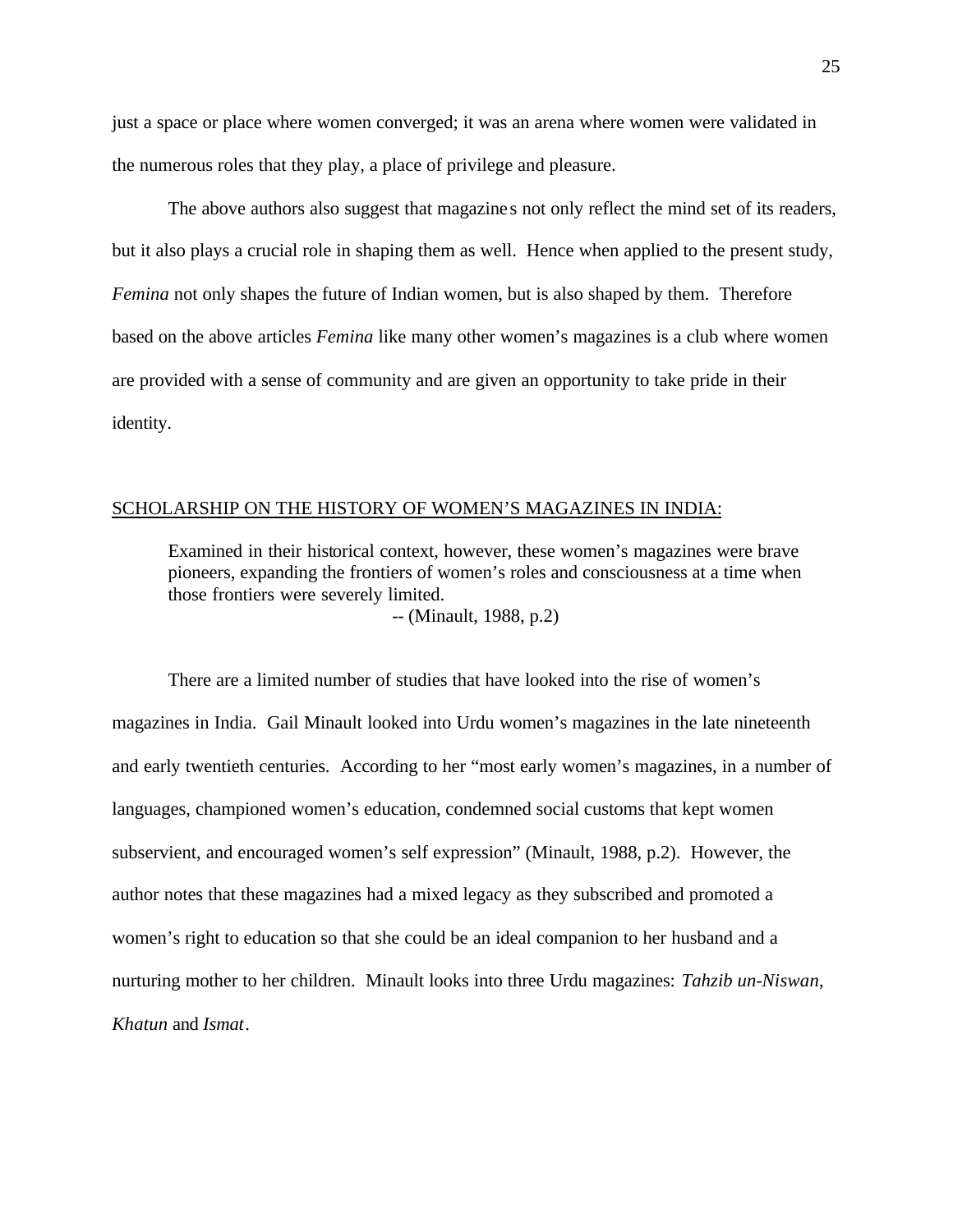just a space or place where women converged; it was an arena where women were validated in the numerous roles that they play, a place of privilege and pleasure.

The above authors also suggest that magazines not only reflect the mind set of its readers, but it also plays a crucial role in shaping them as well. Hence when applied to the present study, *Femina* not only shapes the future of Indian women, but is also shaped by them. Therefore based on the above articles *Femina* like many other women's magazines is a club where women are provided with a sense of community and are given an opportunity to take pride in their identity.

## SCHOLARSHIP ON THE HISTORY OF WOMEN'S MAGAZINES IN INDIA:

> Examined in their historical context, however, these women's magazines were brave pioneers, expanding the frontiers of women's roles and consciousness at a time when those frontiers were severely limited.
>
> -- (Minault, 1988, p.2)

There are a limited number of studies that have looked into the rise of women's magazines in India. Gail Minault looked into Urdu women's magazines in the late nineteenth and early twentieth centuries. According to her "most early women's magazines, in a number of languages, championed women's education, condemned social customs that kept women subservient, and encouraged women's self expression" (Minault, 1988, p.2). However, the author notes that these magazines had a mixed legacy as they subscribed and promoted a women's right to education so that she could be an ideal companion to her husband and a nurturing mother to her children. Minault looks into three Urdu magazines: *Tahzib un-Niswan*, *Khatun* and *Ismat*.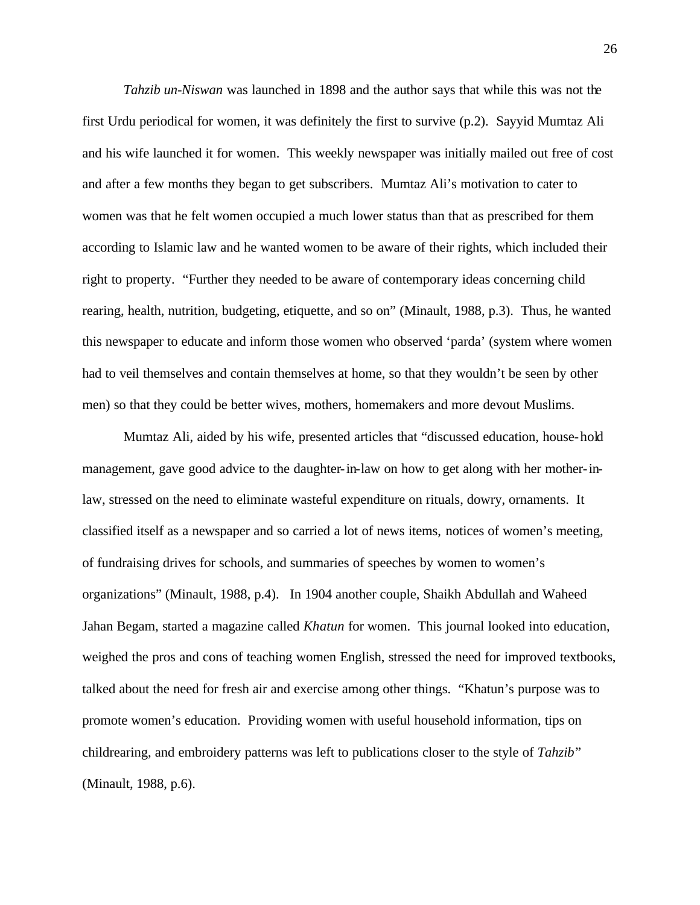*Tahzib un-Niswan* was launched in 1898 and the author says that while this was not the first Urdu periodical for women, it was definitely the first to survive (p.2). Sayyid Mumtaz Ali and his wife launched it for women. This weekly newspaper was initially mailed out free of cost and after a few months they began to get subscribers. Mumtaz Ali's motivation to cater to women was that he felt women occupied a much lower status than that as prescribed for them according to Islamic law and he wanted women to be aware of their rights, which included their right to property. "Further they needed to be aware of contemporary ideas concerning child rearing, health, nutrition, budgeting, etiquette, and so on" (Minault, 1988, p.3). Thus, he wanted this newspaper to educate and inform those women who observed 'parda' (system where women had to veil themselves and contain themselves at home, so that they wouldn't be seen by other men) so that they could be better wives, mothers, homemakers and more devout Muslims.

Mumtaz Ali, aided by his wife, presented articles that "discussed education, house-hold management, gave good advice to the daughter-in-law on how to get along with her mother-in-law, stressed on the need to eliminate wasteful expenditure on rituals, dowry, ornaments. It classified itself as a newspaper and so carried a lot of news items, notices of women's meeting, of fundraising drives for schools, and summaries of speeches by women to women's organizations" (Minault, 1988, p.4). In 1904 another couple, Shaikh Abdullah and Waheed Jahan Begam, started a magazine called *Khatun* for women. This journal looked into education, weighed the pros and cons of teaching women English, stressed the need for improved textbooks, talked about the need for fresh air and exercise among other things. "Khatun's purpose was to promote women's education. Providing women with useful household information, tips on childrearing, and embroidery patterns was left to publications closer to the style of *Tahzib*" (Minault, 1988, p.6).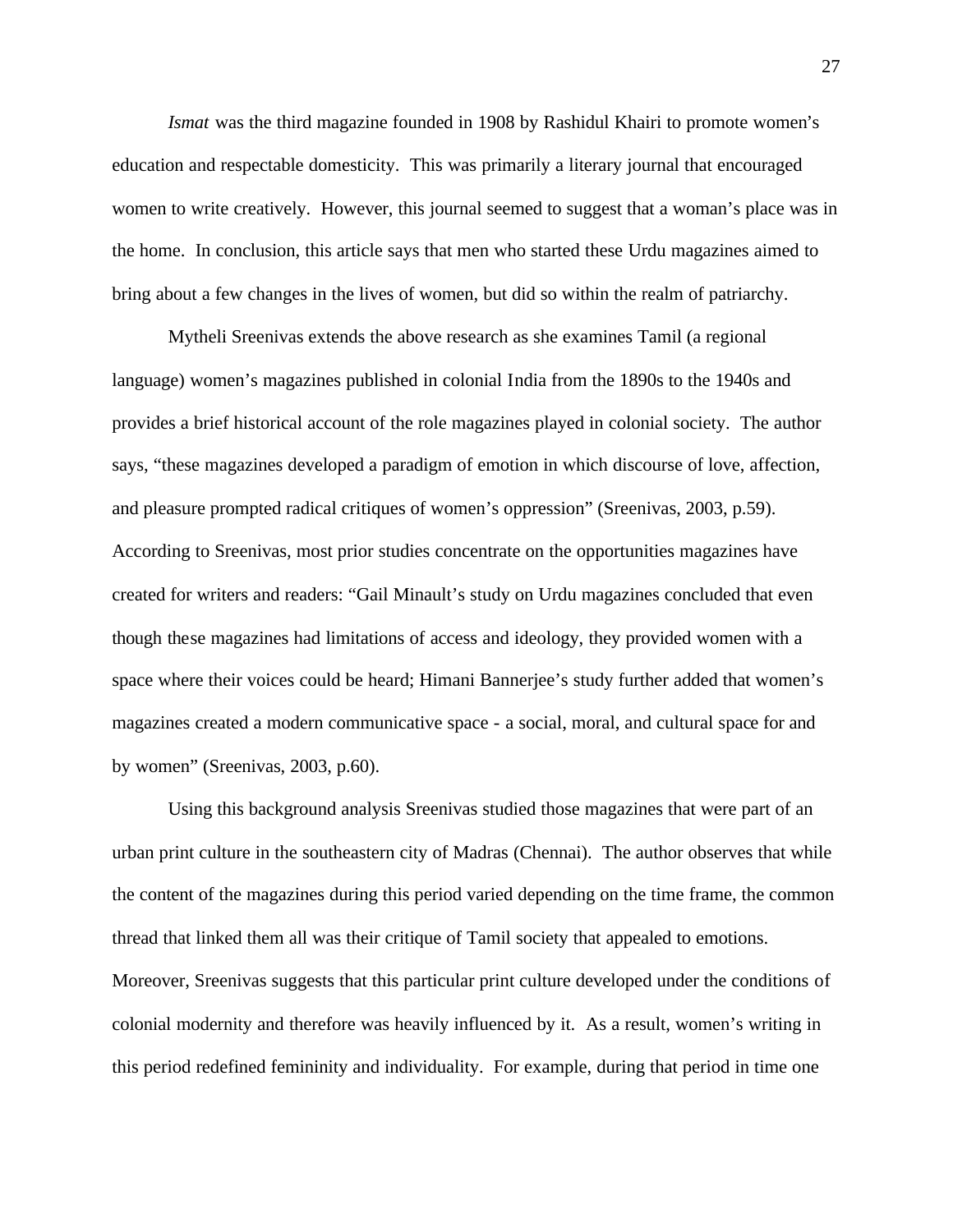*Ismat* was the third magazine founded in 1908 by Rashidul Khairi to promote women's education and respectable domesticity. This was primarily a literary journal that encouraged women to write creatively. However, this journal seemed to suggest that a woman's place was in the home. In conclusion, this article says that men who started these Urdu magazines aimed to bring about a few changes in the lives of women, but did so within the realm of patriarchy.

Mytheli Sreenivas extends the above research as she examines Tamil (a regional language) women's magazines published in colonial India from the 1890s to the 1940s and provides a brief historical account of the role magazines played in colonial society. The author says, "these magazines developed a paradigm of emotion in which discourse of love, affection, and pleasure prompted radical critiques of women's oppression" (Sreenivas, 2003, p.59). According to Sreenivas, most prior studies concentrate on the opportunities magazines have created for writers and readers: "Gail Minault's study on Urdu magazines concluded that even though these magazines had limitations of access and ideology, they provided women with a space where their voices could be heard; Himani Bannerjee's study further added that women's magazines created a modern communicative space - a social, moral, and cultural space for and by women" (Sreenivas, 2003, p.60).

Using this background analysis Sreenivas studied those magazines that were part of an urban print culture in the southeastern city of Madras (Chennai). The author observes that while the content of the magazines during this period varied depending on the time frame, the common thread that linked them all was their critique of Tamil society that appealed to emotions. Moreover, Sreenivas suggests that this particular print culture developed under the conditions of colonial modernity and therefore was heavily influenced by it. As a result, women's writing in this period redefined femininity and individuality. For example, during that period in time one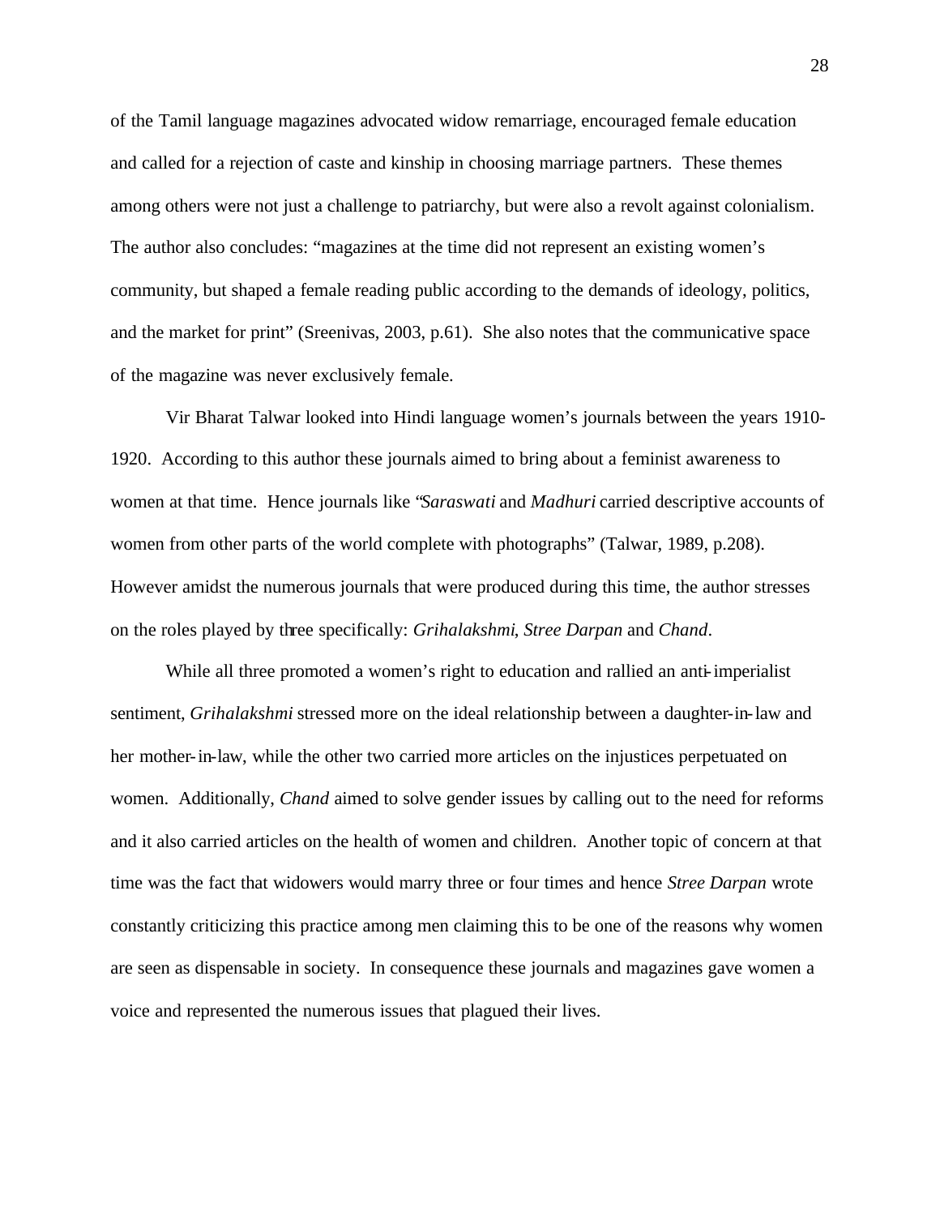of the Tamil language magazines advocated widow remarriage, encouraged female education and called for a rejection of caste and kinship in choosing marriage partners. These themes among others were not just a challenge to patriarchy, but were also a revolt against colonialism. The author also concludes: "magazines at the time did not represent an existing women's community, but shaped a female reading public according to the demands of ideology, politics, and the market for print" (Sreenivas, 2003, p.61). She also notes that the communicative space of the magazine was never exclusively female.

Vir Bharat Talwar looked into Hindi language women's journals between the years 1910-1920. According to this author these journals aimed to bring about a feminist awareness to women at that time. Hence journals like "*Saraswati* and *Madhuri* carried descriptive accounts of women from other parts of the world complete with photographs" (Talwar, 1989, p.208). However amidst the numerous journals that were produced during this time, the author stresses on the roles played by three specifically: *Grihalakshmi*, *Stree Darpan* and *Chand*.

While all three promoted a women's right to education and rallied an anti-imperialist sentiment, *Grihalakshmi* stressed more on the ideal relationship between a daughter-in-law and her mother-in-law, while the other two carried more articles on the injustices perpetuated on women. Additionally, *Chand* aimed to solve gender issues by calling out to the need for reforms and it also carried articles on the health of women and children. Another topic of concern at that time was the fact that widowers would marry three or four times and hence *Stree Darpan* wrote constantly criticizing this practice among men claiming this to be one of the reasons why women are seen as dispensable in society. In consequence these journals and magazines gave women a voice and represented the numerous issues that plagued their lives.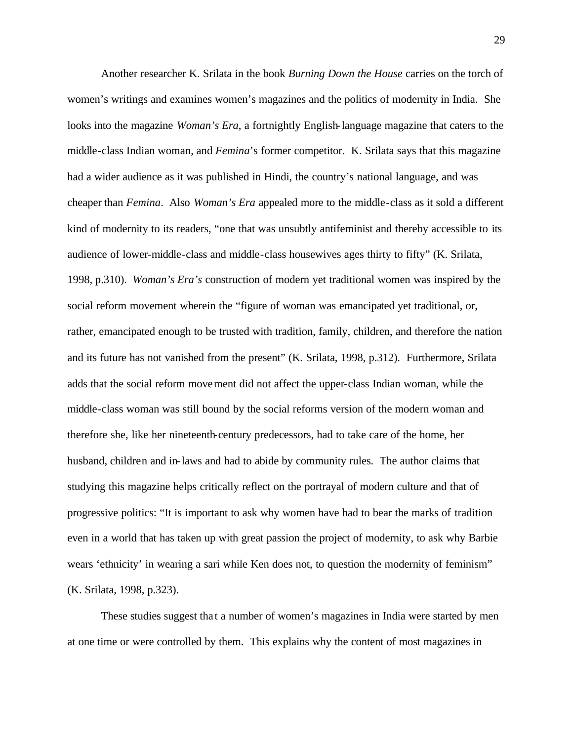Another researcher K. Srilata in the book *Burning Down the House* carries on the torch of women's writings and examines women's magazines and the politics of modernity in India. She looks into the magazine *Woman's Era*, a fortnightly English-language magazine that caters to the middle-class Indian woman, and *Femina*'s former competitor. K. Srilata says that this magazine had a wider audience as it was published in Hindi, the country's national language, and was cheaper than *Femina*. Also *Woman's Era* appealed more to the middle-class as it sold a different kind of modernity to its readers, "one that was unsubtly antifeminist and thereby accessible to its audience of lower-middle-class and middle-class housewives ages thirty to fifty" (K. Srilata, 1998, p.310). *Woman's Era's* construction of modern yet traditional women was inspired by the social reform movement wherein the "figure of woman was emancipated yet traditional, or, rather, emancipated enough to be trusted with tradition, family, children, and therefore the nation and its future has not vanished from the present" (K. Srilata, 1998, p.312). Furthermore, Srilata adds that the social reform movement did not affect the upper-class Indian woman, while the middle-class woman was still bound by the social reforms version of the modern woman and therefore she, like her nineteenth-century predecessors, had to take care of the home, her husband, children and in-laws and had to abide by community rules. The author claims that studying this magazine helps critically reflect on the portrayal of modern culture and that of progressive politics: "It is important to ask why women have had to bear the marks of tradition even in a world that has taken up with great passion the project of modernity, to ask why Barbie wears 'ethnicity' in wearing a sari while Ken does not, to question the modernity of feminism" (K. Srilata, 1998, p.323).

These studies suggest that a number of women's magazines in India were started by men at one time or were controlled by them. This explains why the content of most magazines in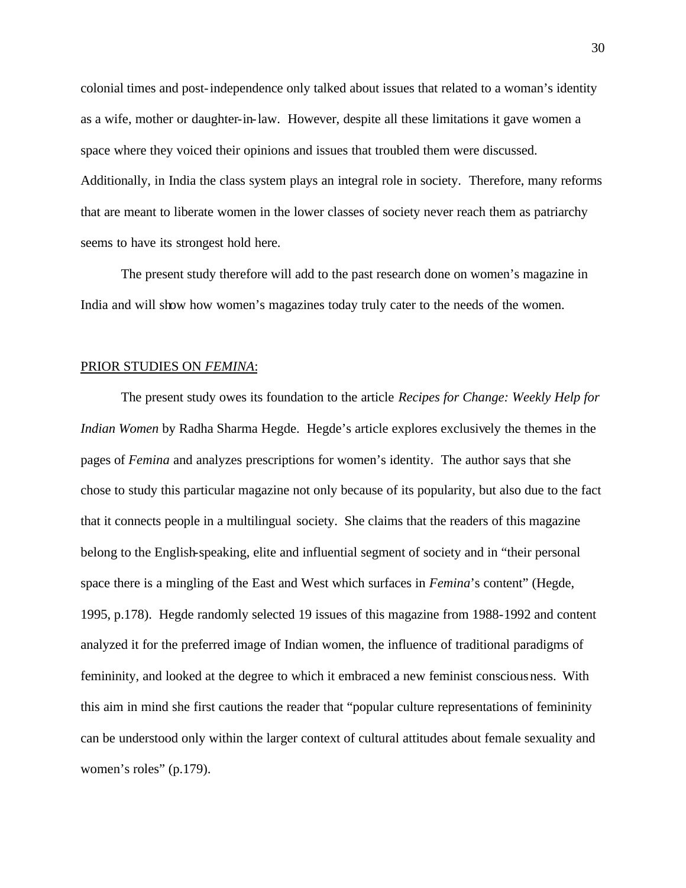colonial times and post-independence only talked about issues that related to a woman's identity as a wife, mother or daughter-in-law. However, despite all these limitations it gave women a space where they voiced their opinions and issues that troubled them were discussed. Additionally, in India the class system plays an integral role in society. Therefore, many reforms that are meant to liberate women in the lower classes of society never reach them as patriarchy seems to have its strongest hold here.

The present study therefore will add to the past research done on women's magazine in India and will show how women's magazines today truly cater to the needs of the women.

## PRIOR STUDIES ON *FEMINA*:

The present study owes its foundation to the article *Recipes for Change: Weekly Help for Indian Women* by Radha Sharma Hegde. Hegde's article explores exclusively the themes in the pages of *Femina* and analyzes prescriptions for women's identity. The author says that she chose to study this particular magazine not only because of its popularity, but also due to the fact that it connects people in a multilingual society. She claims that the readers of this magazine belong to the English-speaking, elite and influential segment of society and in "their personal space there is a mingling of the East and West which surfaces in *Femina*'s content" (Hegde, 1995, p.178). Hegde randomly selected 19 issues of this magazine from 1988-1992 and content analyzed it for the preferred image of Indian women, the influence of traditional paradigms of femininity, and looked at the degree to which it embraced a new feminist consciousness. With this aim in mind she first cautions the reader that "popular culture representations of femininity can be understood only within the larger context of cultural attitudes about female sexuality and women's roles" (p.179).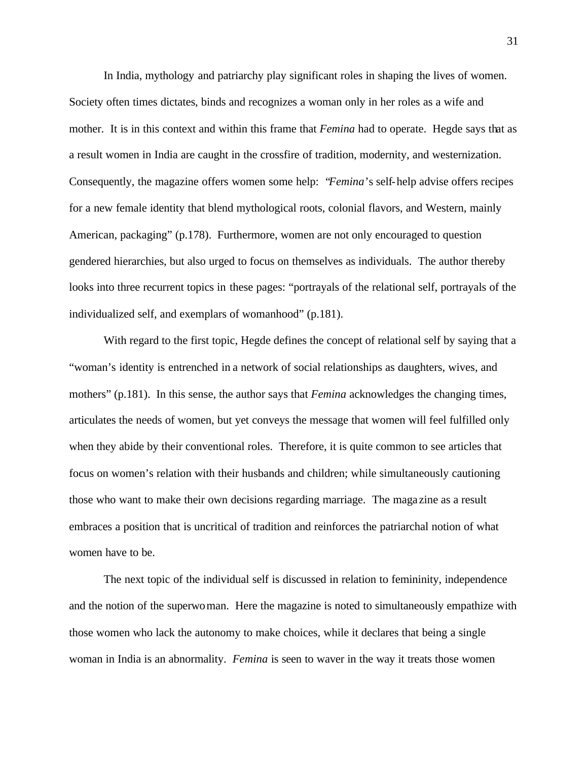In India, mythology and patriarchy play significant roles in shaping the lives of women. Society often times dictates, binds and recognizes a woman only in her roles as a wife and mother. It is in this context and within this frame that *Femina* had to operate. Hegde says that as a result women in India are caught in the crossfire of tradition, modernity, and westernization. Consequently, the magazine offers women some help: "*Femina*'s self-help advise offers recipes for a new female identity that blend mythological roots, colonial flavors, and Western, mainly American, packaging" (p.178). Furthermore, women are not only encouraged to question gendered hierarchies, but also urged to focus on themselves as individuals. The author thereby looks into three recurrent topics in these pages: "portrayals of the relational self, portrayals of the individualized self, and exemplars of womanhood" (p.181).

With regard to the first topic, Hegde defines the concept of relational self by saying that a "woman's identity is entrenched in a network of social relationships as daughters, wives, and mothers" (p.181). In this sense, the author says that *Femina* acknowledges the changing times, articulates the needs of women, but yet conveys the message that women will feel fulfilled only when they abide by their conventional roles. Therefore, it is quite common to see articles that focus on women's relation with their husbands and children; while simultaneously cautioning those who want to make their own decisions regarding marriage. The magazine as a result embraces a position that is uncritical of tradition and reinforces the patriarchal notion of what women have to be.

The next topic of the individual self is discussed in relation to femininity, independence and the notion of the superwoman. Here the magazine is noted to simultaneously empathize with those women who lack the autonomy to make choices, while it declares that being a single woman in India is an abnormality. *Femina* is seen to waver in the way it treats those women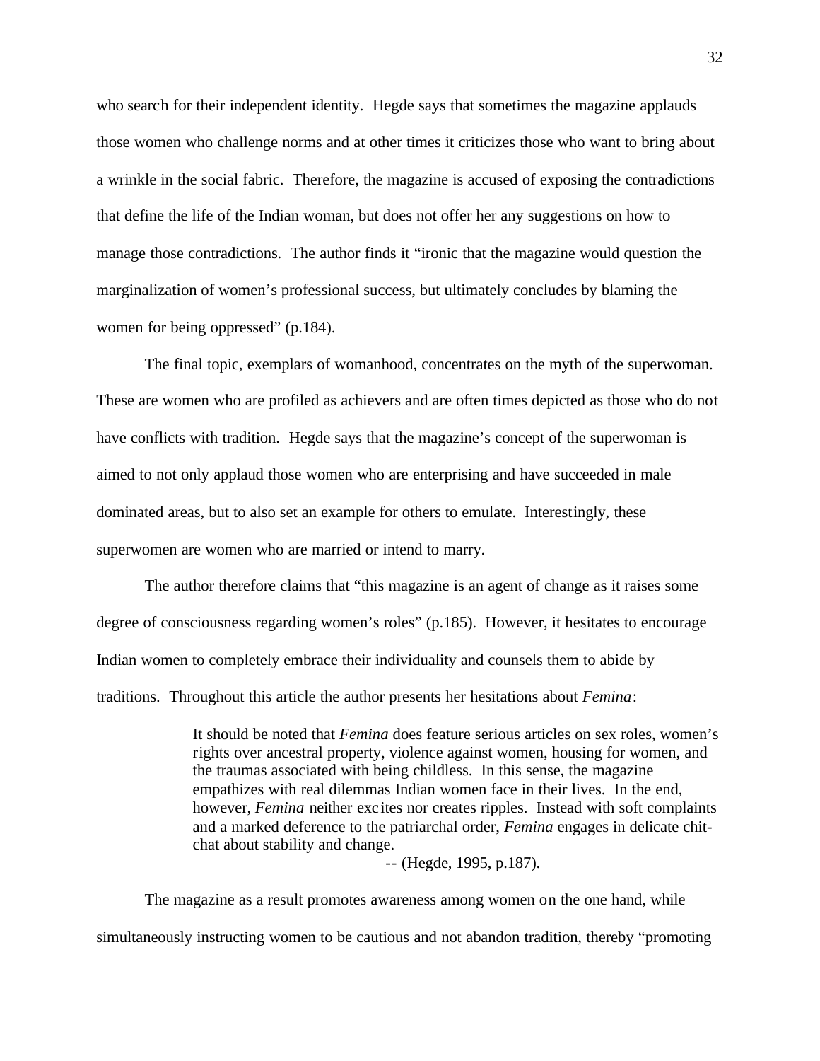who search for their independent identity. Hegde says that sometimes the magazine applauds those women who challenge norms and at other times it criticizes those who want to bring about a wrinkle in the social fabric. Therefore, the magazine is accused of exposing the contradictions that define the life of the Indian woman, but does not offer her any suggestions on how to manage those contradictions. The author finds it "ironic that the magazine would question the marginalization of women's professional success, but ultimately concludes by blaming the women for being oppressed" (p.184).

The final topic, exemplars of womanhood, concentrates on the myth of the superwoman. These are women who are profiled as achievers and are often times depicted as those who do not have conflicts with tradition. Hegde says that the magazine's concept of the superwoman is aimed to not only applaud those women who are enterprising and have succeeded in male dominated areas, but to also set an example for others to emulate. Interestingly, these superwomen are women who are married or intend to marry.

The author therefore claims that "this magazine is an agent of change as it raises some degree of consciousness regarding women's roles" (p.185). However, it hesitates to encourage Indian women to completely embrace their individuality and counsels them to abide by traditions. Throughout this article the author presents her hesitations about *Femina*:

> It should be noted that *Femina* does feature serious articles on sex roles, women's rights over ancestral property, violence against women, housing for women, and the traumas associated with being childless. In this sense, the magazine empathizes with real dilemmas Indian women face in their lives. In the end, however, *Femina* neither excites nor creates ripples. Instead with soft complaints and a marked deference to the patriarchal order, *Femina* engages in delicate chit-chat about stability and change.
>
> -- (Hegde, 1995, p.187).

The magazine as a result promotes awareness among women on the one hand, while simultaneously instructing women to be cautious and not abandon tradition, thereby "promoting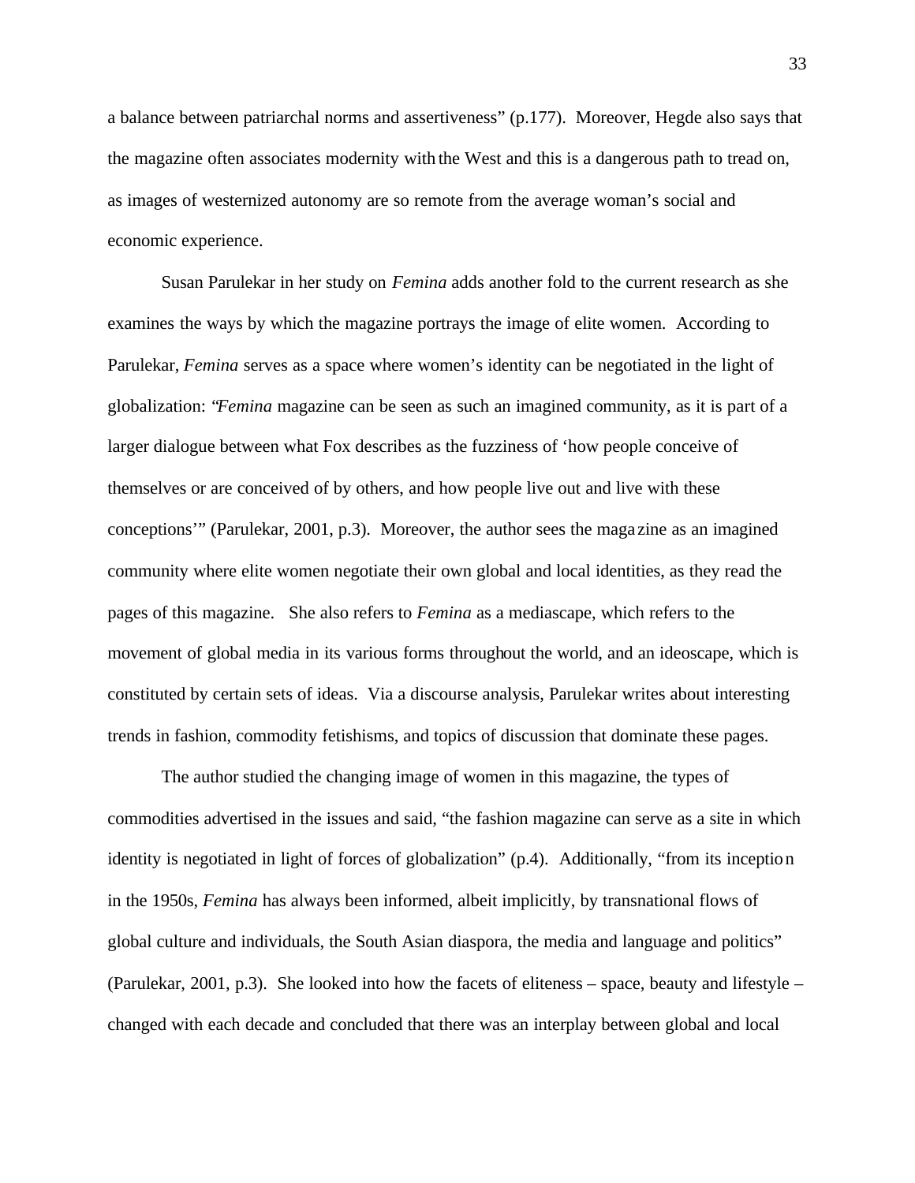a balance between patriarchal norms and assertiveness" (p.177). Moreover, Hegde also says that the magazine often associates modernity with the West and this is a dangerous path to tread on, as images of westernized autonomy are so remote from the average woman's social and economic experience.

Susan Parulekar in her study on *Femina* adds another fold to the current research as she examines the ways by which the magazine portrays the image of elite women. According to Parulekar, *Femina* serves as a space where women's identity can be negotiated in the light of globalization: "*Femina* magazine can be seen as such an imagined community, as it is part of a larger dialogue between what Fox describes as the fuzziness of 'how people conceive of themselves or are conceived of by others, and how people live out and live with these conceptions'" (Parulekar, 2001, p.3). Moreover, the author sees the magazine as an imagined community where elite women negotiate their own global and local identities, as they read the pages of this magazine. She also refers to *Femina* as a mediascape, which refers to the movement of global media in its various forms throughout the world, and an ideoscape, which is constituted by certain sets of ideas. Via a discourse analysis, Parulekar writes about interesting trends in fashion, commodity fetishisms, and topics of discussion that dominate these pages.

The author studied the changing image of women in this magazine, the types of commodities advertised in the issues and said, "the fashion magazine can serve as a site in which identity is negotiated in light of forces of globalization" (p.4). Additionally, "from its inception in the 1950s, *Femina* has always been informed, albeit implicitly, by transnational flows of global culture and individuals, the South Asian diaspora, the media and language and politics" (Parulekar, 2001, p.3). She looked into how the facets of eliteness – space, beauty and lifestyle – changed with each decade and concluded that there was an interplay between global and local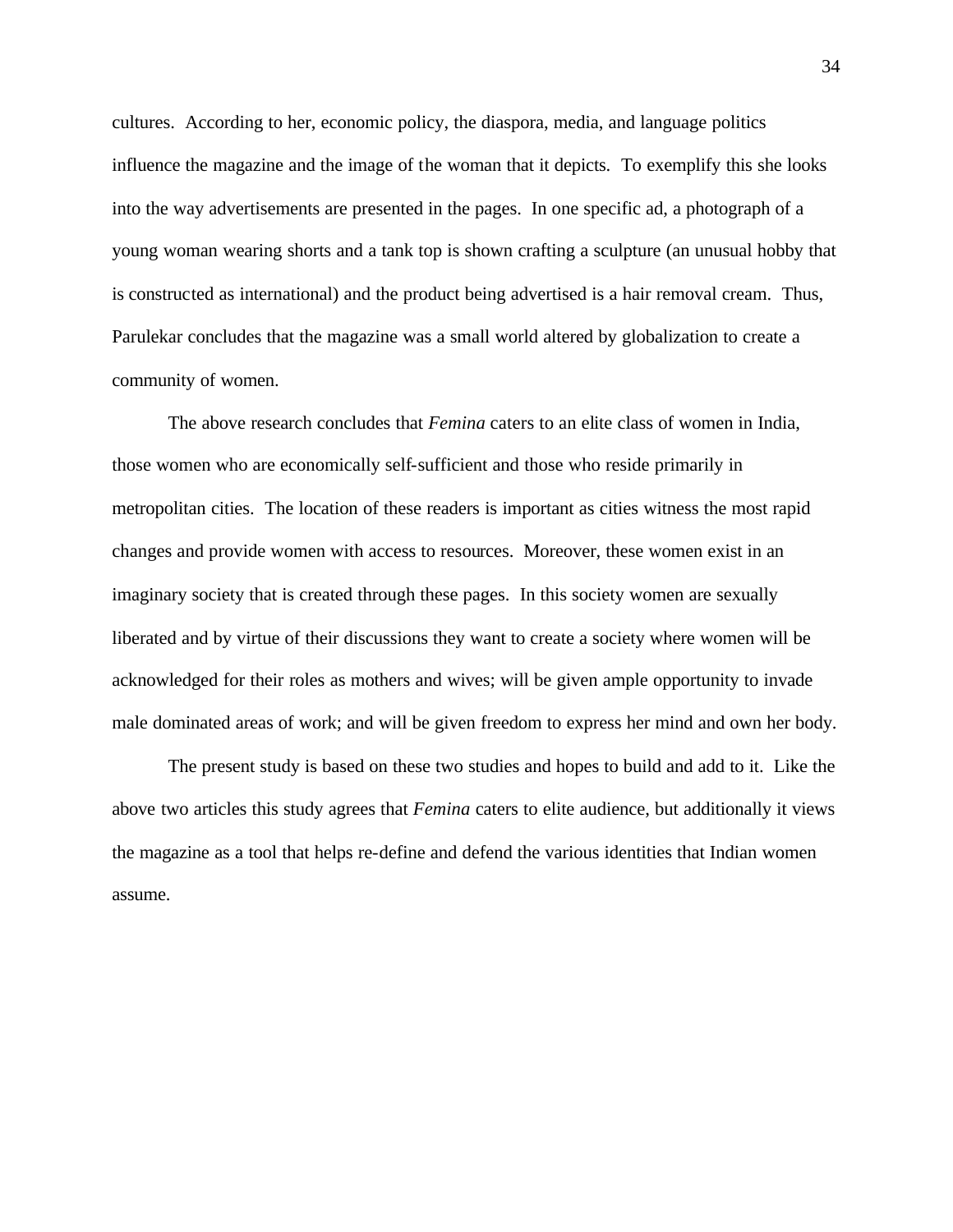cultures. According to her, economic policy, the diaspora, media, and language politics influence the magazine and the image of the woman that it depicts. To exemplify this she looks into the way advertisements are presented in the pages. In one specific ad, a photograph of a young woman wearing shorts and a tank top is shown crafting a sculpture (an unusual hobby that is constructed as international) and the product being advertised is a hair removal cream. Thus, Parulekar concludes that the magazine was a small world altered by globalization to create a community of women.

The above research concludes that *Femina* caters to an elite class of women in India, those women who are economically self-sufficient and those who reside primarily in metropolitan cities. The location of these readers is important as cities witness the most rapid changes and provide women with access to resources. Moreover, these women exist in an imaginary society that is created through these pages. In this society women are sexually liberated and by virtue of their discussions they want to create a society where women will be acknowledged for their roles as mothers and wives; will be given ample opportunity to invade male dominated areas of work; and will be given freedom to express her mind and own her body.

The present study is based on these two studies and hopes to build and add to it. Like the above two articles this study agrees that *Femina* caters to elite audience, but additionally it views the magazine as a tool that helps re-define and defend the various identities that Indian women assume.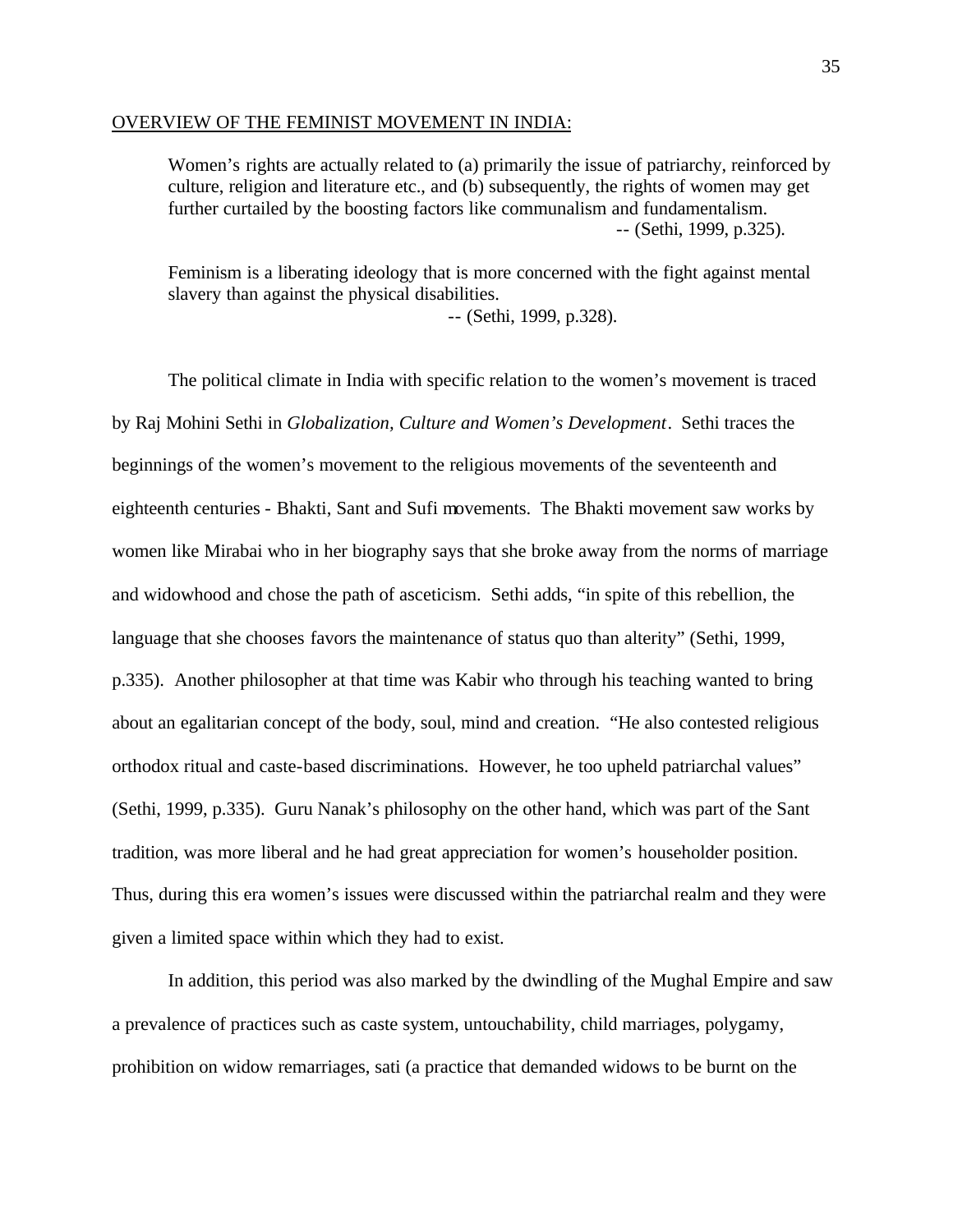## OVERVIEW OF THE FEMINIST MOVEMENT IN INDIA:

> Women's rights are actually related to (a) primarily the issue of patriarchy, reinforced by culture, religion and literature etc., and (b) subsequently, the rights of women may get further curtailed by the boosting factors like communalism and fundamentalism.
> -- (Sethi, 1999, p.325).

> Feminism is a liberating ideology that is more concerned with the fight against mental slavery than against the physical disabilities.
> -- (Sethi, 1999, p.328).

The political climate in India with specific relation to the women's movement is traced by Raj Mohini Sethi in *Globalization, Culture and Women's Development*. Sethi traces the beginnings of the women's movement to the religious movements of the seventeenth and eighteenth centuries - Bhakti, Sant and Sufi movements. The Bhakti movement saw works by women like Mirabai who in her biography says that she broke away from the norms of marriage and widowhood and chose the path of asceticism. Sethi adds, "in spite of this rebellion, the language that she chooses favors the maintenance of status quo than alterity" (Sethi, 1999, p.335). Another philosopher at that time was Kabir who through his teaching wanted to bring about an egalitarian concept of the body, soul, mind and creation. "He also contested religious orthodox ritual and caste-based discriminations. However, he too upheld patriarchal values" (Sethi, 1999, p.335). Guru Nanak's philosophy on the other hand, which was part of the Sant tradition, was more liberal and he had great appreciation for women's householder position. Thus, during this era women's issues were discussed within the patriarchal realm and they were given a limited space within which they had to exist.

In addition, this period was also marked by the dwindling of the Mughal Empire and saw a prevalence of practices such as caste system, untouchability, child marriages, polygamy, prohibition on widow remarriages, sati (a practice that demanded widows to be burnt on the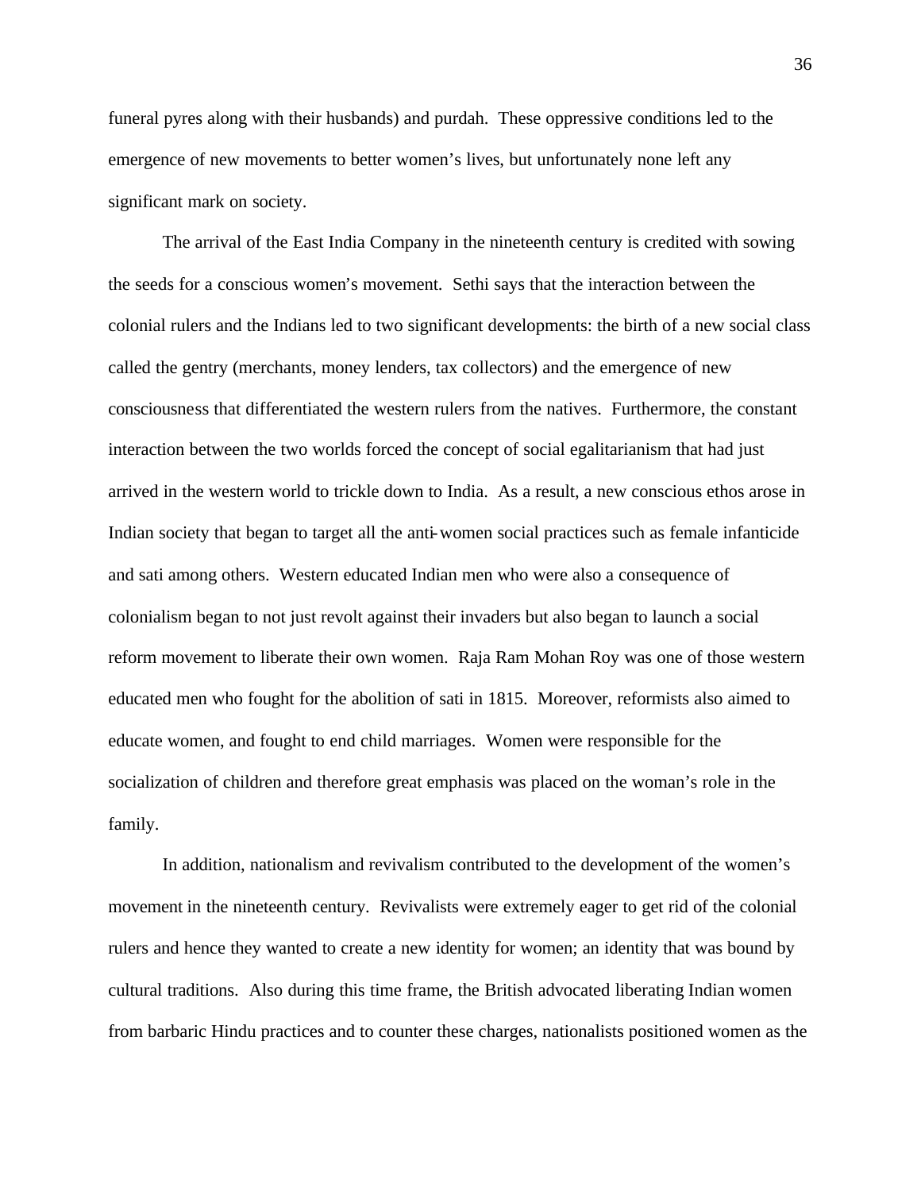funeral pyres along with their husbands) and purdah. These oppressive conditions led to the emergence of new movements to better women's lives, but unfortunately none left any significant mark on society.

The arrival of the East India Company in the nineteenth century is credited with sowing the seeds for a conscious women's movement. Sethi says that the interaction between the colonial rulers and the Indians led to two significant developments: the birth of a new social class called the gentry (merchants, money lenders, tax collectors) and the emergence of new consciousness that differentiated the western rulers from the natives. Furthermore, the constant interaction between the two worlds forced the concept of social egalitarianism that had just arrived in the western world to trickle down to India. As a result, a new conscious ethos arose in Indian society that began to target all the anti-women social practices such as female infanticide and sati among others. Western educated Indian men who were also a consequence of colonialism began to not just revolt against their invaders but also began to launch a social reform movement to liberate their own women. Raja Ram Mohan Roy was one of those western educated men who fought for the abolition of sati in 1815. Moreover, reformists also aimed to educate women, and fought to end child marriages. Women were responsible for the socialization of children and therefore great emphasis was placed on the woman's role in the family.

In addition, nationalism and revivalism contributed to the development of the women's movement in the nineteenth century. Revivalists were extremely eager to get rid of the colonial rulers and hence they wanted to create a new identity for women; an identity that was bound by cultural traditions. Also during this time frame, the British advocated liberating Indian women from barbaric Hindu practices and to counter these charges, nationalists positioned women as the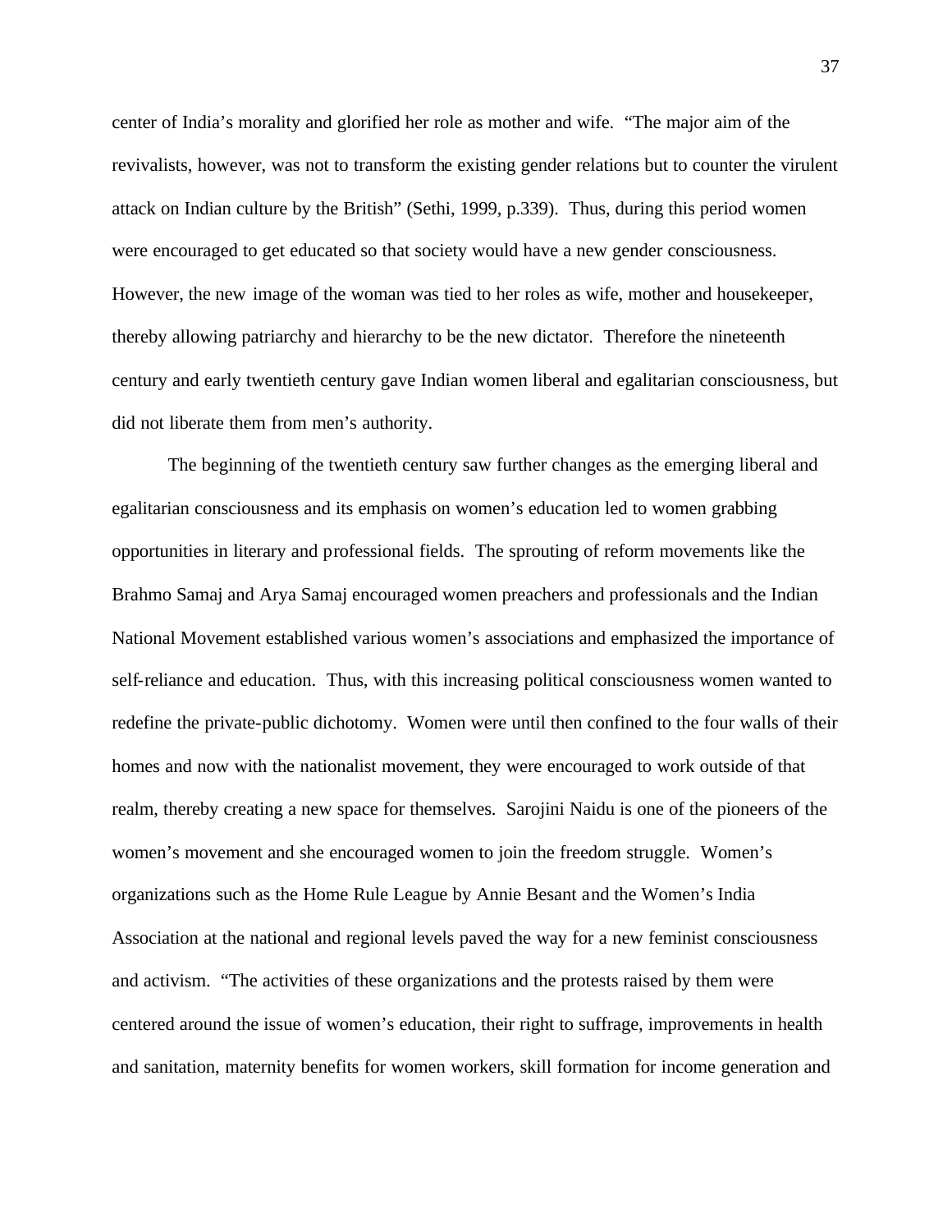center of India's morality and glorified her role as mother and wife. "The major aim of the revivalists, however, was not to transform the existing gender relations but to counter the virulent attack on Indian culture by the British" (Sethi, 1999, p.339). Thus, during this period women were encouraged to get educated so that society would have a new gender consciousness. However, the new image of the woman was tied to her roles as wife, mother and housekeeper, thereby allowing patriarchy and hierarchy to be the new dictator. Therefore the nineteenth century and early twentieth century gave Indian women liberal and egalitarian consciousness, but did not liberate them from men's authority.

The beginning of the twentieth century saw further changes as the emerging liberal and egalitarian consciousness and its emphasis on women's education led to women grabbing opportunities in literary and professional fields. The sprouting of reform movements like the Brahmo Samaj and Arya Samaj encouraged women preachers and professionals and the Indian National Movement established various women's associations and emphasized the importance of self-reliance and education. Thus, with this increasing political consciousness women wanted to redefine the private-public dichotomy. Women were until then confined to the four walls of their homes and now with the nationalist movement, they were encouraged to work outside of that realm, thereby creating a new space for themselves. Sarojini Naidu is one of the pioneers of the women's movement and she encouraged women to join the freedom struggle. Women's organizations such as the Home Rule League by Annie Besant and the Women's India Association at the national and regional levels paved the way for a new feminist consciousness and activism. "The activities of these organizations and the protests raised by them were centered around the issue of women's education, their right to suffrage, improvements in health and sanitation, maternity benefits for women workers, skill formation for income generation and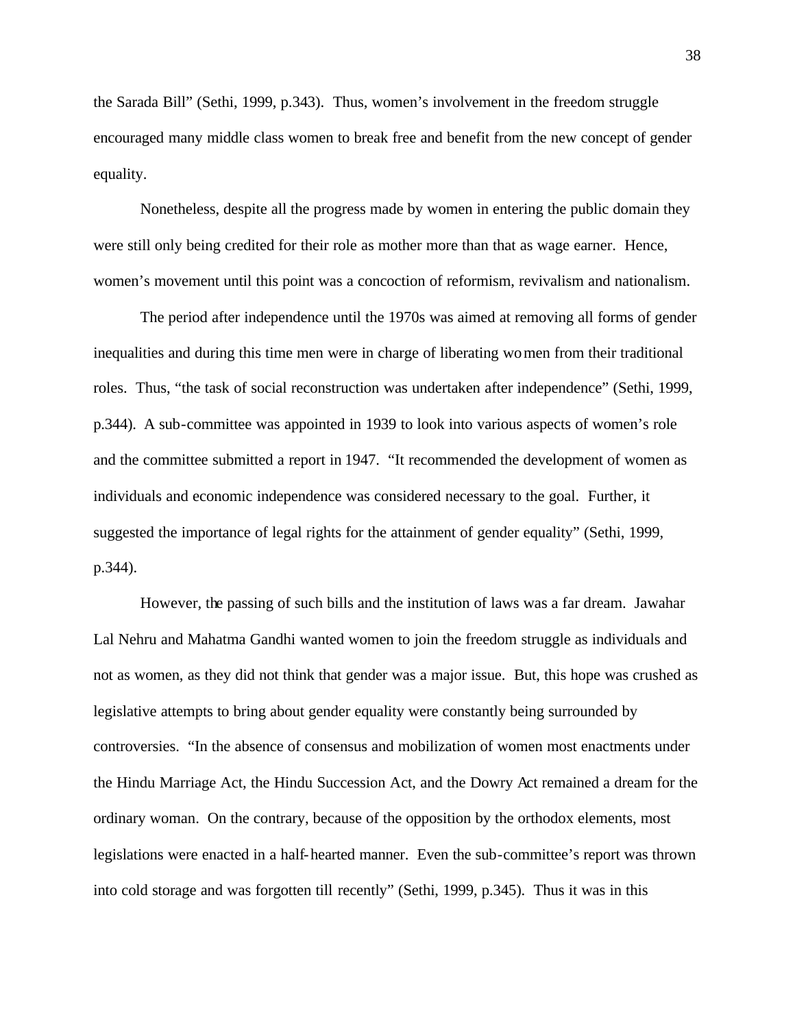the Sarada Bill" (Sethi, 1999, p.343). Thus, women's involvement in the freedom struggle encouraged many middle class women to break free and benefit from the new concept of gender equality.

Nonetheless, despite all the progress made by women in entering the public domain they were still only being credited for their role as mother more than that as wage earner. Hence, women's movement until this point was a concoction of reformism, revivalism and nationalism.

The period after independence until the 1970s was aimed at removing all forms of gender inequalities and during this time men were in charge of liberating women from their traditional roles. Thus, "the task of social reconstruction was undertaken after independence" (Sethi, 1999, p.344). A sub-committee was appointed in 1939 to look into various aspects of women's role and the committee submitted a report in 1947. "It recommended the development of women as individuals and economic independence was considered necessary to the goal. Further, it suggested the importance of legal rights for the attainment of gender equality" (Sethi, 1999, p.344).

However, the passing of such bills and the institution of laws was a far dream. Jawahar Lal Nehru and Mahatma Gandhi wanted women to join the freedom struggle as individuals and not as women, as they did not think that gender was a major issue. But, this hope was crushed as legislative attempts to bring about gender equality were constantly being surrounded by controversies. "In the absence of consensus and mobilization of women most enactments under the Hindu Marriage Act, the Hindu Succession Act, and the Dowry Act remained a dream for the ordinary woman. On the contrary, because of the opposition by the orthodox elements, most legislations were enacted in a half-hearted manner. Even the sub-committee's report was thrown into cold storage and was forgotten till recently" (Sethi, 1999, p.345). Thus it was in this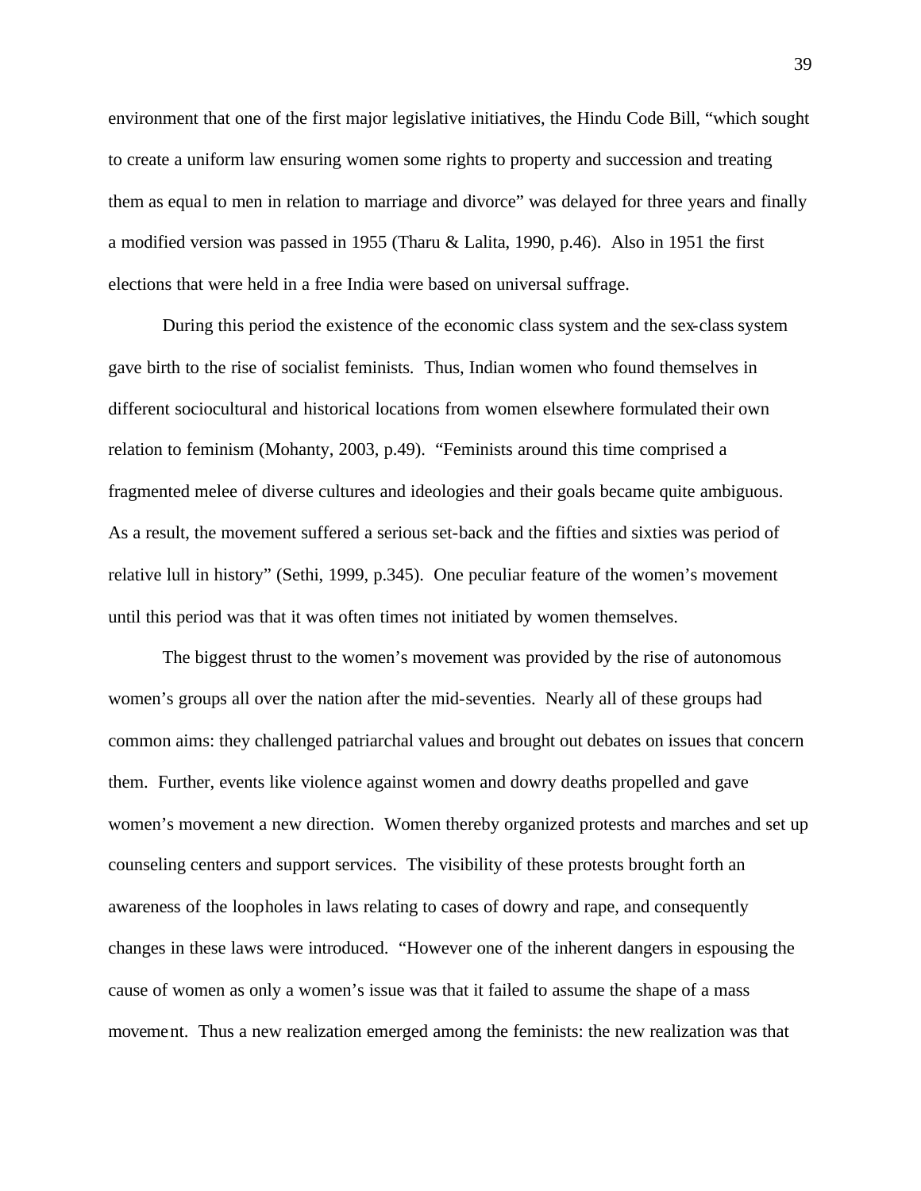environment that one of the first major legislative initiatives, the Hindu Code Bill, "which sought to create a uniform law ensuring women some rights to property and succession and treating them as equal to men in relation to marriage and divorce" was delayed for three years and finally a modified version was passed in 1955 (Tharu & Lalita, 1990, p.46). Also in 1951 the first elections that were held in a free India were based on universal suffrage.

During this period the existence of the economic class system and the sex-class system gave birth to the rise of socialist feminists. Thus, Indian women who found themselves in different sociocultural and historical locations from women elsewhere formulated their own relation to feminism (Mohanty, 2003, p.49). "Feminists around this time comprised a fragmented melee of diverse cultures and ideologies and their goals became quite ambiguous. As a result, the movement suffered a serious set-back and the fifties and sixties was period of relative lull in history" (Sethi, 1999, p.345). One peculiar feature of the women's movement until this period was that it was often times not initiated by women themselves.

The biggest thrust to the women's movement was provided by the rise of autonomous women's groups all over the nation after the mid-seventies. Nearly all of these groups had common aims: they challenged patriarchal values and brought out debates on issues that concern them. Further, events like violence against women and dowry deaths propelled and gave women's movement a new direction. Women thereby organized protests and marches and set up counseling centers and support services. The visibility of these protests brought forth an awareness of the loopholes in laws relating to cases of dowry and rape, and consequently changes in these laws were introduced. "However one of the inherent dangers in espousing the cause of women as only a women's issue was that it failed to assume the shape of a mass movement. Thus a new realization emerged among the feminists: the new realization was that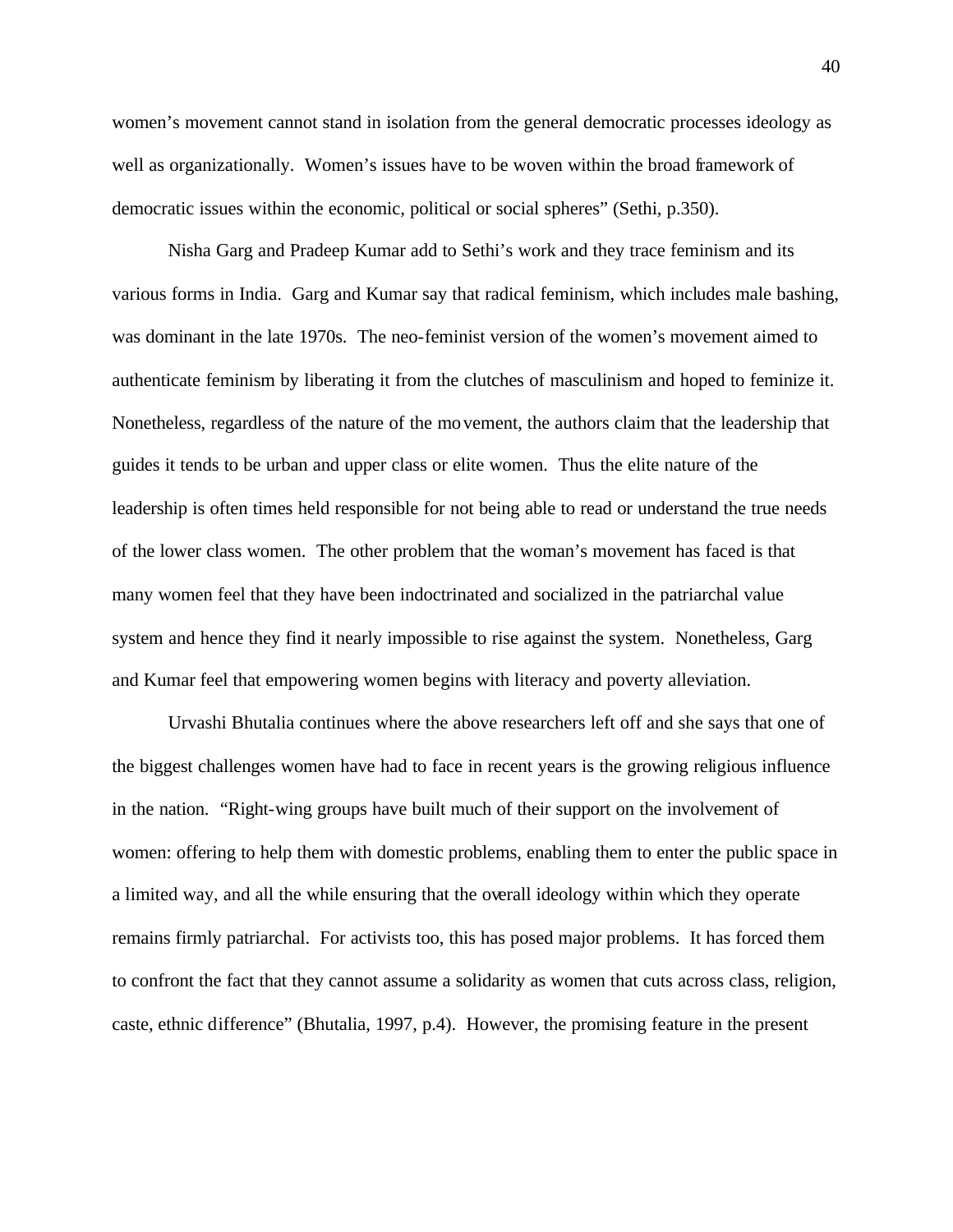women's movement cannot stand in isolation from the general democratic processes ideology as well as organizationally. Women's issues have to be woven within the broad framework of democratic issues within the economic, political or social spheres" (Sethi, p.350).

Nisha Garg and Pradeep Kumar add to Sethi's work and they trace feminism and its various forms in India. Garg and Kumar say that radical feminism, which includes male bashing, was dominant in the late 1970s. The neo-feminist version of the women's movement aimed to authenticate feminism by liberating it from the clutches of masculinism and hoped to feminize it. Nonetheless, regardless of the nature of the movement, the authors claim that the leadership that guides it tends to be urban and upper class or elite women. Thus the elite nature of the leadership is often times held responsible for not being able to read or understand the true needs of the lower class women. The other problem that the woman's movement has faced is that many women feel that they have been indoctrinated and socialized in the patriarchal value system and hence they find it nearly impossible to rise against the system. Nonetheless, Garg and Kumar feel that empowering women begins with literacy and poverty alleviation.

Urvashi Bhutalia continues where the above researchers left off and she says that one of the biggest challenges women have had to face in recent years is the growing religious influence in the nation. "Right-wing groups have built much of their support on the involvement of women: offering to help them with domestic problems, enabling them to enter the public space in a limited way, and all the while ensuring that the overall ideology within which they operate remains firmly patriarchal. For activists too, this has posed major problems. It has forced them to confront the fact that they cannot assume a solidarity as women that cuts across class, religion, caste, ethnic difference" (Bhutalia, 1997, p.4). However, the promising feature in the present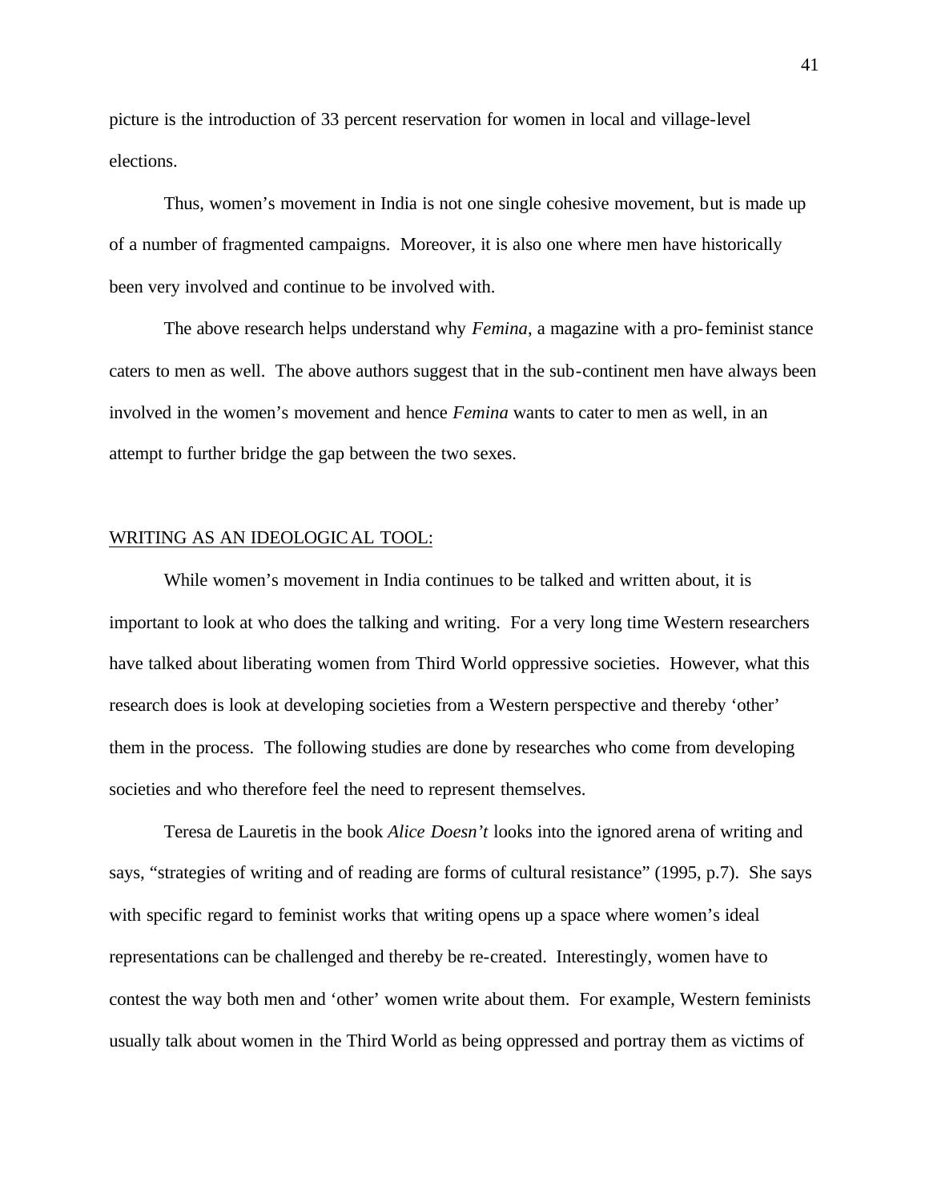picture is the introduction of 33 percent reservation for women in local and village-level elections.

Thus, women's movement in India is not one single cohesive movement, but is made up of a number of fragmented campaigns. Moreover, it is also one where men have historically been very involved and continue to be involved with.

The above research helps understand why *Femina*, a magazine with a pro-feminist stance caters to men as well. The above authors suggest that in the sub-continent men have always been involved in the women's movement and hence *Femina* wants to cater to men as well, in an attempt to further bridge the gap between the two sexes.

## WRITING AS AN IDEOLOGICAL TOOL:

While women's movement in India continues to be talked and written about, it is important to look at who does the talking and writing. For a very long time Western researchers have talked about liberating women from Third World oppressive societies. However, what this research does is look at developing societies from a Western perspective and thereby 'other' them in the process. The following studies are done by researches who come from developing societies and who therefore feel the need to represent themselves.

Teresa de Lauretis in the book *Alice Doesn't* looks into the ignored arena of writing and says, "strategies of writing and of reading are forms of cultural resistance" (1995, p.7). She says with specific regard to feminist works that writing opens up a space where women's ideal representations can be challenged and thereby be re-created. Interestingly, women have to contest the way both men and 'other' women write about them. For example, Western feminists usually talk about women in the Third World as being oppressed and portray them as victims of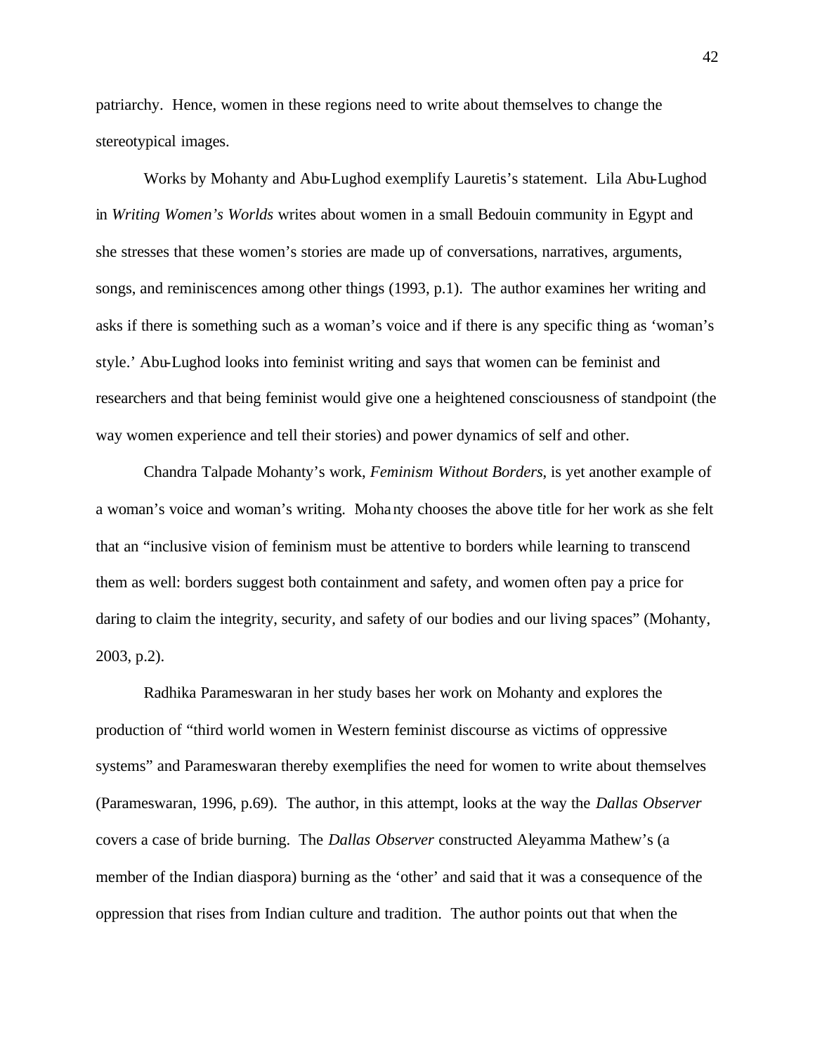patriarchy. Hence, women in these regions need to write about themselves to change the stereotypical images.

Works by Mohanty and Abu-Lughod exemplify Lauretis's statement. Lila Abu-Lughod in *Writing Women's Worlds* writes about women in a small Bedouin community in Egypt and she stresses that these women's stories are made up of conversations, narratives, arguments, songs, and reminiscences among other things (1993, p.1). The author examines her writing and asks if there is something such as a woman's voice and if there is any specific thing as 'woman's style.' Abu-Lughod looks into feminist writing and says that women can be feminist and researchers and that being feminist would give one a heightened consciousness of standpoint (the way women experience and tell their stories) and power dynamics of self and other.

Chandra Talpade Mohanty's work, *Feminism Without Borders*, is yet another example of a woman's voice and woman's writing. Mohanty chooses the above title for her work as she felt that an "inclusive vision of feminism must be attentive to borders while learning to transcend them as well: borders suggest both containment and safety, and women often pay a price for daring to claim the integrity, security, and safety of our bodies and our living spaces" (Mohanty, 2003, p.2).

Radhika Parameswaran in her study bases her work on Mohanty and explores the production of "third world women in Western feminist discourse as victims of oppressive systems" and Parameswaran thereby exemplifies the need for women to write about themselves (Parameswaran, 1996, p.69). The author, in this attempt, looks at the way the *Dallas Observer* covers a case of bride burning. The *Dallas Observer* constructed Aleyamma Mathew's (a member of the Indian diaspora) burning as the 'other' and said that it was a consequence of the oppression that rises from Indian culture and tradition. The author points out that when the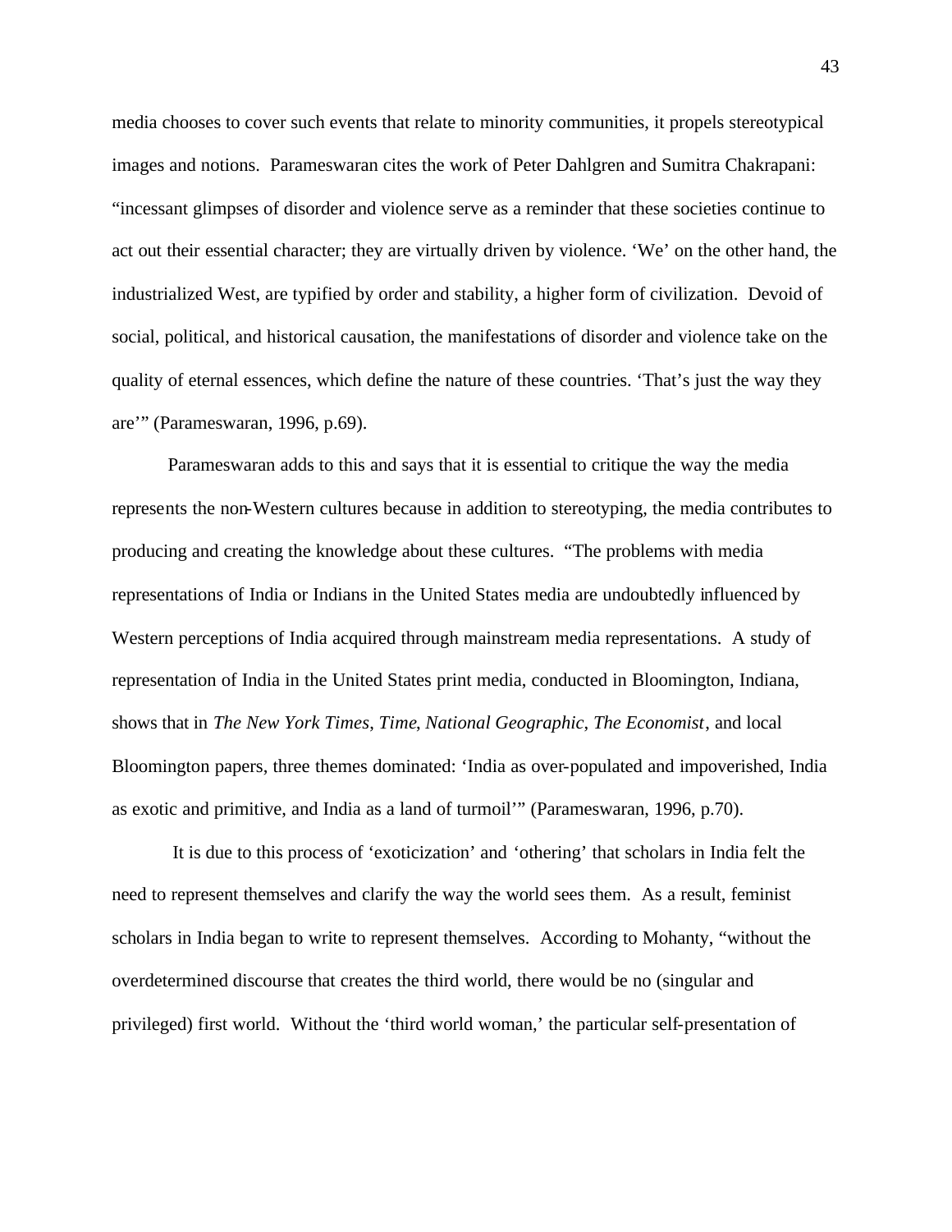media chooses to cover such events that relate to minority communities, it propels stereotypical images and notions. Parameswaran cites the work of Peter Dahlgren and Sumitra Chakrapani: "incessant glimpses of disorder and violence serve as a reminder that these societies continue to act out their essential character; they are virtually driven by violence. 'We' on the other hand, the industrialized West, are typified by order and stability, a higher form of civilization. Devoid of social, political, and historical causation, the manifestations of disorder and violence take on the quality of eternal essences, which define the nature of these countries. 'That's just the way they are'" (Parameswaran, 1996, p.69).

Parameswaran adds to this and says that it is essential to critique the way the media represents the non-Western cultures because in addition to stereotyping, the media contributes to producing and creating the knowledge about these cultures. "The problems with media representations of India or Indians in the United States media are undoubtedly influenced by Western perceptions of India acquired through mainstream media representations. A study of representation of India in the United States print media, conducted in Bloomington, Indiana, shows that in *The New York Times*, *Time*, *National Geographic*, *The Economist*, and local Bloomington papers, three themes dominated: 'India as over-populated and impoverished, India as exotic and primitive, and India as a land of turmoil'" (Parameswaran, 1996, p.70).

It is due to this process of 'exoticization' and 'othering' that scholars in India felt the need to represent themselves and clarify the way the world sees them. As a result, feminist scholars in India began to write to represent themselves. According to Mohanty, "without the overdetermined discourse that creates the third world, there would be no (singular and privileged) first world. Without the 'third world woman,' the particular self-presentation of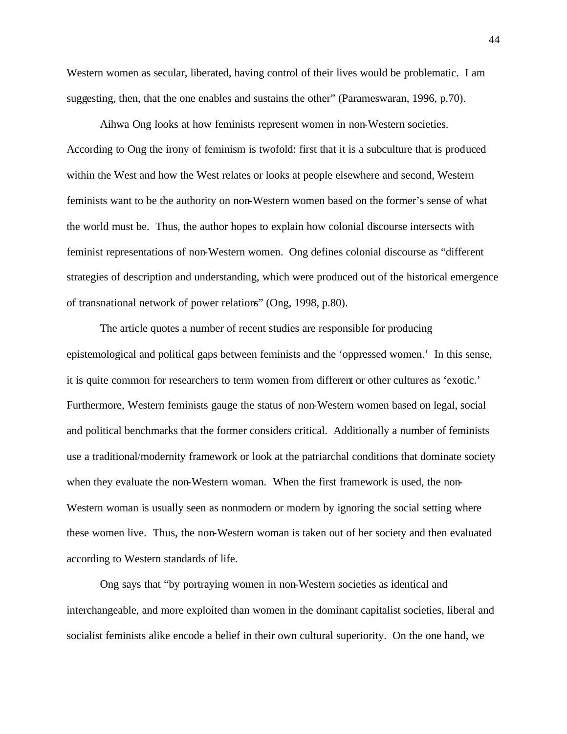Western women as secular, liberated, having control of their lives would be problematic. I am suggesting, then, that the one enables and sustains the other" (Parameswaran, 1996, p.70).

Aihwa Ong looks at how feminists represent women in non-Western societies. According to Ong the irony of feminism is twofold: first that it is a subculture that is produced within the West and how the West relates or looks at people elsewhere and second, Western feminists want to be the authority on non-Western women based on the former's sense of what the world must be. Thus, the author hopes to explain how colonial discourse intersects with feminist representations of non-Western women. Ong defines colonial discourse as "different strategies of description and understanding, which were produced out of the historical emergence of transnational network of power relations" (Ong, 1998, p.80).

The article quotes a number of recent studies are responsible for producing epistemological and political gaps between feminists and the 'oppressed women.' In this sense, it is quite common for researchers to term women from different or other cultures as 'exotic.' Furthermore, Western feminists gauge the status of non-Western women based on legal, social and political benchmarks that the former considers critical. Additionally a number of feminists use a traditional/modernity framework or look at the patriarchal conditions that dominate society when they evaluate the non-Western woman. When the first framework is used, the non-Western woman is usually seen as nonmodern or modern by ignoring the social setting where these women live. Thus, the non-Western woman is taken out of her society and then evaluated according to Western standards of life.

Ong says that "by portraying women in non-Western societies as identical and interchangeable, and more exploited than women in the dominant capitalist societies, liberal and socialist feminists alike encode a belief in their own cultural superiority. On the one hand, we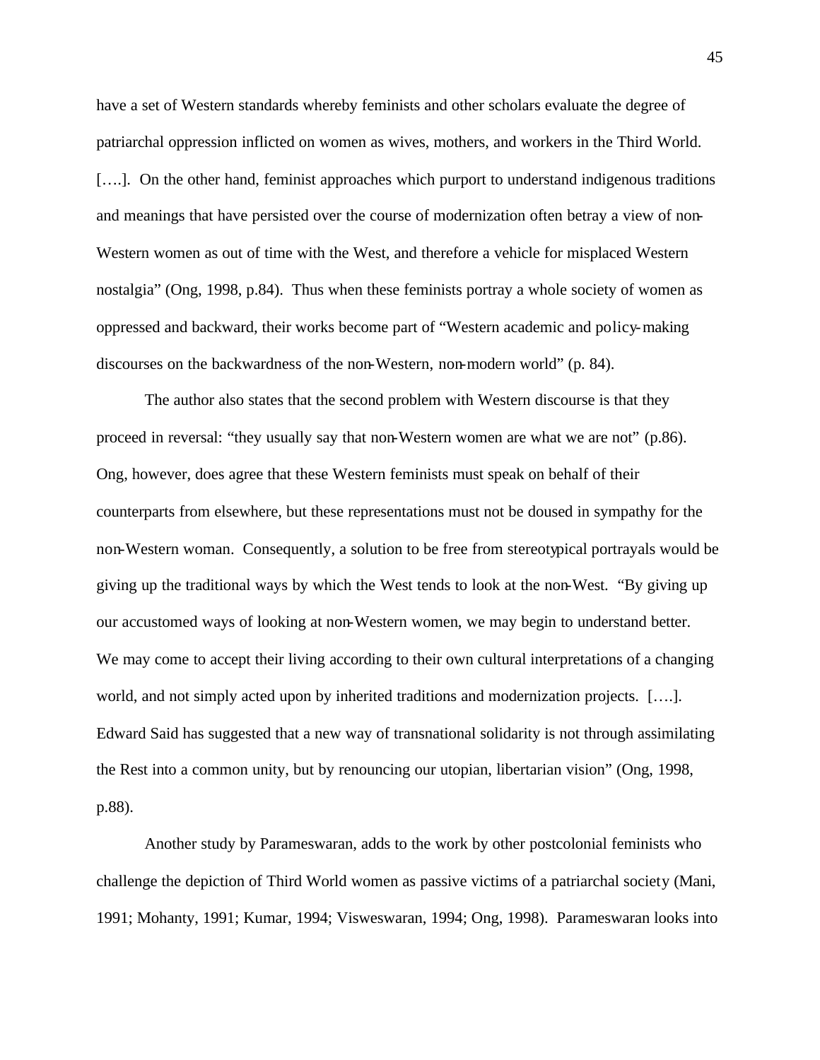have a set of Western standards whereby feminists and other scholars evaluate the degree of patriarchal oppression inflicted on women as wives, mothers, and workers in the Third World. [….]. On the other hand, feminist approaches which purport to understand indigenous traditions and meanings that have persisted over the course of modernization often betray a view of non-Western women as out of time with the West, and therefore a vehicle for misplaced Western nostalgia" (Ong, 1998, p.84). Thus when these feminists portray a whole society of women as oppressed and backward, their works become part of "Western academic and policy-making discourses on the backwardness of the non-Western, non-modern world" (p. 84).

The author also states that the second problem with Western discourse is that they proceed in reversal: "they usually say that non-Western women are what we are not" (p.86). Ong, however, does agree that these Western feminists must speak on behalf of their counterparts from elsewhere, but these representations must not be doused in sympathy for the non-Western woman. Consequently, a solution to be free from stereotypical portrayals would be giving up the traditional ways by which the West tends to look at the non-West. "By giving up our accustomed ways of looking at non-Western women, we may begin to understand better. We may come to accept their living according to their own cultural interpretations of a changing world, and not simply acted upon by inherited traditions and modernization projects. [….]. Edward Said has suggested that a new way of transnational solidarity is not through assimilating the Rest into a common unity, but by renouncing our utopian, libertarian vision" (Ong, 1998, p.88).

Another study by Parameswaran, adds to the work by other postcolonial feminists who challenge the depiction of Third World women as passive victims of a patriarchal society (Mani, 1991; Mohanty, 1991; Kumar, 1994; Visweswaran, 1994; Ong, 1998). Parameswaran looks into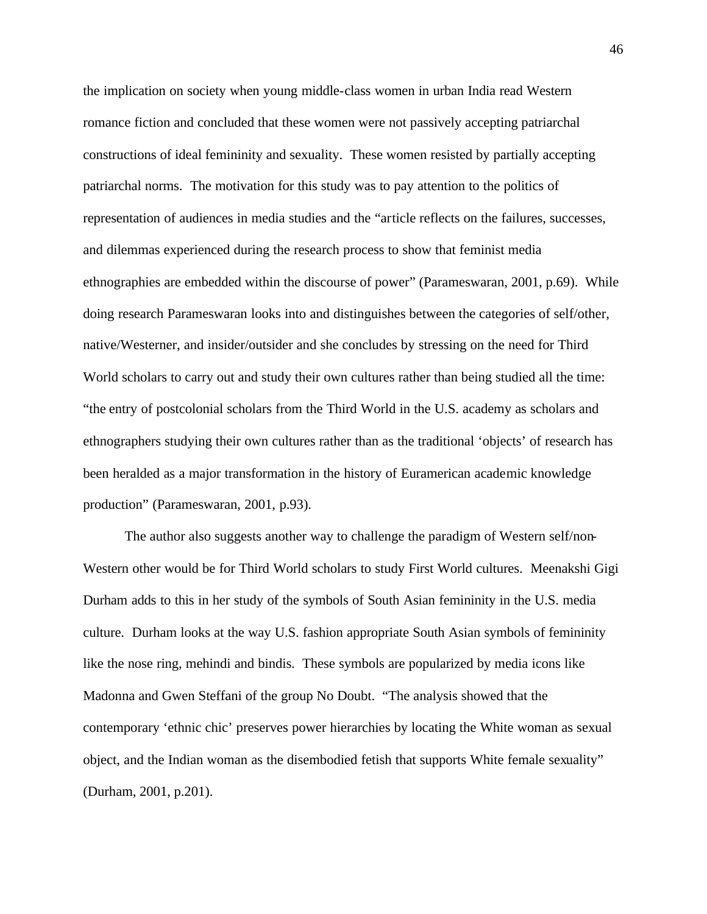the implication on society when young middle-class women in urban India read Western romance fiction and concluded that these women were not passively accepting patriarchal constructions of ideal femininity and sexuality. These women resisted by partially accepting patriarchal norms. The motivation for this study was to pay attention to the politics of representation of audiences in media studies and the "article reflects on the failures, successes, and dilemmas experienced during the research process to show that feminist media ethnographies are embedded within the discourse of power" (Parameswaran, 2001, p.69). While doing research Parameswaran looks into and distinguishes between the categories of self/other, native/Westerner, and insider/outsider and she concludes by stressing on the need for Third World scholars to carry out and study their own cultures rather than being studied all the time: "the entry of postcolonial scholars from the Third World in the U.S. academy as scholars and ethnographers studying their own cultures rather than as the traditional 'objects' of research has been heralded as a major transformation in the history of Euramerican academic knowledge production" (Parameswaran, 2001, p.93).

The author also suggests another way to challenge the paradigm of Western self/non-Western other would be for Third World scholars to study First World cultures. Meenakshi Gigi Durham adds to this in her study of the symbols of South Asian femininity in the U.S. media culture. Durham looks at the way U.S. fashion appropriate South Asian symbols of femininity like the nose ring, mehindi and bindis. These symbols are popularized by media icons like Madonna and Gwen Steffani of the group No Doubt. "The analysis showed that the contemporary 'ethnic chic' preserves power hierarchies by locating the White woman as sexual object, and the Indian woman as the disembodied fetish that supports White female sexuality" (Durham, 2001, p.201).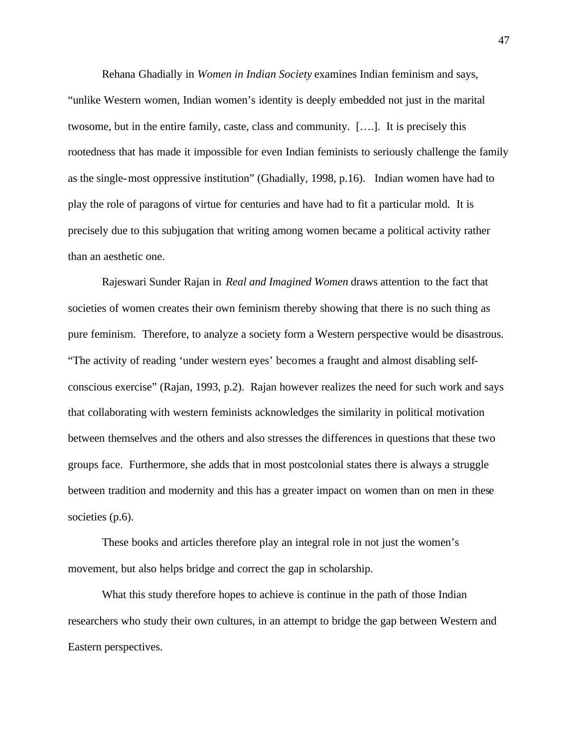Rehana Ghadially in *Women in Indian Society* examines Indian feminism and says, "unlike Western women, Indian women's identity is deeply embedded not just in the marital twosome, but in the entire family, caste, class and community. [….]. It is precisely this rootedness that has made it impossible for even Indian feminists to seriously challenge the family as the single-most oppressive institution" (Ghadially, 1998, p.16). Indian women have had to play the role of paragons of virtue for centuries and have had to fit a particular mold. It is precisely due to this subjugation that writing among women became a political activity rather than an aesthetic one.

Rajeswari Sunder Rajan in *Real and Imagined Women* draws attention to the fact that societies of women creates their own feminism thereby showing that there is no such thing as pure feminism. Therefore, to analyze a society form a Western perspective would be disastrous. "The activity of reading 'under western eyes' becomes a fraught and almost disabling self-conscious exercise" (Rajan, 1993, p.2). Rajan however realizes the need for such work and says that collaborating with western feminists acknowledges the similarity in political motivation between themselves and the others and also stresses the differences in questions that these two groups face. Furthermore, she adds that in most postcolonial states there is always a struggle between tradition and modernity and this has a greater impact on women than on men in these societies (p.6).

These books and articles therefore play an integral role in not just the women's movement, but also helps bridge and correct the gap in scholarship.

What this study therefore hopes to achieve is continue in the path of those Indian researchers who study their own cultures, in an attempt to bridge the gap between Western and Eastern perspectives.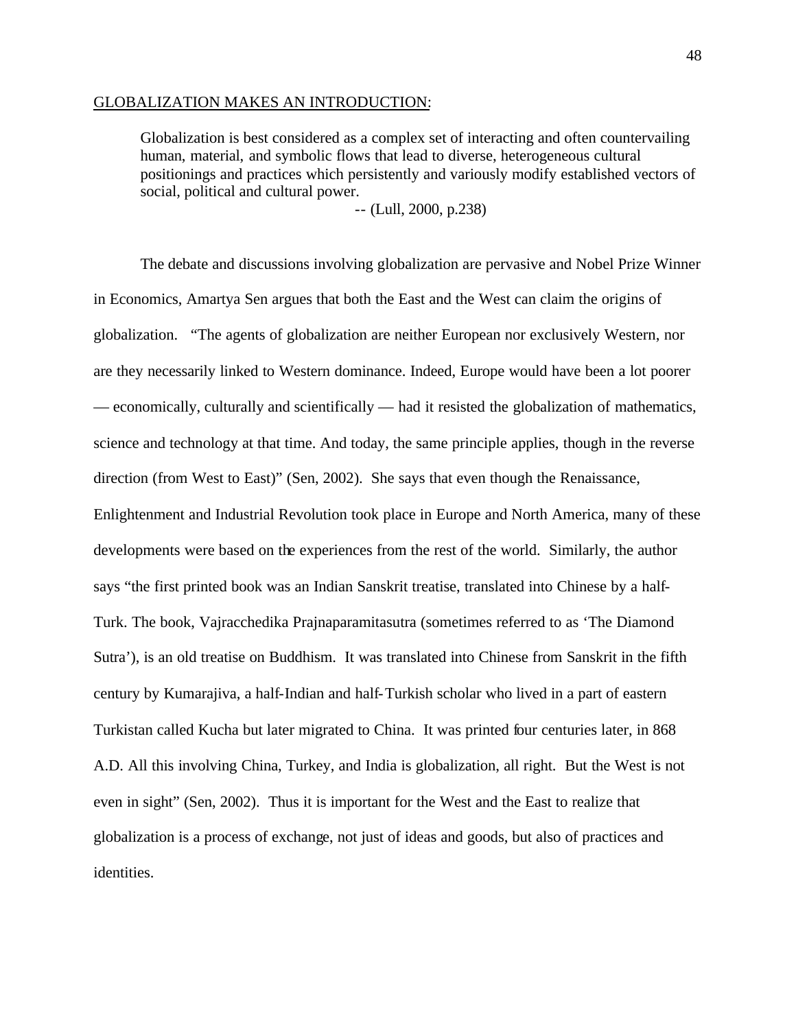GLOBALIZATION MAKES AN INTRODUCTION:

> Globalization is best considered as a complex set of interacting and often countervailing human, material, and symbolic flows that lead to diverse, heterogeneous cultural positionings and practices which persistently and variously modify established vectors of social, political and cultural power.
>
> -- (Lull, 2000, p.238)

The debate and discussions involving globalization are pervasive and Nobel Prize Winner in Economics, Amartya Sen argues that both the East and the West can claim the origins of globalization. "The agents of globalization are neither European nor exclusively Western, nor are they necessarily linked to Western dominance. Indeed, Europe would have been a lot poorer — economically, culturally and scientifically — had it resisted the globalization of mathematics, science and technology at that time. And today, the same principle applies, though in the reverse direction (from West to East)" (Sen, 2002). She says that even though the Renaissance, Enlightenment and Industrial Revolution took place in Europe and North America, many of these developments were based on the experiences from the rest of the world. Similarly, the author says "the first printed book was an Indian Sanskrit treatise, translated into Chinese by a half-Turk. The book, Vajracchedika Prajnaparamitasutra (sometimes referred to as 'The Diamond Sutra'), is an old treatise on Buddhism. It was translated into Chinese from Sanskrit in the fifth century by Kumarajiva, a half-Indian and half-Turkish scholar who lived in a part of eastern Turkistan called Kucha but later migrated to China. It was printed four centuries later, in 868 A.D. All this involving China, Turkey, and India is globalization, all right. But the West is not even in sight" (Sen, 2002). Thus it is important for the West and the East to realize that globalization is a process of exchange, not just of ideas and goods, but also of practices and identities.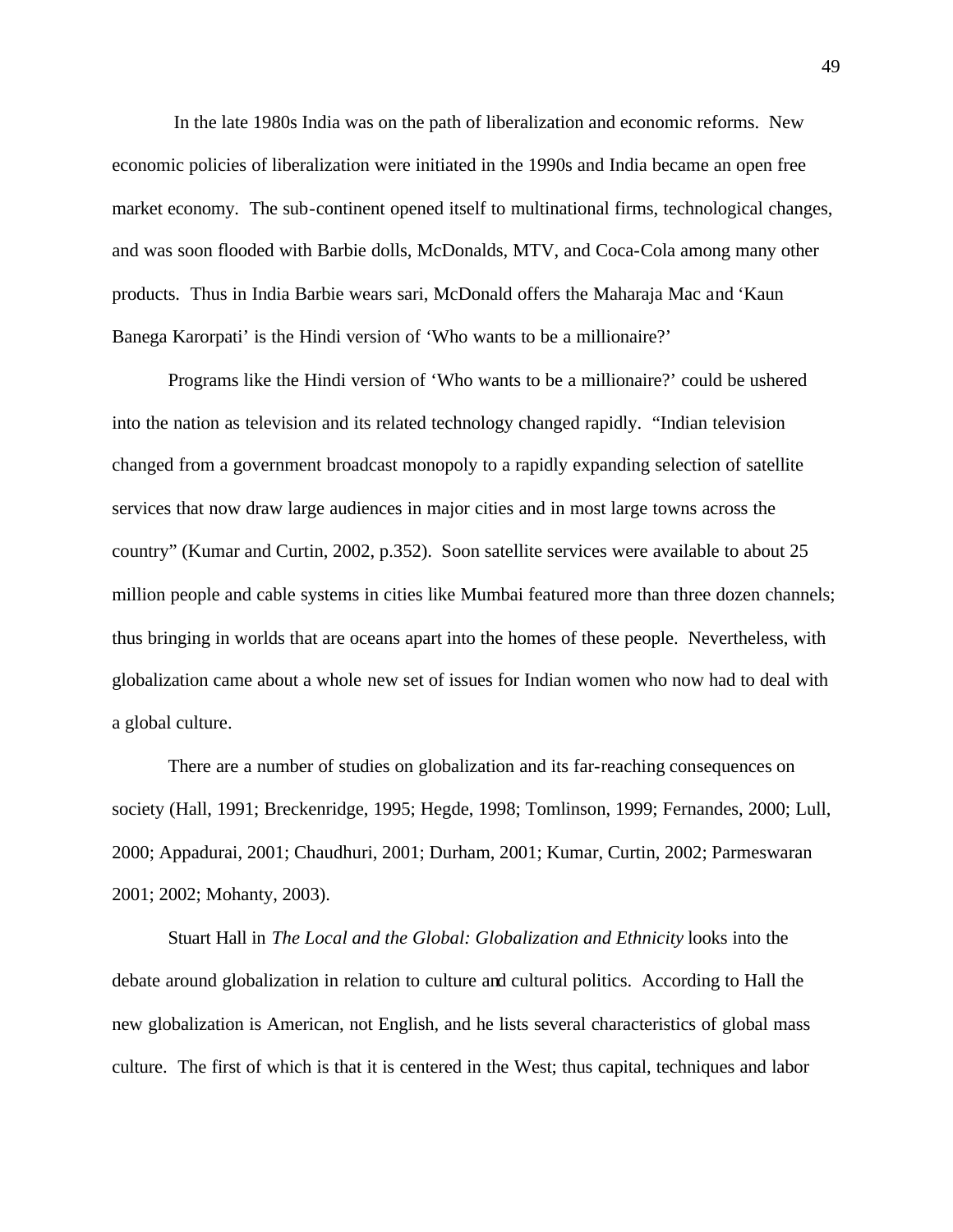In the late 1980s India was on the path of liberalization and economic reforms. New economic policies of liberalization were initiated in the 1990s and India became an open free market economy. The sub-continent opened itself to multinational firms, technological changes, and was soon flooded with Barbie dolls, McDonalds, MTV, and Coca-Cola among many other products. Thus in India Barbie wears sari, McDonald offers the Maharaja Mac and 'Kaun Banega Karorpati' is the Hindi version of 'Who wants to be a millionaire?'

Programs like the Hindi version of 'Who wants to be a millionaire?' could be ushered into the nation as television and its related technology changed rapidly. "Indian television changed from a government broadcast monopoly to a rapidly expanding selection of satellite services that now draw large audiences in major cities and in most large towns across the country" (Kumar and Curtin, 2002, p.352). Soon satellite services were available to about 25 million people and cable systems in cities like Mumbai featured more than three dozen channels; thus bringing in worlds that are oceans apart into the homes of these people. Nevertheless, with globalization came about a whole new set of issues for Indian women who now had to deal with a global culture.

There are a number of studies on globalization and its far-reaching consequences on society (Hall, 1991; Breckenridge, 1995; Hegde, 1998; Tomlinson, 1999; Fernandes, 2000; Lull, 2000; Appadurai, 2001; Chaudhuri, 2001; Durham, 2001; Kumar, Curtin, 2002; Parmeswaran 2001; 2002; Mohanty, 2003).

Stuart Hall in *The Local and the Global: Globalization and Ethnicity* looks into the debate around globalization in relation to culture and cultural politics. According to Hall the new globalization is American, not English, and he lists several characteristics of global mass culture. The first of which is that it is centered in the West; thus capital, techniques and labor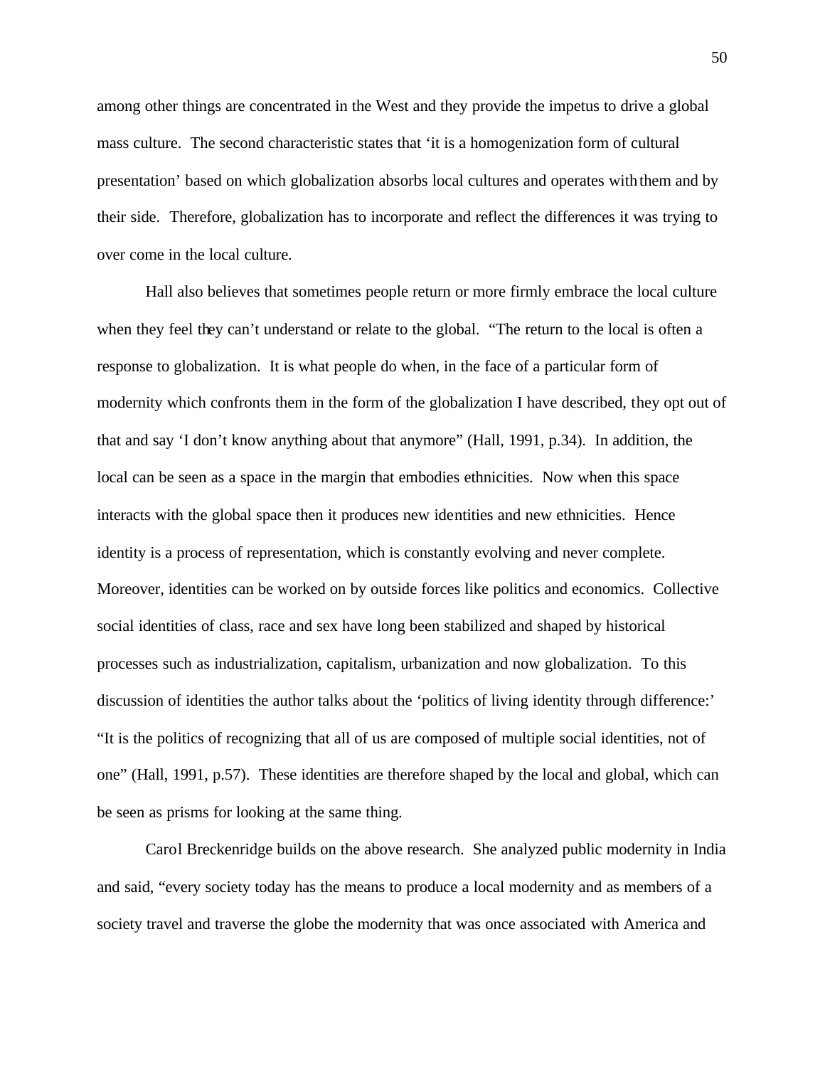among other things are concentrated in the West and they provide the impetus to drive a global mass culture. The second characteristic states that 'it is a homogenization form of cultural presentation' based on which globalization absorbs local cultures and operates with them and by their side. Therefore, globalization has to incorporate and reflect the differences it was trying to over come in the local culture.

Hall also believes that sometimes people return or more firmly embrace the local culture when they feel they can't understand or relate to the global. "The return to the local is often a response to globalization. It is what people do when, in the face of a particular form of modernity which confronts them in the form of the globalization I have described, they opt out of that and say 'I don't know anything about that anymore" (Hall, 1991, p.34). In addition, the local can be seen as a space in the margin that embodies ethnicities. Now when this space interacts with the global space then it produces new identities and new ethnicities. Hence identity is a process of representation, which is constantly evolving and never complete. Moreover, identities can be worked on by outside forces like politics and economics. Collective social identities of class, race and sex have long been stabilized and shaped by historical processes such as industrialization, capitalism, urbanization and now globalization. To this discussion of identities the author talks about the 'politics of living identity through difference:' "It is the politics of recognizing that all of us are composed of multiple social identities, not of one" (Hall, 1991, p.57). These identities are therefore shaped by the local and global, which can be seen as prisms for looking at the same thing.

Carol Breckenridge builds on the above research. She analyzed public modernity in India and said, "every society today has the means to produce a local modernity and as members of a society travel and traverse the globe the modernity that was once associated with America and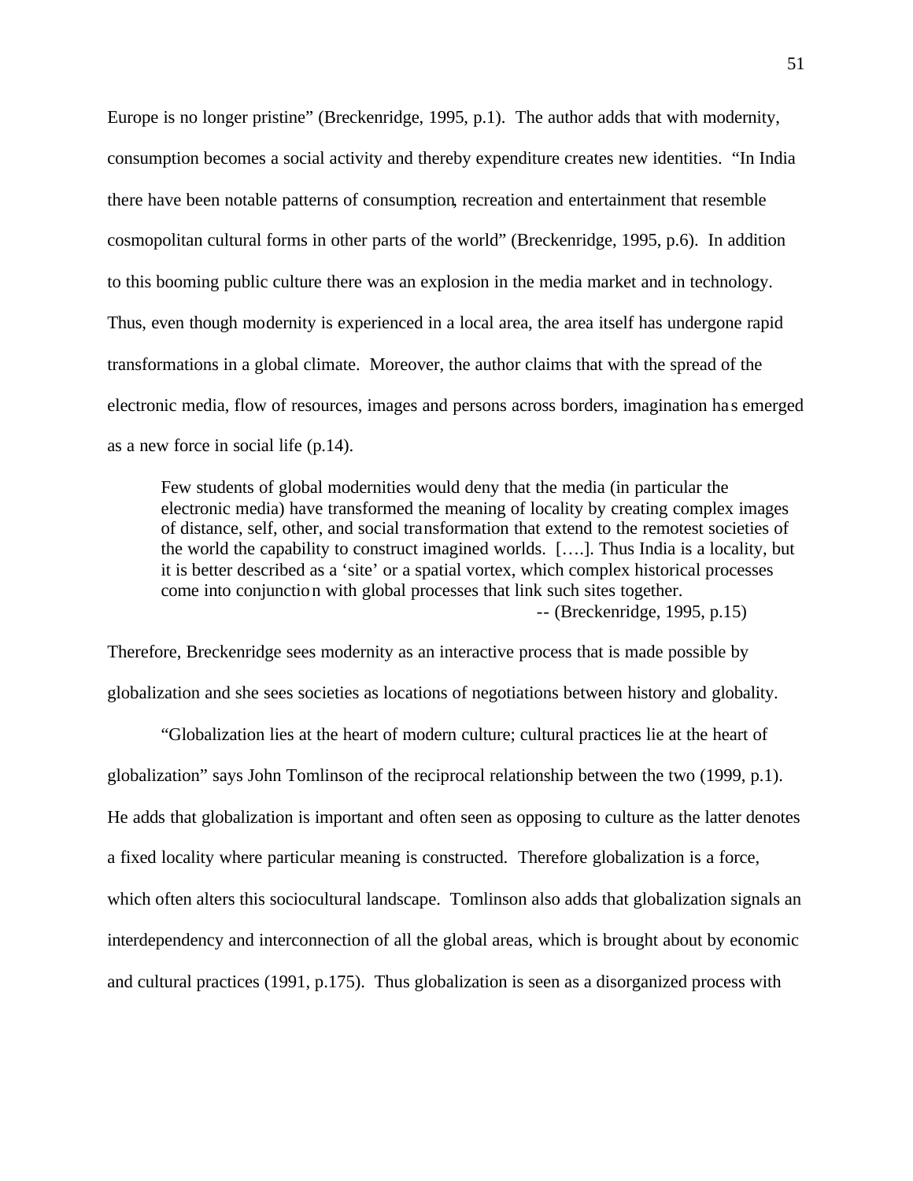Europe is no longer pristine" (Breckenridge, 1995, p.1). The author adds that with modernity, consumption becomes a social activity and thereby expenditure creates new identities. "In India there have been notable patterns of consumption, recreation and entertainment that resemble cosmopolitan cultural forms in other parts of the world" (Breckenridge, 1995, p.6). In addition to this booming public culture there was an explosion in the media market and in technology. Thus, even though modernity is experienced in a local area, the area itself has undergone rapid transformations in a global climate. Moreover, the author claims that with the spread of the electronic media, flow of resources, images and persons across borders, imagination has emerged as a new force in social life (p.14).

> Few students of global modernities would deny that the media (in particular the electronic media) have transformed the meaning of locality by creating complex images of distance, self, other, and social transformation that extend to the remotest societies of the world the capability to construct imagined worlds. [….]. Thus India is a locality, but it is better described as a 'site' or a spatial vortex, which complex historical processes come into conjunction with global processes that link such sites together.
>
> -- (Breckenridge, 1995, p.15)

Therefore, Breckenridge sees modernity as an interactive process that is made possible by globalization and she sees societies as locations of negotiations between history and globality.

"Globalization lies at the heart of modern culture; cultural practices lie at the heart of globalization" says John Tomlinson of the reciprocal relationship between the two (1999, p.1). He adds that globalization is important and often seen as opposing to culture as the latter denotes a fixed locality where particular meaning is constructed. Therefore globalization is a force, which often alters this sociocultural landscape. Tomlinson also adds that globalization signals an interdependency and interconnection of all the global areas, which is brought about by economic and cultural practices (1991, p.175). Thus globalization is seen as a disorganized process with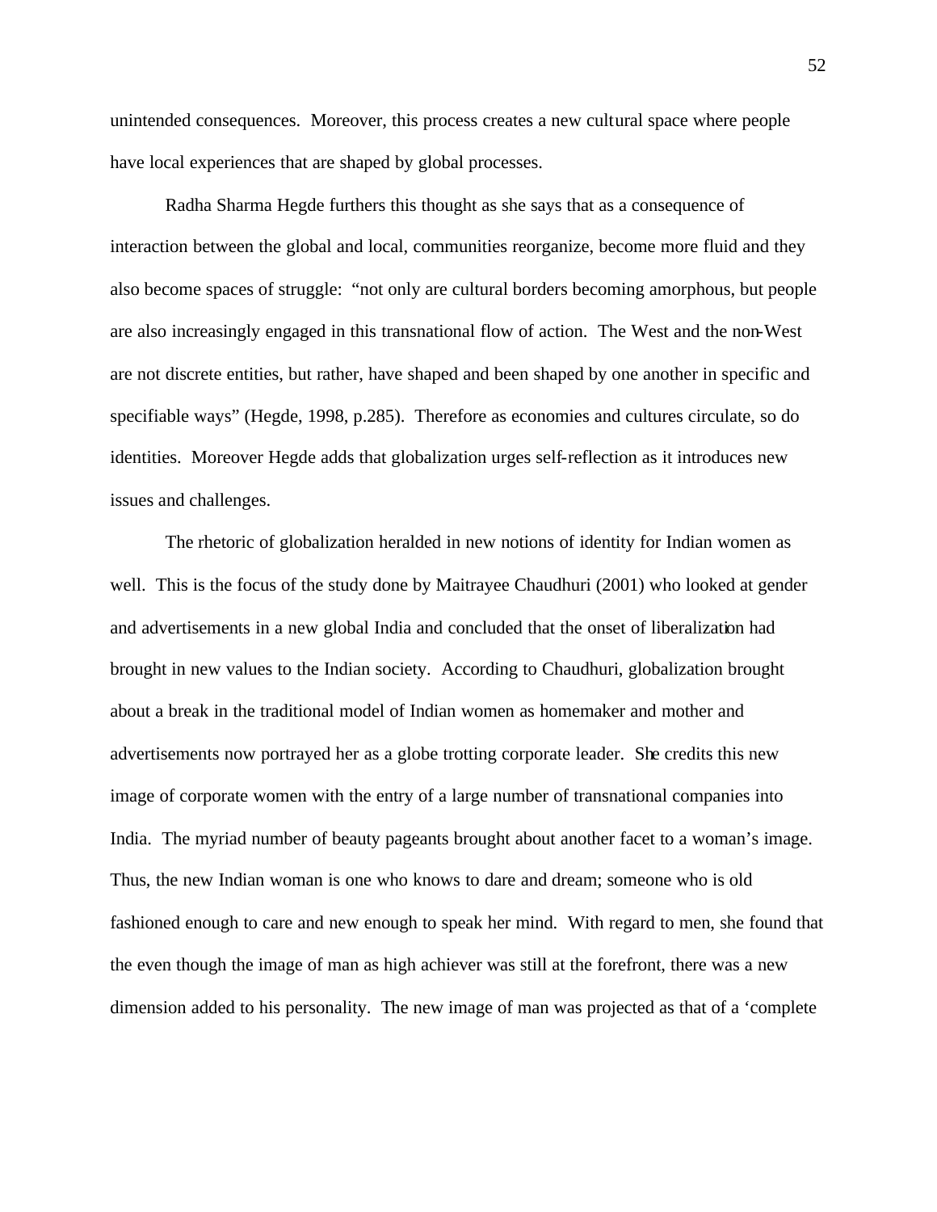unintended consequences. Moreover, this process creates a new cultural space where people have local experiences that are shaped by global processes.

Radha Sharma Hegde furthers this thought as she says that as a consequence of interaction between the global and local, communities reorganize, become more fluid and they also become spaces of struggle: "not only are cultural borders becoming amorphous, but people are also increasingly engaged in this transnational flow of action. The West and the non-West are not discrete entities, but rather, have shaped and been shaped by one another in specific and specifiable ways" (Hegde, 1998, p.285). Therefore as economies and cultures circulate, so do identities. Moreover Hegde adds that globalization urges self-reflection as it introduces new issues and challenges.

The rhetoric of globalization heralded in new notions of identity for Indian women as well. This is the focus of the study done by Maitrayee Chaudhuri (2001) who looked at gender and advertisements in a new global India and concluded that the onset of liberalization had brought in new values to the Indian society. According to Chaudhuri, globalization brought about a break in the traditional model of Indian women as homemaker and mother and advertisements now portrayed her as a globe trotting corporate leader. She credits this new image of corporate women with the entry of a large number of transnational companies into India. The myriad number of beauty pageants brought about another facet to a woman's image. Thus, the new Indian woman is one who knows to dare and dream; someone who is old fashioned enough to care and new enough to speak her mind. With regard to men, she found that the even though the image of man as high achiever was still at the forefront, there was a new dimension added to his personality. The new image of man was projected as that of a 'complete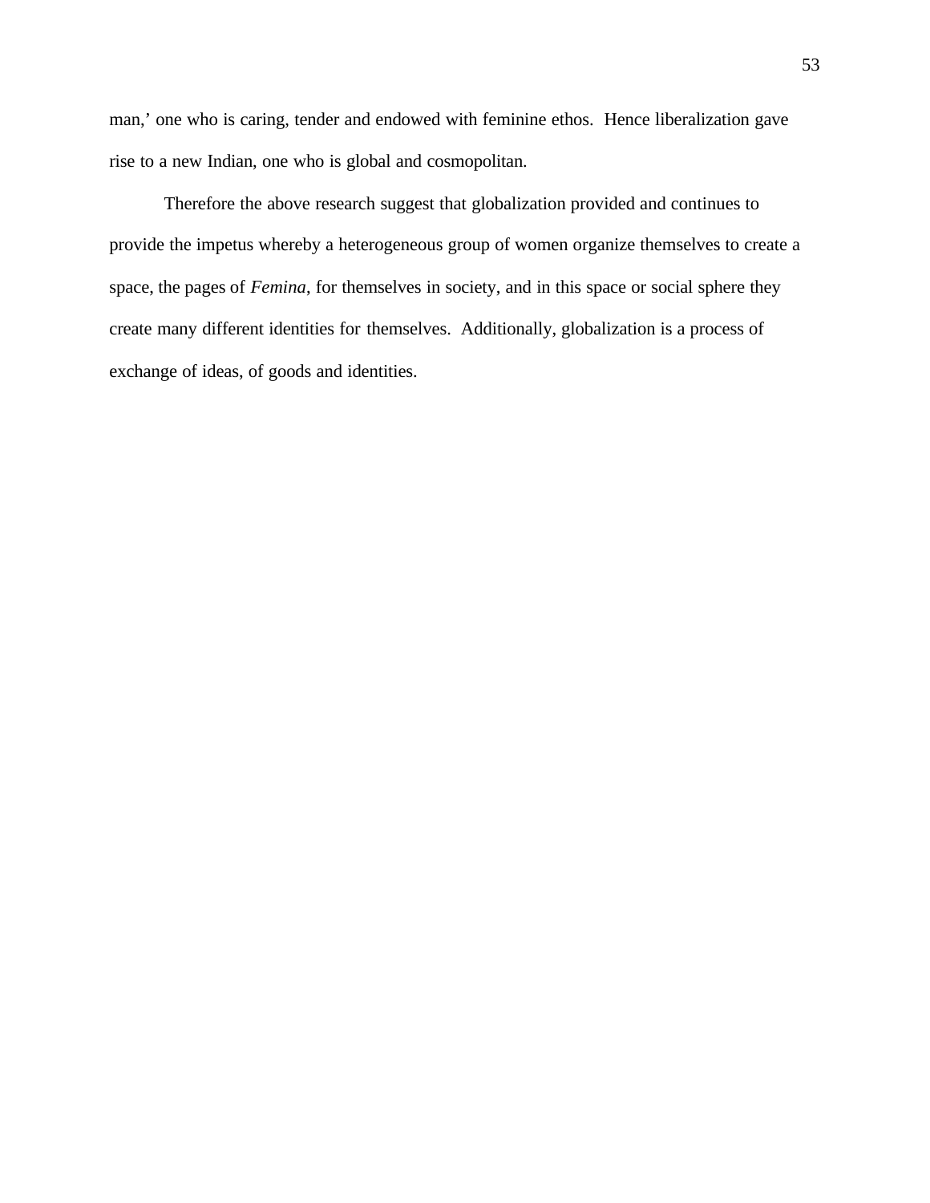man,' one who is caring, tender and endowed with feminine ethos. Hence liberalization gave rise to a new Indian, one who is global and cosmopolitan.

Therefore the above research suggest that globalization provided and continues to provide the impetus whereby a heterogeneous group of women organize themselves to create a space, the pages of *Femina*, for themselves in society, and in this space or social sphere they create many different identities for themselves. Additionally, globalization is a process of exchange of ideas, of goods and identities.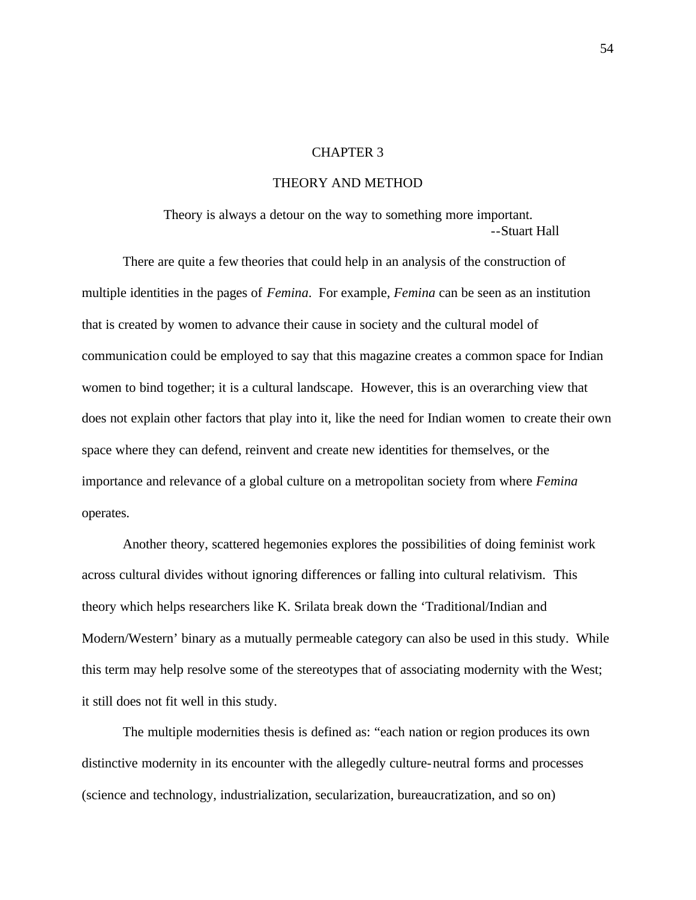# CHAPTER 3

## THEORY AND METHOD

> Theory is always a detour on the way to something more important.
> --Stuart Hall

There are quite a few theories that could help in an analysis of the construction of multiple identities in the pages of *Femina*. For example, *Femina* can be seen as an institution that is created by women to advance their cause in society and the cultural model of communication could be employed to say that this magazine creates a common space for Indian women to bind together; it is a cultural landscape. However, this is an overarching view that does not explain other factors that play into it, like the need for Indian women to create their own space where they can defend, reinvent and create new identities for themselves, or the importance and relevance of a global culture on a metropolitan society from where *Femina* operates.

Another theory, scattered hegemonies explores the possibilities of doing feminist work across cultural divides without ignoring differences or falling into cultural relativism. This theory which helps researchers like K. Srilata break down the 'Traditional/Indian and Modern/Western' binary as a mutually permeable category can also be used in this study. While this term may help resolve some of the stereotypes that of associating modernity with the West; it still does not fit well in this study.

The multiple modernities thesis is defined as: "each nation or region produces its own distinctive modernity in its encounter with the allegedly culture-neutral forms and processes (science and technology, industrialization, secularization, bureaucratization, and so on)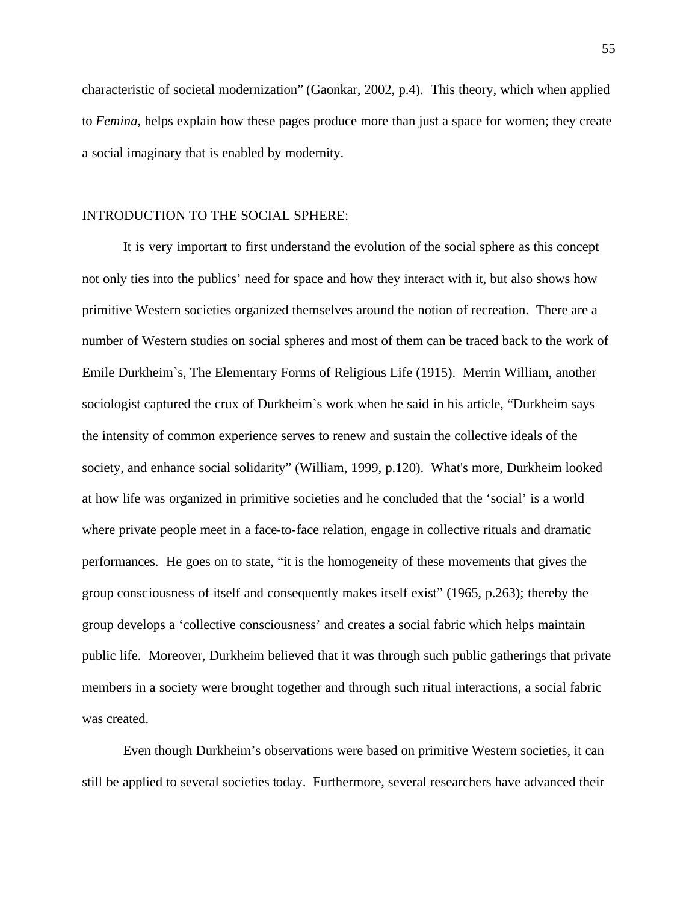characteristic of societal modernization" (Gaonkar, 2002, p.4). This theory, which when applied to *Femina*, helps explain how these pages produce more than just a space for women; they create a social imaginary that is enabled by modernity.

## INTRODUCTION TO THE SOCIAL SPHERE:

It is very important to first understand the evolution of the social sphere as this concept not only ties into the publics' need for space and how they interact with it, but also shows how primitive Western societies organized themselves around the notion of recreation. There are a number of Western studies on social spheres and most of them can be traced back to the work of Emile Durkheim`s, The Elementary Forms of Religious Life (1915). Merrin William, another sociologist captured the crux of Durkheim`s work when he said in his article, "Durkheim says the intensity of common experience serves to renew and sustain the collective ideals of the society, and enhance social solidarity" (William, 1999, p.120). What's more, Durkheim looked at how life was organized in primitive societies and he concluded that the 'social' is a world where private people meet in a face-to-face relation, engage in collective rituals and dramatic performances. He goes on to state, "it is the homogeneity of these movements that gives the group consciousness of itself and consequently makes itself exist" (1965, p.263); thereby the group develops a 'collective consciousness' and creates a social fabric which helps maintain public life. Moreover, Durkheim believed that it was through such public gatherings that private members in a society were brought together and through such ritual interactions, a social fabric was created.

Even though Durkheim's observations were based on primitive Western societies, it can still be applied to several societies today. Furthermore, several researchers have advanced their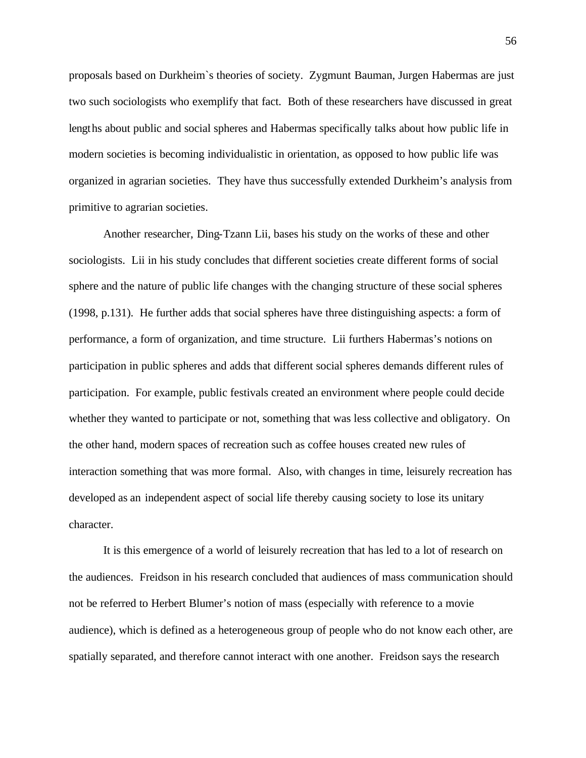proposals based on Durkheim`s theories of society. Zygmunt Bauman, Jurgen Habermas are just two such sociologists who exemplify that fact. Both of these researchers have discussed in great lengths about public and social spheres and Habermas specifically talks about how public life in modern societies is becoming individualistic in orientation, as opposed to how public life was organized in agrarian societies. They have thus successfully extended Durkheim's analysis from primitive to agrarian societies.

Another researcher, Ding-Tzann Lii, bases his study on the works of these and other sociologists. Lii in his study concludes that different societies create different forms of social sphere and the nature of public life changes with the changing structure of these social spheres (1998, p.131). He further adds that social spheres have three distinguishing aspects: a form of performance, a form of organization, and time structure. Lii furthers Habermas's notions on participation in public spheres and adds that different social spheres demands different rules of participation. For example, public festivals created an environment where people could decide whether they wanted to participate or not, something that was less collective and obligatory. On the other hand, modern spaces of recreation such as coffee houses created new rules of interaction something that was more formal. Also, with changes in time, leisurely recreation has developed as an independent aspect of social life thereby causing society to lose its unitary character.

It is this emergence of a world of leisurely recreation that has led to a lot of research on the audiences. Freidson in his research concluded that audiences of mass communication should not be referred to Herbert Blumer's notion of mass (especially with reference to a movie audience), which is defined as a heterogeneous group of people who do not know each other, are spatially separated, and therefore cannot interact with one another. Freidson says the research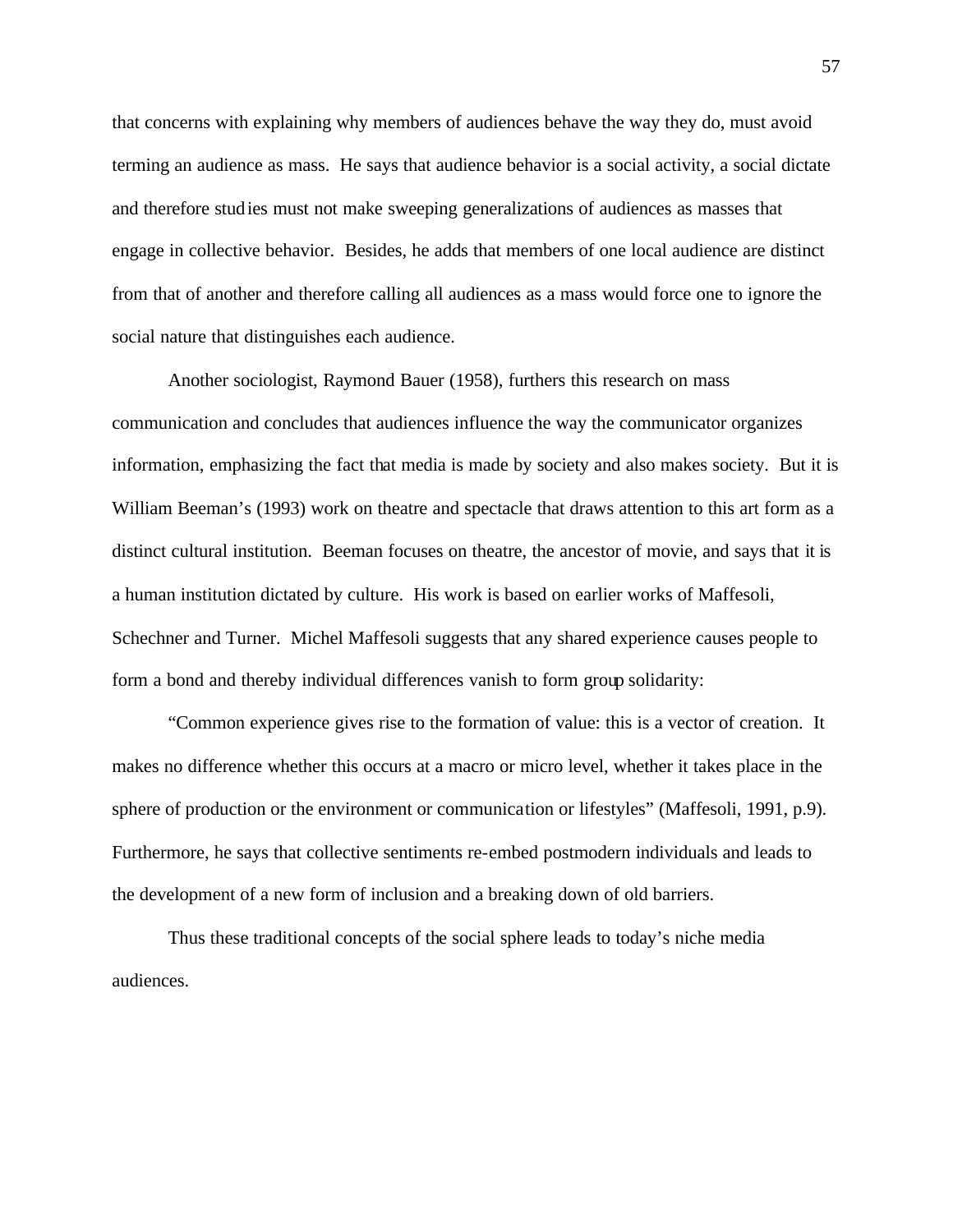that concerns with explaining why members of audiences behave the way they do, must avoid terming an audience as mass. He says that audience behavior is a social activity, a social dictate and therefore studies must not make sweeping generalizations of audiences as masses that engage in collective behavior. Besides, he adds that members of one local audience are distinct from that of another and therefore calling all audiences as a mass would force one to ignore the social nature that distinguishes each audience.

Another sociologist, Raymond Bauer (1958), furthers this research on mass communication and concludes that audiences influence the way the communicator organizes information, emphasizing the fact that media is made by society and also makes society. But it is William Beeman's (1993) work on theatre and spectacle that draws attention to this art form as a distinct cultural institution. Beeman focuses on theatre, the ancestor of movie, and says that it is a human institution dictated by culture. His work is based on earlier works of Maffesoli, Schechner and Turner. Michel Maffesoli suggests that any shared experience causes people to form a bond and thereby individual differences vanish to form group solidarity:

"Common experience gives rise to the formation of value: this is a vector of creation. It makes no difference whether this occurs at a macro or micro level, whether it takes place in the sphere of production or the environment or communication or lifestyles" (Maffesoli, 1991, p.9). Furthermore, he says that collective sentiments re-embed postmodern individuals and leads to the development of a new form of inclusion and a breaking down of old barriers.

Thus these traditional concepts of the social sphere leads to today's niche media audiences.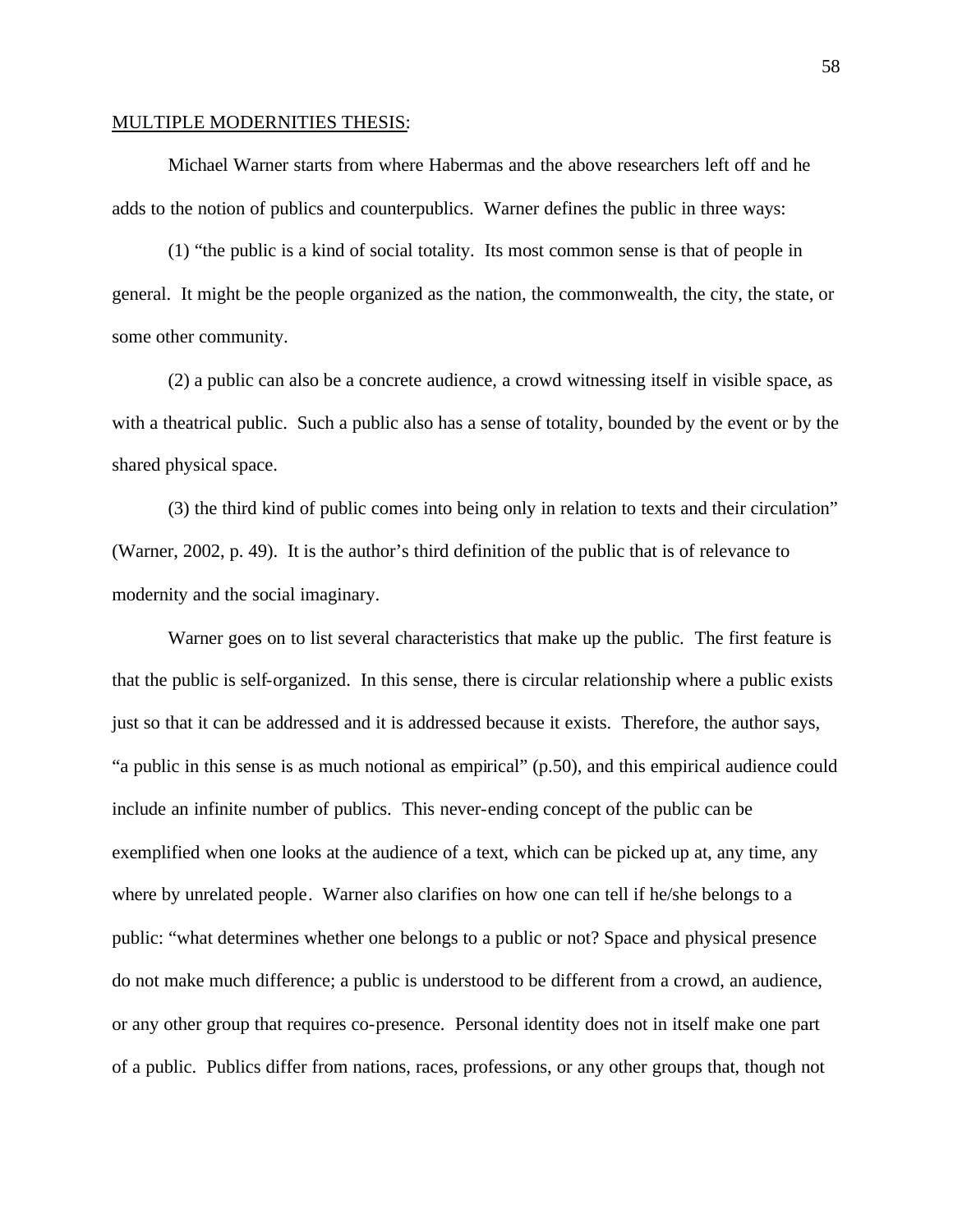MULTIPLE MODERNITIES THESIS:

Michael Warner starts from where Habermas and the above researchers left off and he adds to the notion of publics and counterpublics. Warner defines the public in three ways:

(1) "the public is a kind of social totality. Its most common sense is that of people in general. It might be the people organized as the nation, the commonwealth, the city, the state, or some other community.

(2) a public can also be a concrete audience, a crowd witnessing itself in visible space, as with a theatrical public. Such a public also has a sense of totality, bounded by the event or by the shared physical space.

(3) the third kind of public comes into being only in relation to texts and their circulation" (Warner, 2002, p. 49). It is the author's third definition of the public that is of relevance to modernity and the social imaginary.

Warner goes on to list several characteristics that make up the public. The first feature is that the public is self-organized. In this sense, there is circular relationship where a public exists just so that it can be addressed and it is addressed because it exists. Therefore, the author says, "a public in this sense is as much notional as empirical" (p.50), and this empirical audience could include an infinite number of publics. This never-ending concept of the public can be exemplified when one looks at the audience of a text, which can be picked up at, any time, any where by unrelated people. Warner also clarifies on how one can tell if he/she belongs to a public: "what determines whether one belongs to a public or not? Space and physical presence do not make much difference; a public is understood to be different from a crowd, an audience, or any other group that requires co-presence. Personal identity does not in itself make one part of a public. Publics differ from nations, races, professions, or any other groups that, though not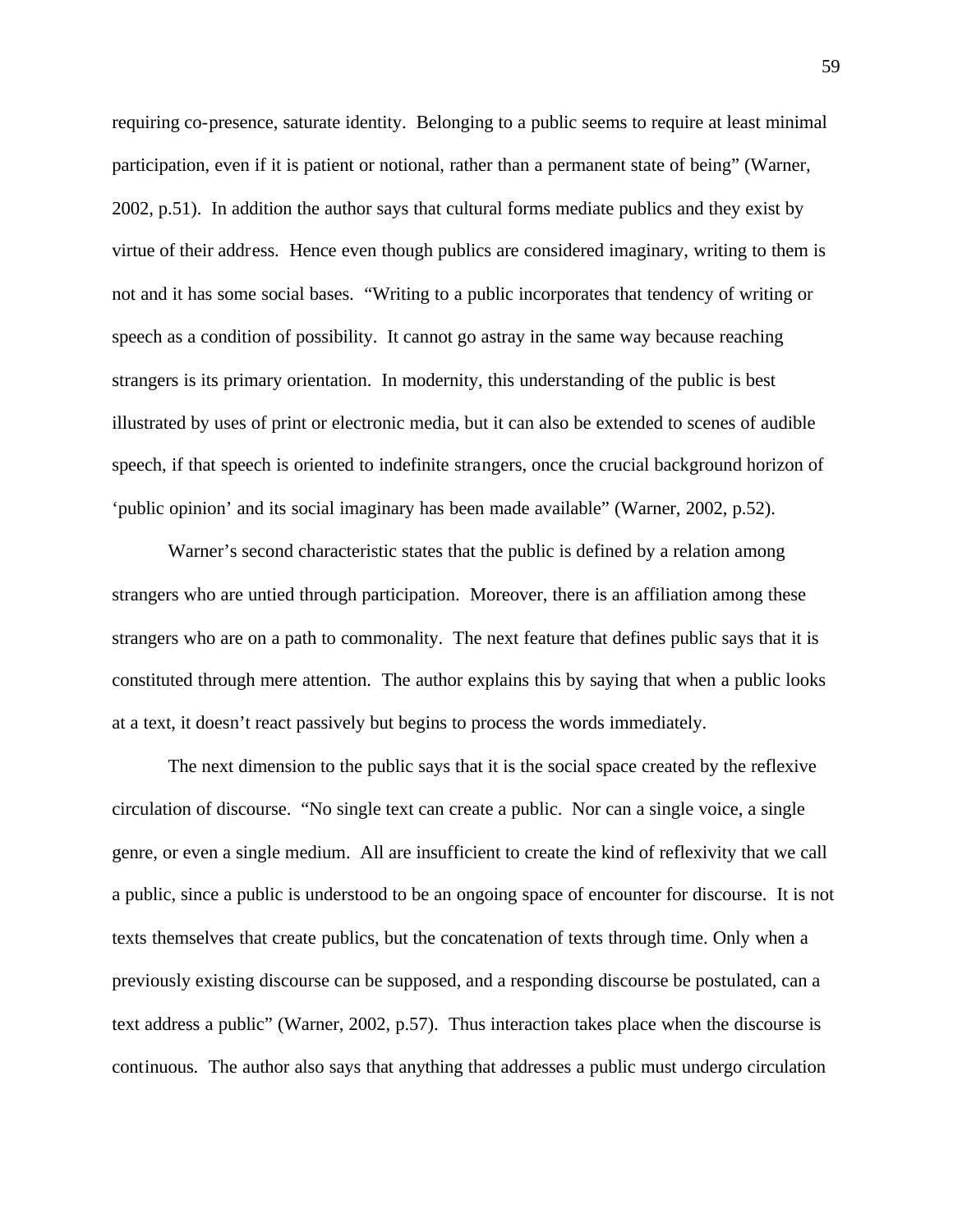requiring co-presence, saturate identity. Belonging to a public seems to require at least minimal participation, even if it is patient or notional, rather than a permanent state of being" (Warner, 2002, p.51). In addition the author says that cultural forms mediate publics and they exist by virtue of their address. Hence even though publics are considered imaginary, writing to them is not and it has some social bases. "Writing to a public incorporates that tendency of writing or speech as a condition of possibility. It cannot go astray in the same way because reaching strangers is its primary orientation. In modernity, this understanding of the public is best illustrated by uses of print or electronic media, but it can also be extended to scenes of audible speech, if that speech is oriented to indefinite strangers, once the crucial background horizon of 'public opinion' and its social imaginary has been made available" (Warner, 2002, p.52).

Warner's second characteristic states that the public is defined by a relation among strangers who are untied through participation. Moreover, there is an affiliation among these strangers who are on a path to commonality. The next feature that defines public says that it is constituted through mere attention. The author explains this by saying that when a public looks at a text, it doesn't react passively but begins to process the words immediately.

The next dimension to the public says that it is the social space created by the reflexive circulation of discourse. "No single text can create a public. Nor can a single voice, a single genre, or even a single medium. All are insufficient to create the kind of reflexivity that we call a public, since a public is understood to be an ongoing space of encounter for discourse. It is not texts themselves that create publics, but the concatenation of texts through time. Only when a previously existing discourse can be supposed, and a responding discourse be postulated, can a text address a public" (Warner, 2002, p.57). Thus interaction takes place when the discourse is continuous. The author also says that anything that addresses a public must undergo circulation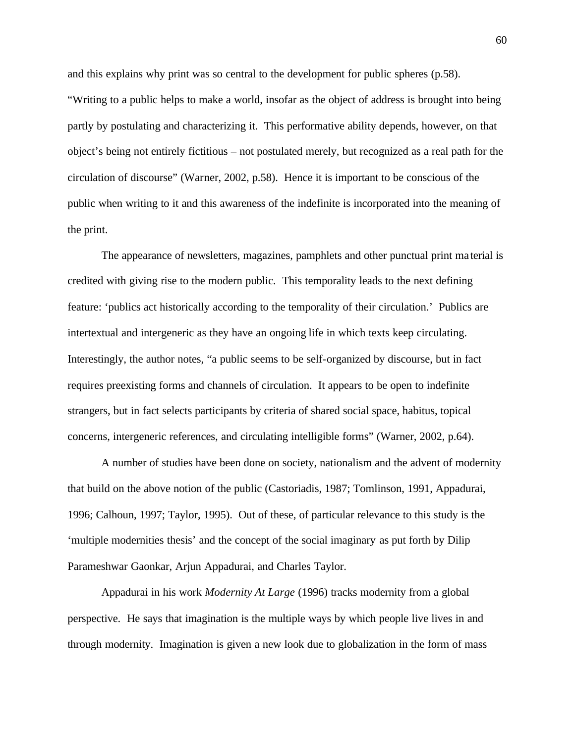and this explains why print was so central to the development for public spheres (p.58). "Writing to a public helps to make a world, insofar as the object of address is brought into being partly by postulating and characterizing it. This performative ability depends, however, on that object's being not entirely fictitious – not postulated merely, but recognized as a real path for the circulation of discourse" (Warner, 2002, p.58). Hence it is important to be conscious of the public when writing to it and this awareness of the indefinite is incorporated into the meaning of the print.

The appearance of newsletters, magazines, pamphlets and other punctual print material is credited with giving rise to the modern public. This temporality leads to the next defining feature: 'publics act historically according to the temporality of their circulation.' Publics are intertextual and intergeneric as they have an ongoing life in which texts keep circulating. Interestingly, the author notes, "a public seems to be self-organized by discourse, but in fact requires preexisting forms and channels of circulation. It appears to be open to indefinite strangers, but in fact selects participants by criteria of shared social space, habitus, topical concerns, intergeneric references, and circulating intelligible forms" (Warner, 2002, p.64).

A number of studies have been done on society, nationalism and the advent of modernity that build on the above notion of the public (Castoriadis, 1987; Tomlinson, 1991, Appadurai, 1996; Calhoun, 1997; Taylor, 1995). Out of these, of particular relevance to this study is the 'multiple modernities thesis' and the concept of the social imaginary as put forth by Dilip Parameshwar Gaonkar, Arjun Appadurai, and Charles Taylor.

Appadurai in his work *Modernity At Large* (1996) tracks modernity from a global perspective. He says that imagination is the multiple ways by which people live lives in and through modernity. Imagination is given a new look due to globalization in the form of mass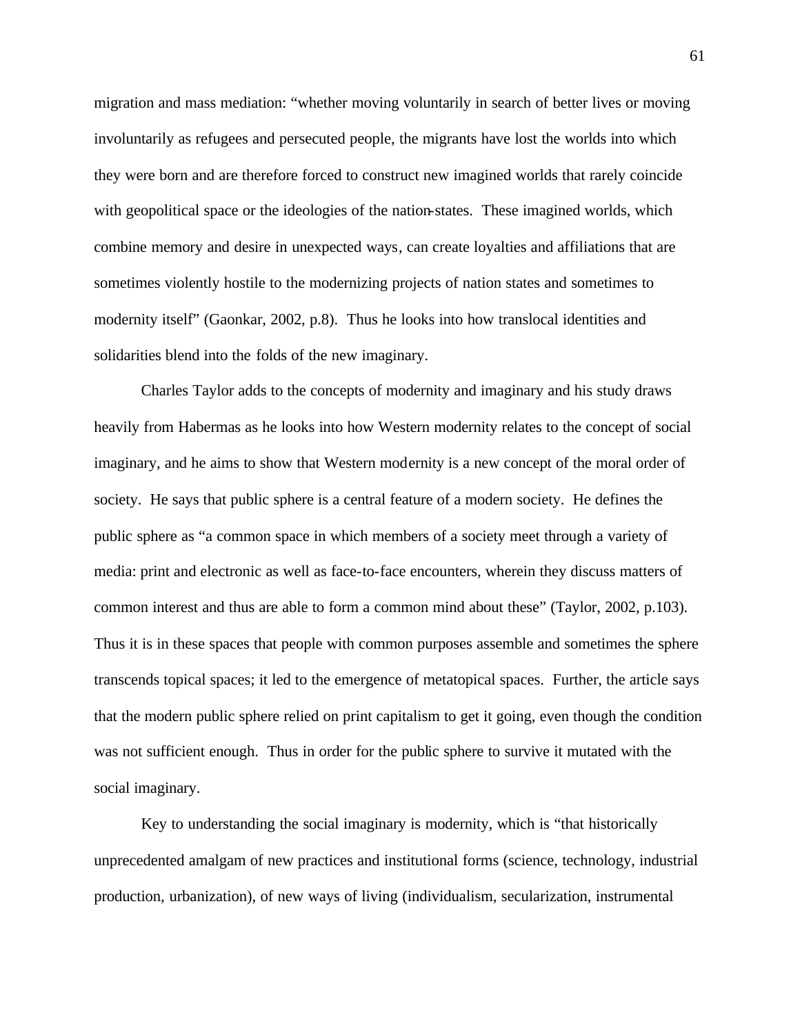migration and mass mediation: "whether moving voluntarily in search of better lives or moving involuntarily as refugees and persecuted people, the migrants have lost the worlds into which they were born and are therefore forced to construct new imagined worlds that rarely coincide with geopolitical space or the ideologies of the nation-states. These imagined worlds, which combine memory and desire in unexpected ways, can create loyalties and affiliations that are sometimes violently hostile to the modernizing projects of nation states and sometimes to modernity itself" (Gaonkar, 2002, p.8). Thus he looks into how translocal identities and solidarities blend into the folds of the new imaginary.

Charles Taylor adds to the concepts of modernity and imaginary and his study draws heavily from Habermas as he looks into how Western modernity relates to the concept of social imaginary, and he aims to show that Western modernity is a new concept of the moral order of society. He says that public sphere is a central feature of a modern society. He defines the public sphere as "a common space in which members of a society meet through a variety of media: print and electronic as well as face-to-face encounters, wherein they discuss matters of common interest and thus are able to form a common mind about these" (Taylor, 2002, p.103). Thus it is in these spaces that people with common purposes assemble and sometimes the sphere transcends topical spaces; it led to the emergence of metatopical spaces. Further, the article says that the modern public sphere relied on print capitalism to get it going, even though the condition was not sufficient enough. Thus in order for the public sphere to survive it mutated with the social imaginary.

Key to understanding the social imaginary is modernity, which is "that historically unprecedented amalgam of new practices and institutional forms (science, technology, industrial production, urbanization), of new ways of living (individualism, secularization, instrumental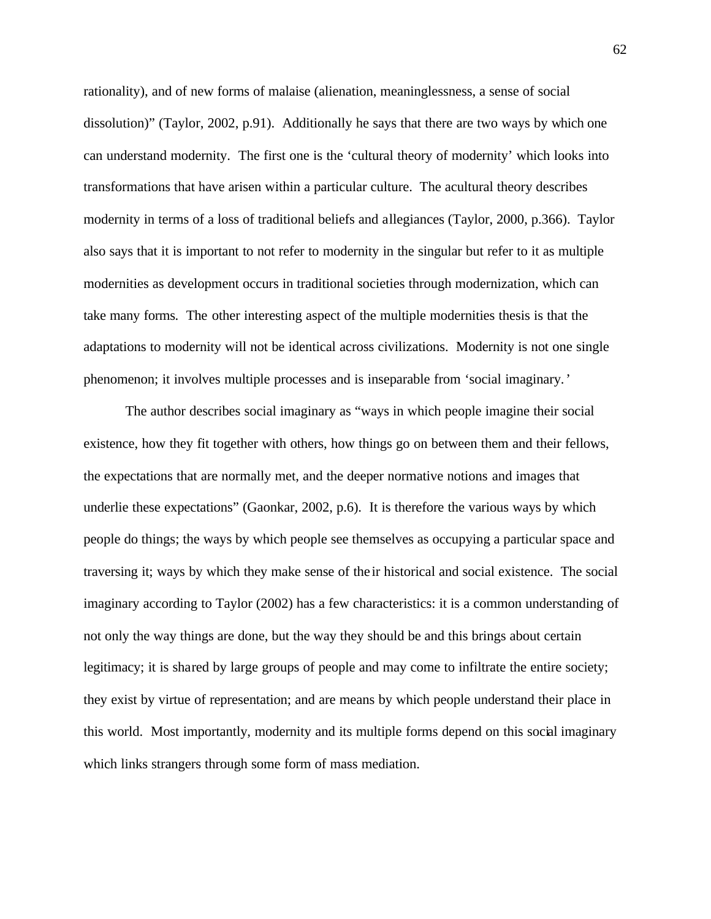rationality), and of new forms of malaise (alienation, meaninglessness, a sense of social dissolution)" (Taylor, 2002, p.91). Additionally he says that there are two ways by which one can understand modernity. The first one is the 'cultural theory of modernity' which looks into transformations that have arisen within a particular culture. The acultural theory describes modernity in terms of a loss of traditional beliefs and allegiances (Taylor, 2000, p.366). Taylor also says that it is important to not refer to modernity in the singular but refer to it as multiple modernities as development occurs in traditional societies through modernization, which can take many forms. The other interesting aspect of the multiple modernities thesis is that the adaptations to modernity will not be identical across civilizations. Modernity is not one single phenomenon; it involves multiple processes and is inseparable from 'social imaginary.'

The author describes social imaginary as "ways in which people imagine their social existence, how they fit together with others, how things go on between them and their fellows, the expectations that are normally met, and the deeper normative notions and images that underlie these expectations" (Gaonkar, 2002, p.6). It is therefore the various ways by which people do things; the ways by which people see themselves as occupying a particular space and traversing it; ways by which they make sense of their historical and social existence. The social imaginary according to Taylor (2002) has a few characteristics: it is a common understanding of not only the way things are done, but the way they should be and this brings about certain legitimacy; it is shared by large groups of people and may come to infiltrate the entire society; they exist by virtue of representation; and are means by which people understand their place in this world. Most importantly, modernity and its multiple forms depend on this social imaginary which links strangers through some form of mass mediation.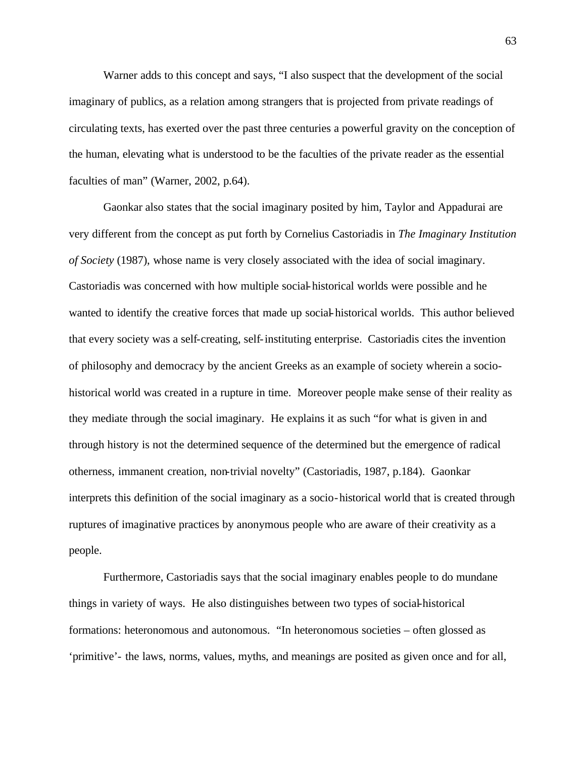Warner adds to this concept and says, "I also suspect that the development of the social imaginary of publics, as a relation among strangers that is projected from private readings of circulating texts, has exerted over the past three centuries a powerful gravity on the conception of the human, elevating what is understood to be the faculties of the private reader as the essential faculties of man" (Warner, 2002, p.64).

Gaonkar also states that the social imaginary posited by him, Taylor and Appadurai are very different from the concept as put forth by Cornelius Castoriadis in *The Imaginary Institution of Society* (1987), whose name is very closely associated with the idea of social imaginary. Castoriadis was concerned with how multiple social-historical worlds were possible and he wanted to identify the creative forces that made up social-historical worlds. This author believed that every society was a self-creating, self-instituting enterprise. Castoriadis cites the invention of philosophy and democracy by the ancient Greeks as an example of society wherein a socio-historical world was created in a rupture in time. Moreover people make sense of their reality as they mediate through the social imaginary. He explains it as such "for what is given in and through history is not the determined sequence of the determined but the emergence of radical otherness, immanent creation, non-trivial novelty" (Castoriadis, 1987, p.184). Gaonkar interprets this definition of the social imaginary as a socio-historical world that is created through ruptures of imaginative practices by anonymous people who are aware of their creativity as a people.

Furthermore, Castoriadis says that the social imaginary enables people to do mundane things in variety of ways. He also distinguishes between two types of social-historical formations: heteronomous and autonomous. "In heteronomous societies – often glossed as 'primitive'- the laws, norms, values, myths, and meanings are posited as given once and for all,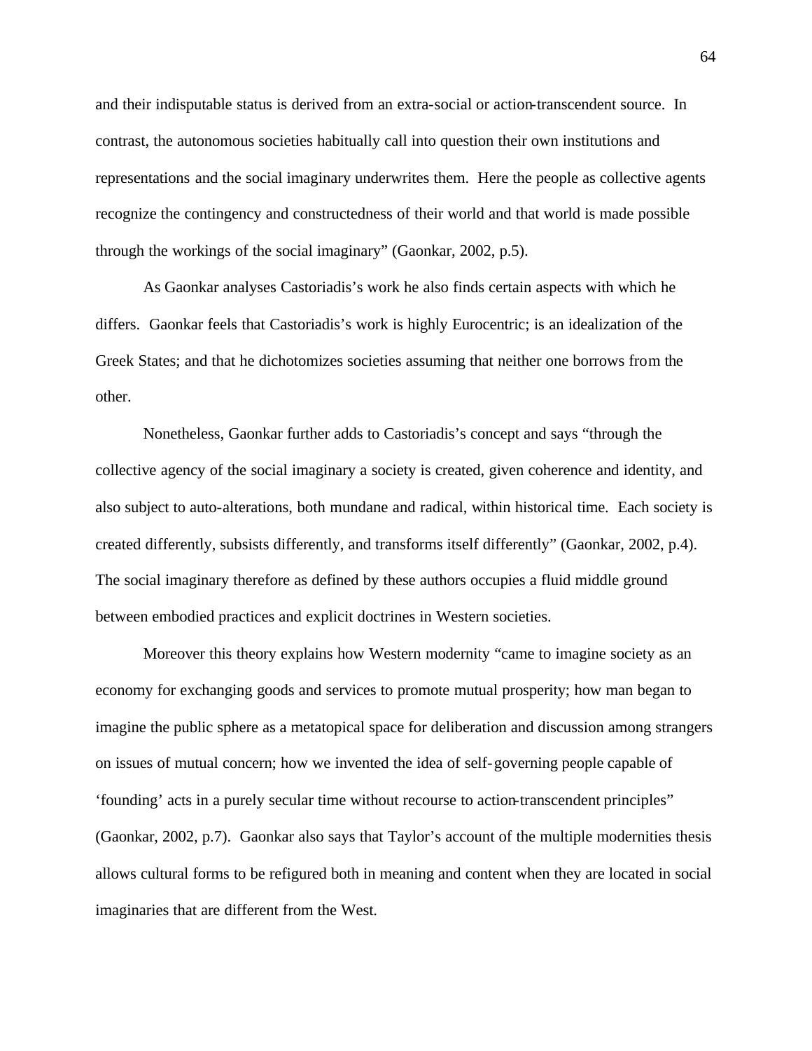and their indisputable status is derived from an extra-social or action-transcendent source. In contrast, the autonomous societies habitually call into question their own institutions and representations and the social imaginary underwrites them. Here the people as collective agents recognize the contingency and constructedness of their world and that world is made possible through the workings of the social imaginary" (Gaonkar, 2002, p.5).

As Gaonkar analyses Castoriadis's work he also finds certain aspects with which he differs. Gaonkar feels that Castoriadis's work is highly Eurocentric; is an idealization of the Greek States; and that he dichotomizes societies assuming that neither one borrows from the other.

Nonetheless, Gaonkar further adds to Castoriadis's concept and says "through the collective agency of the social imaginary a society is created, given coherence and identity, and also subject to auto-alterations, both mundane and radical, within historical time. Each society is created differently, subsists differently, and transforms itself differently" (Gaonkar, 2002, p.4). The social imaginary therefore as defined by these authors occupies a fluid middle ground between embodied practices and explicit doctrines in Western societies.

Moreover this theory explains how Western modernity "came to imagine society as an economy for exchanging goods and services to promote mutual prosperity; how man began to imagine the public sphere as a metatopical space for deliberation and discussion among strangers on issues of mutual concern; how we invented the idea of self-governing people capable of 'founding' acts in a purely secular time without recourse to action-transcendent principles" (Gaonkar, 2002, p.7). Gaonkar also says that Taylor's account of the multiple modernities thesis allows cultural forms to be refigured both in meaning and content when they are located in social imaginaries that are different from the West.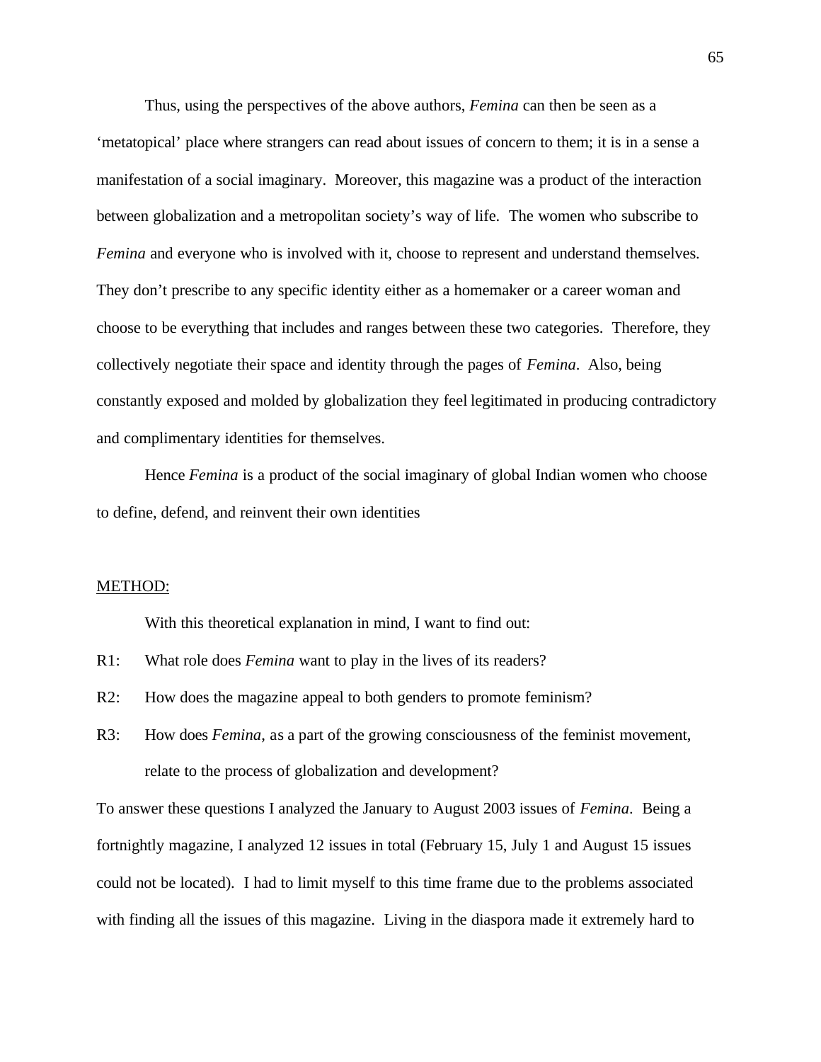Thus, using the perspectives of the above authors, *Femina* can then be seen as a 'metatopical' place where strangers can read about issues of concern to them; it is in a sense a manifestation of a social imaginary. Moreover, this magazine was a product of the interaction between globalization and a metropolitan society's way of life. The women who subscribe to *Femina* and everyone who is involved with it, choose to represent and understand themselves. They don't prescribe to any specific identity either as a homemaker or a career woman and choose to be everything that includes and ranges between these two categories. Therefore, they collectively negotiate their space and identity through the pages of *Femina*. Also, being constantly exposed and molded by globalization they feel legitimated in producing contradictory and complimentary identities for themselves.

Hence *Femina* is a product of the social imaginary of global Indian women who choose to define, defend, and reinvent their own identities

## METHOD:

With this theoretical explanation in mind, I want to find out:

R1: What role does *Femina* want to play in the lives of its readers?

R2: How does the magazine appeal to both genders to promote feminism?

R3: How does *Femina*, as a part of the growing consciousness of the feminist movement, relate to the process of globalization and development?

To answer these questions I analyzed the January to August 2003 issues of *Femina*. Being a fortnightly magazine, I analyzed 12 issues in total (February 15, July 1 and August 15 issues could not be located). I had to limit myself to this time frame due to the problems associated with finding all the issues of this magazine. Living in the diaspora made it extremely hard to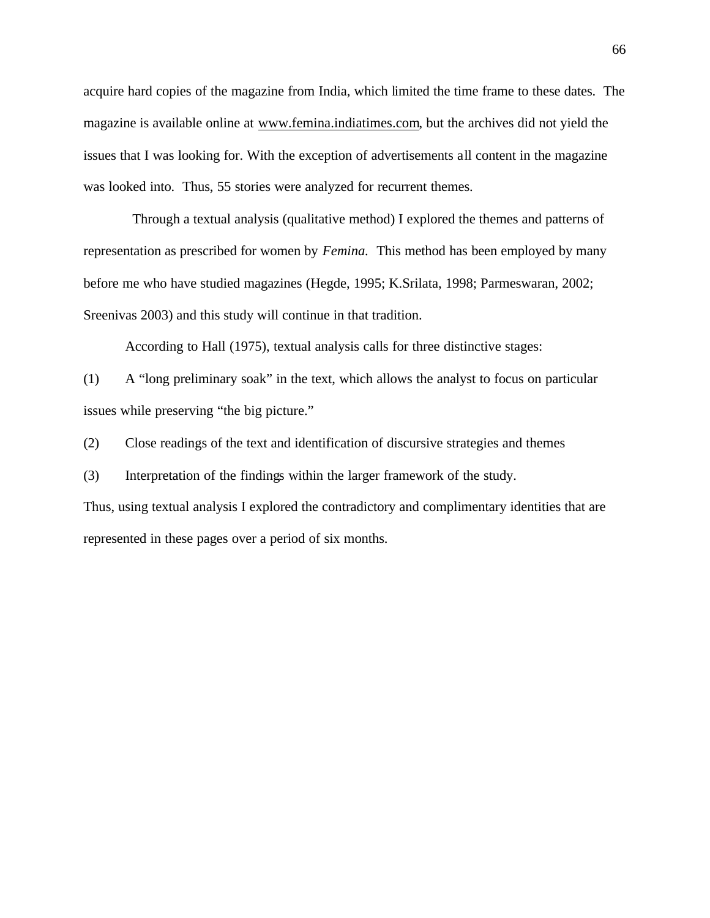acquire hard copies of the magazine from India, which limited the time frame to these dates. The magazine is available online at www.femina.indiatimes.com, but the archives did not yield the issues that I was looking for. With the exception of advertisements all content in the magazine was looked into. Thus, 55 stories were analyzed for recurrent themes.

Through a textual analysis (qualitative method) I explored the themes and patterns of representation as prescribed for women by *Femina*. This method has been employed by many before me who have studied magazines (Hegde, 1995; K.Srilata, 1998; Parmeswaran, 2002; Sreenivas 2003) and this study will continue in that tradition.

According to Hall (1975), textual analysis calls for three distinctive stages:

(1) A "long preliminary soak" in the text, which allows the analyst to focus on particular issues while preserving "the big picture."

(2) Close readings of the text and identification of discursive strategies and themes

(3) Interpretation of the findings within the larger framework of the study.

Thus, using textual analysis I explored the contradictory and complimentary identities that are represented in these pages over a period of six months.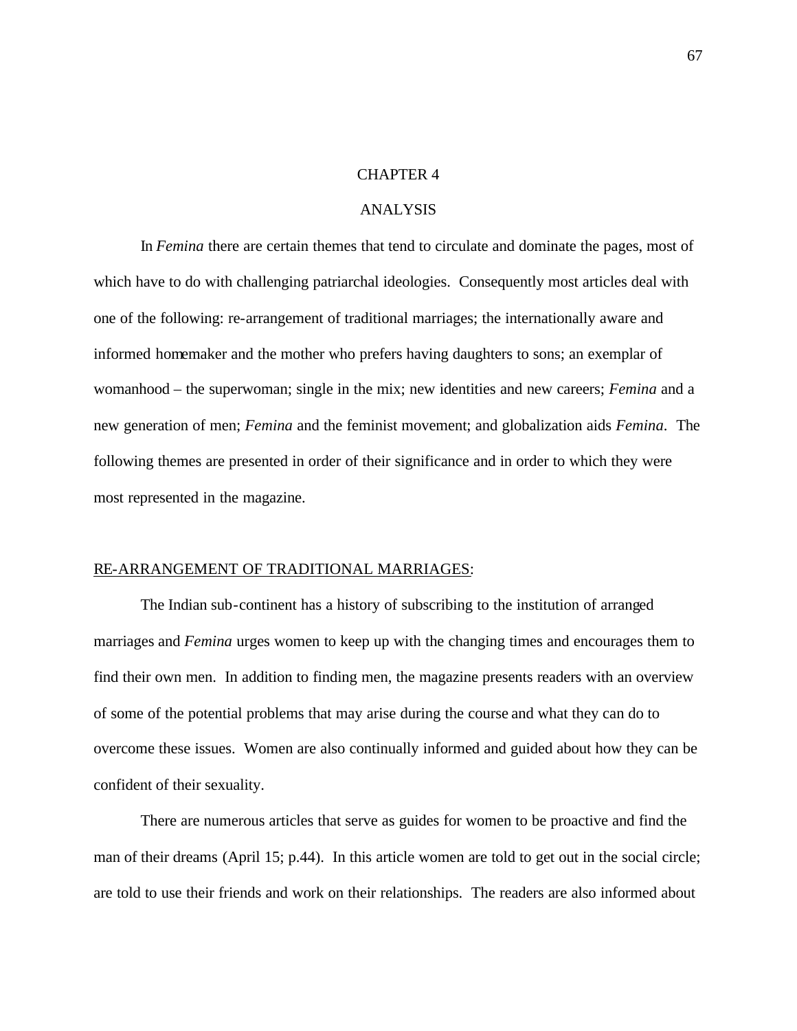# CHAPTER 4

## ANALYSIS

In *Femina* there are certain themes that tend to circulate and dominate the pages, most of which have to do with challenging patriarchal ideologies. Consequently most articles deal with one of the following: re-arrangement of traditional marriages; the internationally aware and informed homemaker and the mother who prefers having daughters to sons; an exemplar of womanhood – the superwoman; single in the mix; new identities and new careers; *Femina* and a new generation of men; *Femina* and the feminist movement; and globalization aids *Femina*. The following themes are presented in order of their significance and in order to which they were most represented in the magazine.

### RE-ARRANGEMENT OF TRADITIONAL MARRIAGES:

The Indian sub-continent has a history of subscribing to the institution of arranged marriages and *Femina* urges women to keep up with the changing times and encourages them to find their own men. In addition to finding men, the magazine presents readers with an overview of some of the potential problems that may arise during the course and what they can do to overcome these issues. Women are also continually informed and guided about how they can be confident of their sexuality.

There are numerous articles that serve as guides for women to be proactive and find the man of their dreams (April 15; p.44). In this article women are told to get out in the social circle; are told to use their friends and work on their relationships. The readers are also informed about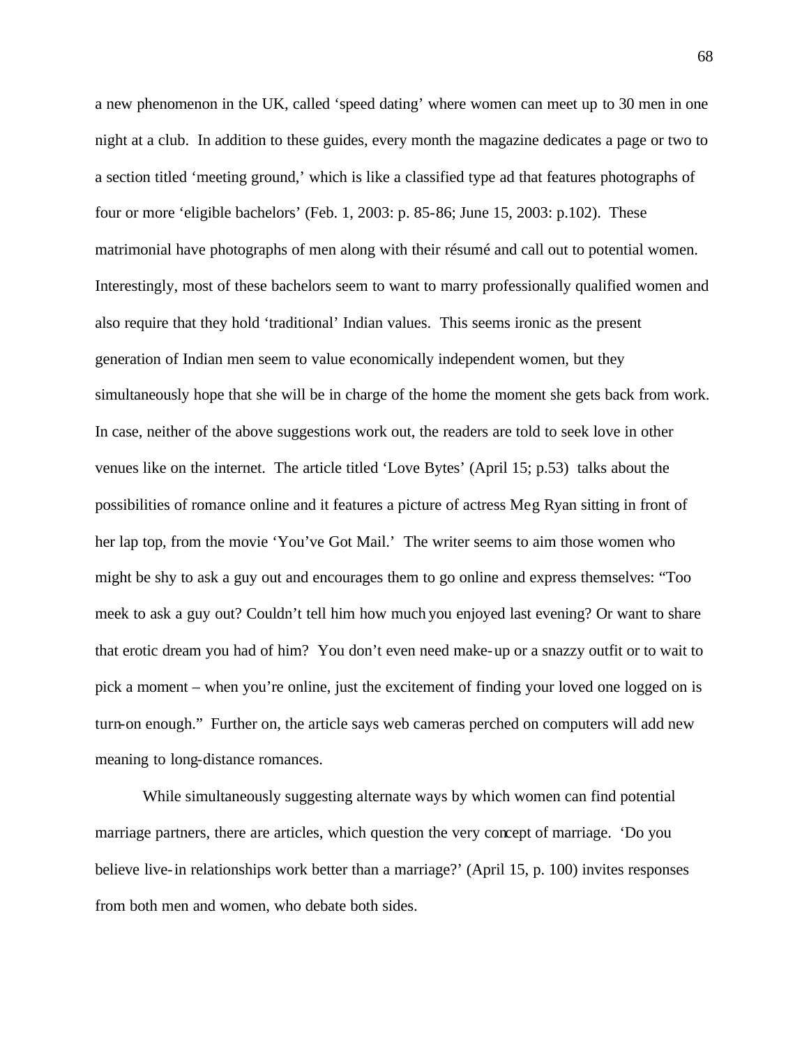a new phenomenon in the UK, called 'speed dating' where women can meet up to 30 men in one night at a club. In addition to these guides, every month the magazine dedicates a page or two to a section titled 'meeting ground,' which is like a classified type ad that features photographs of four or more 'eligible bachelors' (Feb. 1, 2003: p. 85-86; June 15, 2003: p.102). These matrimonial have photographs of men along with their résumé and call out to potential women. Interestingly, most of these bachelors seem to want to marry professionally qualified women and also require that they hold 'traditional' Indian values. This seems ironic as the present generation of Indian men seem to value economically independent women, but they simultaneously hope that she will be in charge of the home the moment she gets back from work. In case, neither of the above suggestions work out, the readers are told to seek love in other venues like on the internet. The article titled 'Love Bytes' (April 15; p.53) talks about the possibilities of romance online and it features a picture of actress Meg Ryan sitting in front of her lap top, from the movie 'You've Got Mail.' The writer seems to aim those women who might be shy to ask a guy out and encourages them to go online and express themselves: "Too meek to ask a guy out? Couldn't tell him how much you enjoyed last evening? Or want to share that erotic dream you had of him? You don't even need make-up or a snazzy outfit or to wait to pick a moment – when you're online, just the excitement of finding your loved one logged on is turn-on enough." Further on, the article says web cameras perched on computers will add new meaning to long-distance romances.

While simultaneously suggesting alternate ways by which women can find potential marriage partners, there are articles, which question the very concept of marriage. 'Do you believe live-in relationships work better than a marriage?' (April 15, p. 100) invites responses from both men and women, who debate both sides.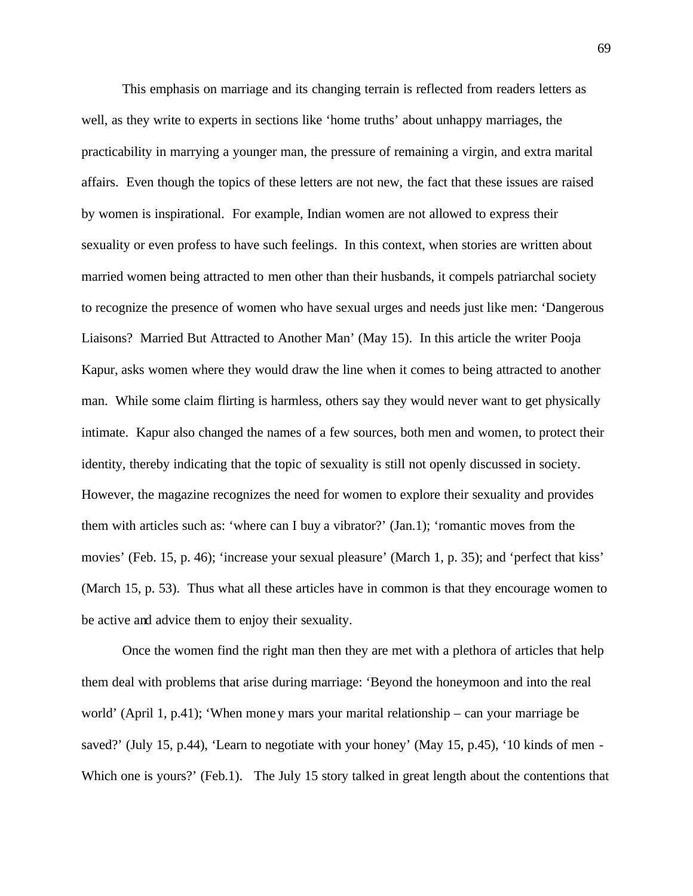This emphasis on marriage and its changing terrain is reflected from readers letters as well, as they write to experts in sections like 'home truths' about unhappy marriages, the practicability in marrying a younger man, the pressure of remaining a virgin, and extra marital affairs. Even though the topics of these letters are not new, the fact that these issues are raised by women is inspirational. For example, Indian women are not allowed to express their sexuality or even profess to have such feelings. In this context, when stories are written about married women being attracted to men other than their husbands, it compels patriarchal society to recognize the presence of women who have sexual urges and needs just like men: 'Dangerous Liaisons? Married But Attracted to Another Man' (May 15). In this article the writer Pooja Kapur, asks women where they would draw the line when it comes to being attracted to another man. While some claim flirting is harmless, others say they would never want to get physically intimate. Kapur also changed the names of a few sources, both men and women, to protect their identity, thereby indicating that the topic of sexuality is still not openly discussed in society. However, the magazine recognizes the need for women to explore their sexuality and provides them with articles such as: 'where can I buy a vibrator?' (Jan.1); 'romantic moves from the movies' (Feb. 15, p. 46); 'increase your sexual pleasure' (March 1, p. 35); and 'perfect that kiss' (March 15, p. 53). Thus what all these articles have in common is that they encourage women to be active and advice them to enjoy their sexuality.

Once the women find the right man then they are met with a plethora of articles that help them deal with problems that arise during marriage: 'Beyond the honeymoon and into the real world' (April 1, p.41); 'When money mars your marital relationship – can your marriage be saved?' (July 15, p.44), 'Learn to negotiate with your honey' (May 15, p.45), '10 kinds of men - Which one is yours?' (Feb.1). The July 15 story talked in great length about the contentions that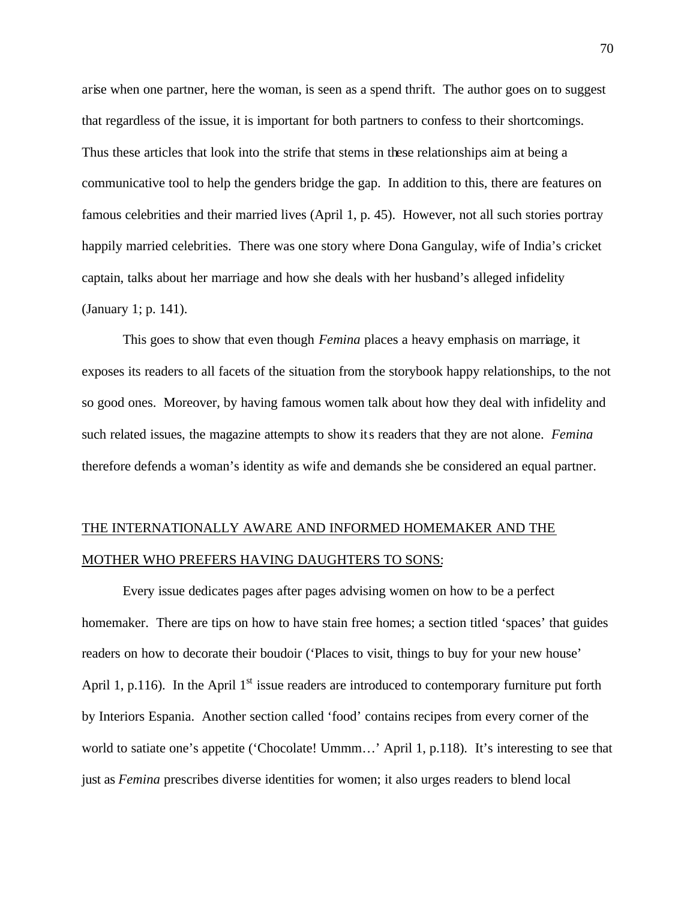arise when one partner, here the woman, is seen as a spend thrift. The author goes on to suggest that regardless of the issue, it is important for both partners to confess to their shortcomings. Thus these articles that look into the strife that stems in these relationships aim at being a communicative tool to help the genders bridge the gap. In addition to this, there are features on famous celebrities and their married lives (April 1, p. 45). However, not all such stories portray happily married celebrities. There was one story where Dona Gangulay, wife of India's cricket captain, talks about her marriage and how she deals with her husband's alleged infidelity (January 1; p. 141).

This goes to show that even though *Femina* places a heavy emphasis on marriage, it exposes its readers to all facets of the situation from the storybook happy relationships, to the not so good ones. Moreover, by having famous women talk about how they deal with infidelity and such related issues, the magazine attempts to show its readers that they are not alone. *Femina* therefore defends a woman's identity as wife and demands she be considered an equal partner.

<u>THE INTERNATIONALLY AWARE AND INFORMED HOMEMAKER AND THE MOTHER WHO PREFERS HAVING DAUGHTERS TO SONS:</u>

Every issue dedicates pages after pages advising women on how to be a perfect homemaker. There are tips on how to have stain free homes; a section titled 'spaces' that guides readers on how to decorate their boudoir ('Places to visit, things to buy for your new house' April 1, p.116). In the April 1st issue readers are introduced to contemporary furniture put forth by Interiors Espania. Another section called 'food' contains recipes from every corner of the world to satiate one's appetite ('Chocolate! Ummm…' April 1, p.118). It's interesting to see that just as *Femina* prescribes diverse identities for women; it also urges readers to blend local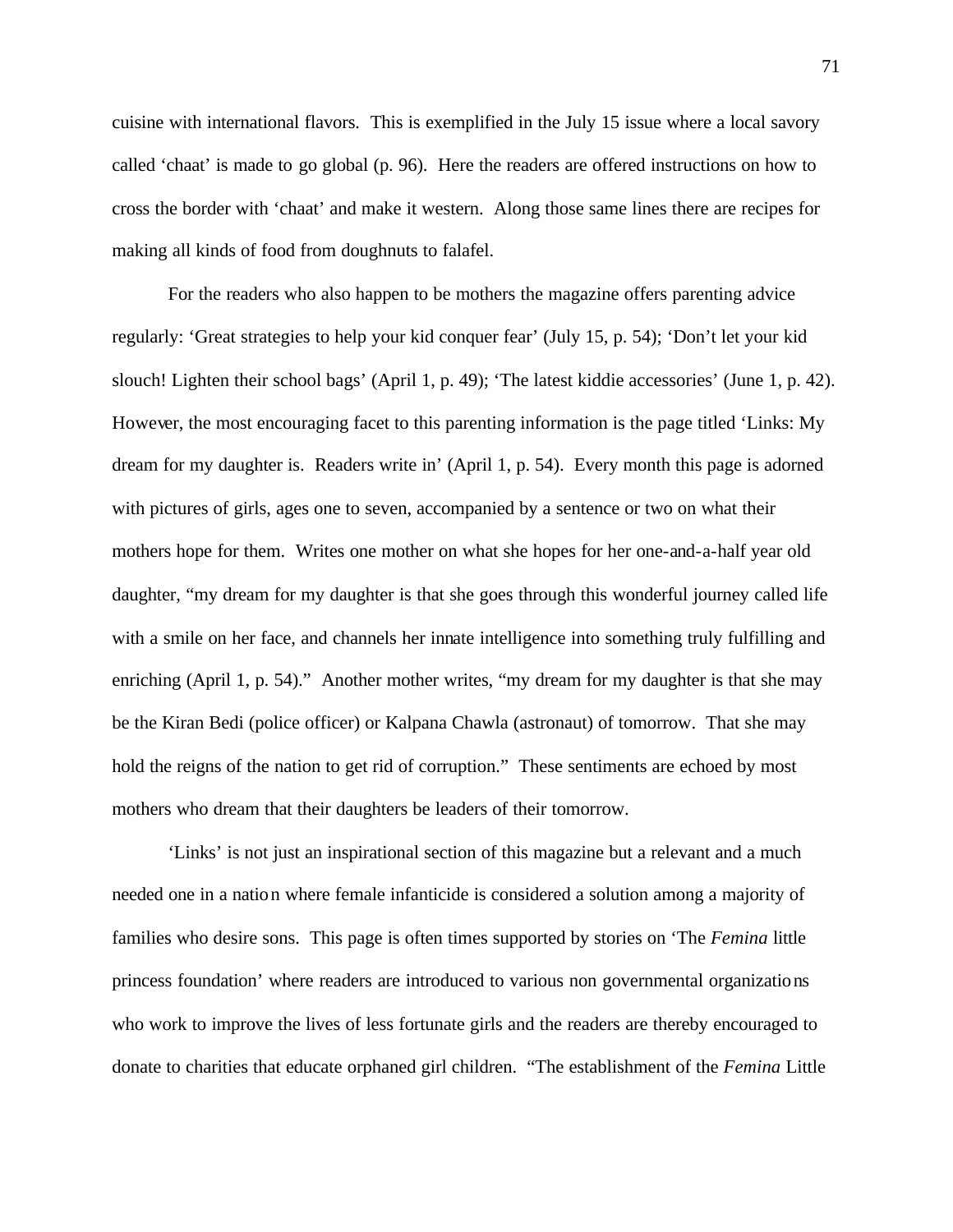cuisine with international flavors. This is exemplified in the July 15 issue where a local savory called 'chaat' is made to go global (p. 96). Here the readers are offered instructions on how to cross the border with 'chaat' and make it western. Along those same lines there are recipes for making all kinds of food from doughnuts to falafel.

For the readers who also happen to be mothers the magazine offers parenting advice regularly: 'Great strategies to help your kid conquer fear' (July 15, p. 54); 'Don't let your kid slouch! Lighten their school bags' (April 1, p. 49); 'The latest kiddie accessories' (June 1, p. 42). However, the most encouraging facet to this parenting information is the page titled 'Links: My dream for my daughter is. Readers write in' (April 1, p. 54). Every month this page is adorned with pictures of girls, ages one to seven, accompanied by a sentence or two on what their mothers hope for them. Writes one mother on what she hopes for her one-and-a-half year old daughter, "my dream for my daughter is that she goes through this wonderful journey called life with a smile on her face, and channels her innate intelligence into something truly fulfilling and enriching (April 1, p. 54)." Another mother writes, "my dream for my daughter is that she may be the Kiran Bedi (police officer) or Kalpana Chawla (astronaut) of tomorrow. That she may hold the reigns of the nation to get rid of corruption." These sentiments are echoed by most mothers who dream that their daughters be leaders of their tomorrow.

'Links' is not just an inspirational section of this magazine but a relevant and a much needed one in a nation where female infanticide is considered a solution among a majority of families who desire sons. This page is often times supported by stories on 'The *Femina* little princess foundation' where readers are introduced to various non governmental organizations who work to improve the lives of less fortunate girls and the readers are thereby encouraged to donate to charities that educate orphaned girl children. "The establishment of the *Femina* Little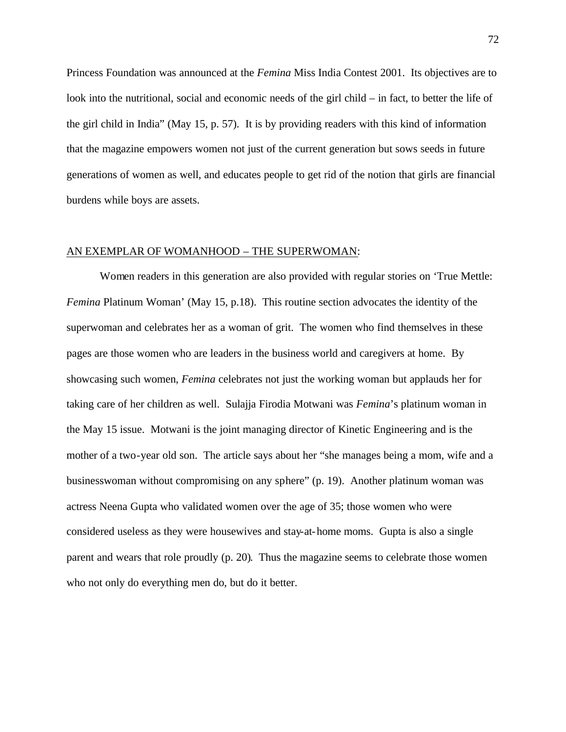Princess Foundation was announced at the *Femina* Miss India Contest 2001. Its objectives are to look into the nutritional, social and economic needs of the girl child – in fact, to better the life of the girl child in India" (May 15, p. 57). It is by providing readers with this kind of information that the magazine empowers women not just of the current generation but sows seeds in future generations of women as well, and educates people to get rid of the notion that girls are financial burdens while boys are assets.

## AN EXEMPLAR OF WOMANHOOD – THE SUPERWOMAN:

Women readers in this generation are also provided with regular stories on 'True Mettle: *Femina* Platinum Woman' (May 15, p.18). This routine section advocates the identity of the superwoman and celebrates her as a woman of grit. The women who find themselves in these pages are those women who are leaders in the business world and caregivers at home. By showcasing such women, *Femina* celebrates not just the working woman but applauds her for taking care of her children as well. Sulajja Firodia Motwani was *Femina*'s platinum woman in the May 15 issue. Motwani is the joint managing director of Kinetic Engineering and is the mother of a two-year old son. The article says about her "she manages being a mom, wife and a businesswoman without compromising on any sphere" (p. 19). Another platinum woman was actress Neena Gupta who validated women over the age of 35; those women who were considered useless as they were housewives and stay-at-home moms. Gupta is also a single parent and wears that role proudly (p. 20). Thus the magazine seems to celebrate those women who not only do everything men do, but do it better.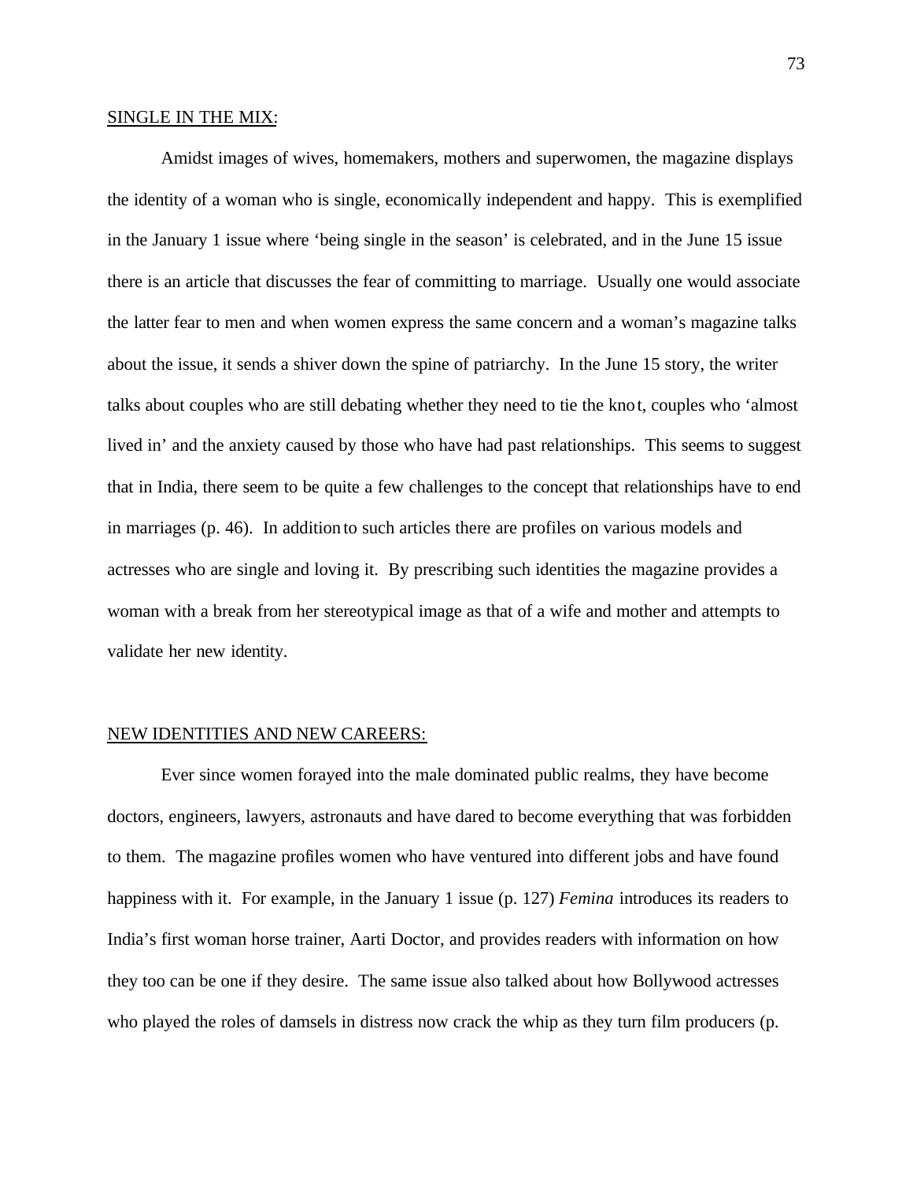<u>SINGLE IN THE MIX:</u>

Amidst images of wives, homemakers, mothers and superwomen, the magazine displays the identity of a woman who is single, economically independent and happy. This is exemplified in the January 1 issue where 'being single in the season' is celebrated, and in the June 15 issue there is an article that discusses the fear of committing to marriage. Usually one would associate the latter fear to men and when women express the same concern and a woman's magazine talks about the issue, it sends a shiver down the spine of patriarchy. In the June 15 story, the writer talks about couples who are still debating whether they need to tie the knot, couples who 'almost lived in' and the anxiety caused by those who have had past relationships. This seems to suggest that in India, there seem to be quite a few challenges to the concept that relationships have to end in marriages (p. 46). In addition to such articles there are profiles on various models and actresses who are single and loving it. By prescribing such identities the magazine provides a woman with a break from her stereotypical image as that of a wife and mother and attempts to validate her new identity.

<u>NEW IDENTITIES AND NEW CAREERS:</u>

Ever since women forayed into the male dominated public realms, they have become doctors, engineers, lawyers, astronauts and have dared to become everything that was forbidden to them. The magazine profiles women who have ventured into different jobs and have found happiness with it. For example, in the January 1 issue (p. 127) *Femina* introduces its readers to India's first woman horse trainer, Aarti Doctor, and provides readers with information on how they too can be one if they desire. The same issue also talked about how Bollywood actresses who played the roles of damsels in distress now crack the whip as they turn film producers (p.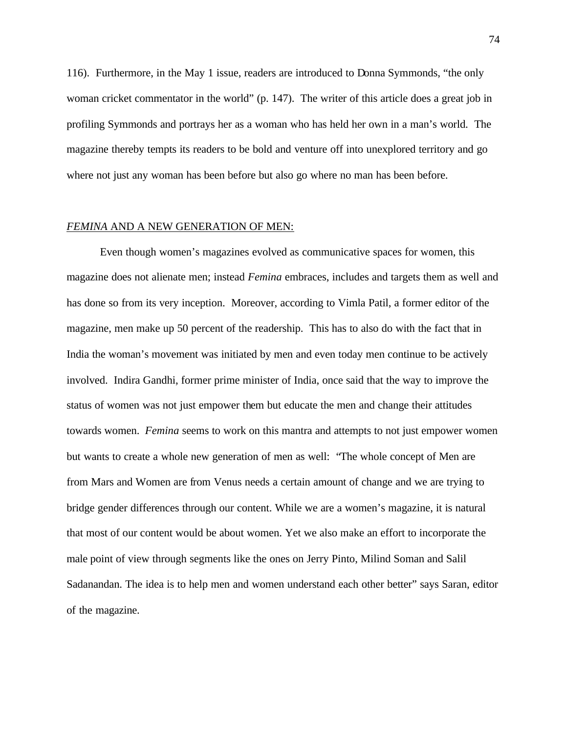116). Furthermore, in the May 1 issue, readers are introduced to Donna Symmonds, "the only woman cricket commentator in the world" (p. 147). The writer of this article does a great job in profiling Symmonds and portrays her as a woman who has held her own in a man's world. The magazine thereby tempts its readers to be bold and venture off into unexplored territory and go where not just any woman has been before but also go where no man has been before.

## *FEMINA* AND A NEW GENERATION OF MEN:

Even though women's magazines evolved as communicative spaces for women, this magazine does not alienate men; instead *Femina* embraces, includes and targets them as well and has done so from its very inception. Moreover, according to Vimla Patil, a former editor of the magazine, men make up 50 percent of the readership. This has to also do with the fact that in India the woman's movement was initiated by men and even today men continue to be actively involved. Indira Gandhi, former prime minister of India, once said that the way to improve the status of women was not just empower them but educate the men and change their attitudes towards women. *Femina* seems to work on this mantra and attempts to not just empower women but wants to create a whole new generation of men as well: "The whole concept of Men are from Mars and Women are from Venus needs a certain amount of change and we are trying to bridge gender differences through our content. While we are a women's magazine, it is natural that most of our content would be about women. Yet we also make an effort to incorporate the male point of view through segments like the ones on Jerry Pinto, Milind Soman and Salil Sadanandan. The idea is to help men and women understand each other better" says Saran, editor of the magazine.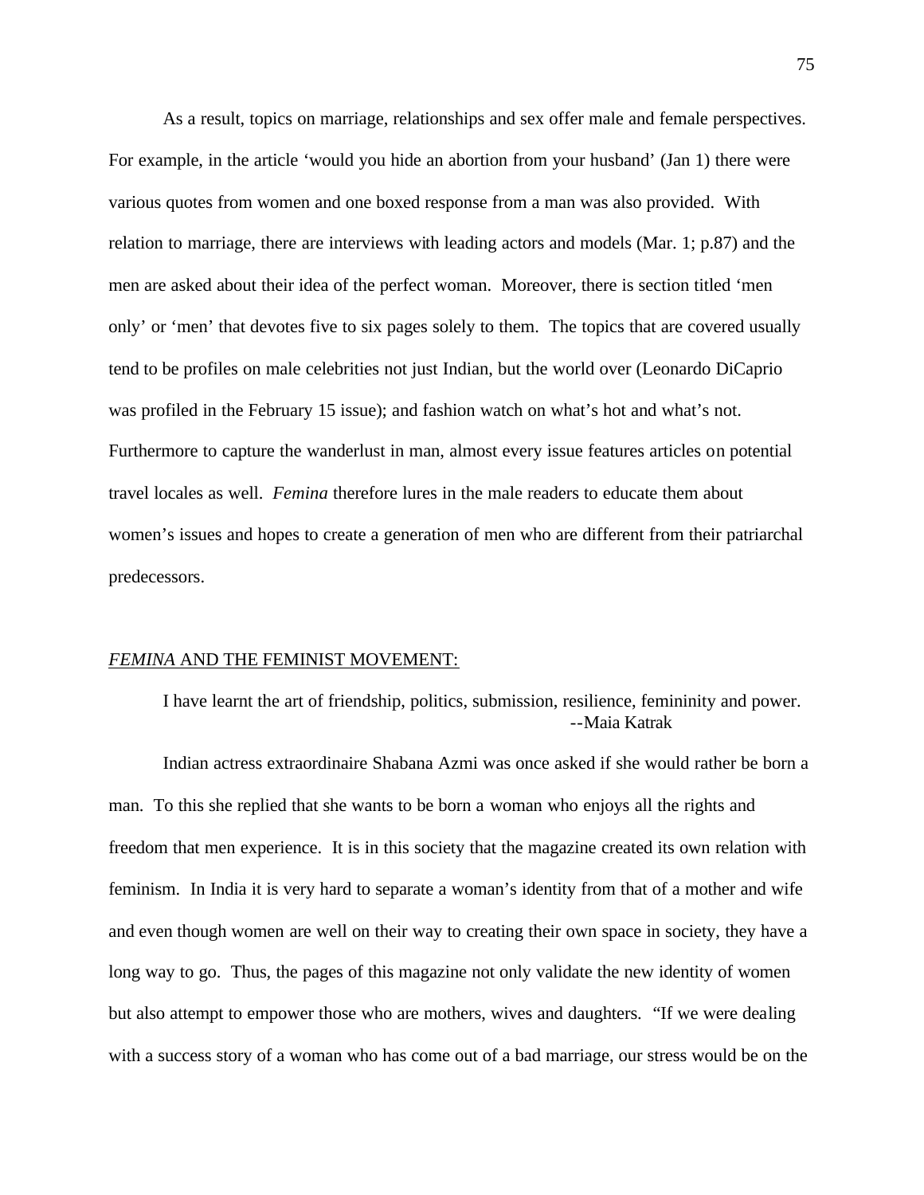As a result, topics on marriage, relationships and sex offer male and female perspectives. For example, in the article 'would you hide an abortion from your husband' (Jan 1) there were various quotes from women and one boxed response from a man was also provided. With relation to marriage, there are interviews with leading actors and models (Mar. 1; p.87) and the men are asked about their idea of the perfect woman. Moreover, there is section titled 'men only' or 'men' that devotes five to six pages solely to them. The topics that are covered usually tend to be profiles on male celebrities not just Indian, but the world over (Leonardo DiCaprio was profiled in the February 15 issue); and fashion watch on what's hot and what's not. Furthermore to capture the wanderlust in man, almost every issue features articles on potential travel locales as well. *Femina* therefore lures in the male readers to educate them about women's issues and hopes to create a generation of men who are different from their patriarchal predecessors.

## *FEMINA* AND THE FEMINIST MOVEMENT:

> I have learnt the art of friendship, politics, submission, resilience, femininity and power.
> --Maia Katrak

Indian actress extraordinaire Shabana Azmi was once asked if she would rather be born a man. To this she replied that she wants to be born a woman who enjoys all the rights and freedom that men experience. It is in this society that the magazine created its own relation with feminism. In India it is very hard to separate a woman's identity from that of a mother and wife and even though women are well on their way to creating their own space in society, they have a long way to go. Thus, the pages of this magazine not only validate the new identity of women but also attempt to empower those who are mothers, wives and daughters. "If we were dealing with a success story of a woman who has come out of a bad marriage, our stress would be on the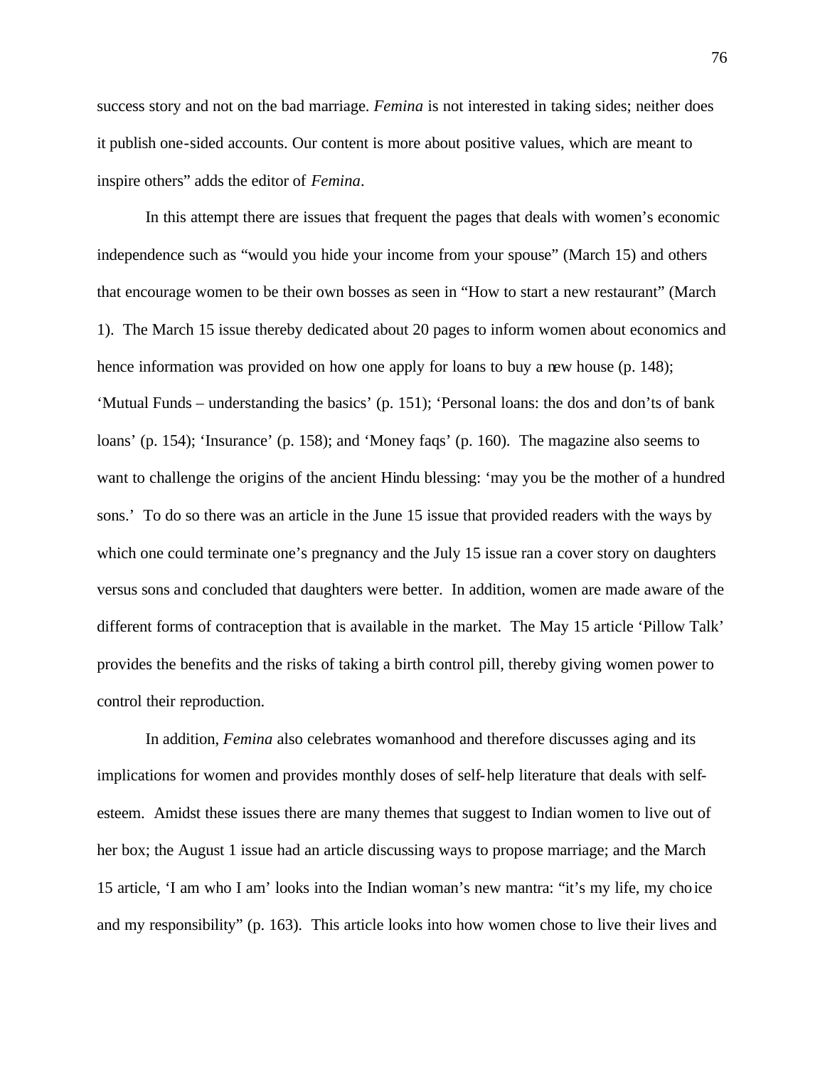success story and not on the bad marriage. *Femina* is not interested in taking sides; neither does it publish one-sided accounts. Our content is more about positive values, which are meant to inspire others" adds the editor of *Femina*.

In this attempt there are issues that frequent the pages that deals with women's economic independence such as "would you hide your income from your spouse" (March 15) and others that encourage women to be their own bosses as seen in "How to start a new restaurant" (March 1). The March 15 issue thereby dedicated about 20 pages to inform women about economics and hence information was provided on how one apply for loans to buy a new house (p. 148); 'Mutual Funds – understanding the basics' (p. 151); 'Personal loans: the dos and don'ts of bank loans' (p. 154); 'Insurance' (p. 158); and 'Money faqs' (p. 160). The magazine also seems to want to challenge the origins of the ancient Hindu blessing: 'may you be the mother of a hundred sons.' To do so there was an article in the June 15 issue that provided readers with the ways by which one could terminate one's pregnancy and the July 15 issue ran a cover story on daughters versus sons and concluded that daughters were better. In addition, women are made aware of the different forms of contraception that is available in the market. The May 15 article 'Pillow Talk' provides the benefits and the risks of taking a birth control pill, thereby giving women power to control their reproduction.

In addition, *Femina* also celebrates womanhood and therefore discusses aging and its implications for women and provides monthly doses of self-help literature that deals with self-esteem. Amidst these issues there are many themes that suggest to Indian women to live out of her box; the August 1 issue had an article discussing ways to propose marriage; and the March 15 article, 'I am who I am' looks into the Indian woman's new mantra: "it's my life, my choice and my responsibility" (p. 163). This article looks into how women chose to live their lives and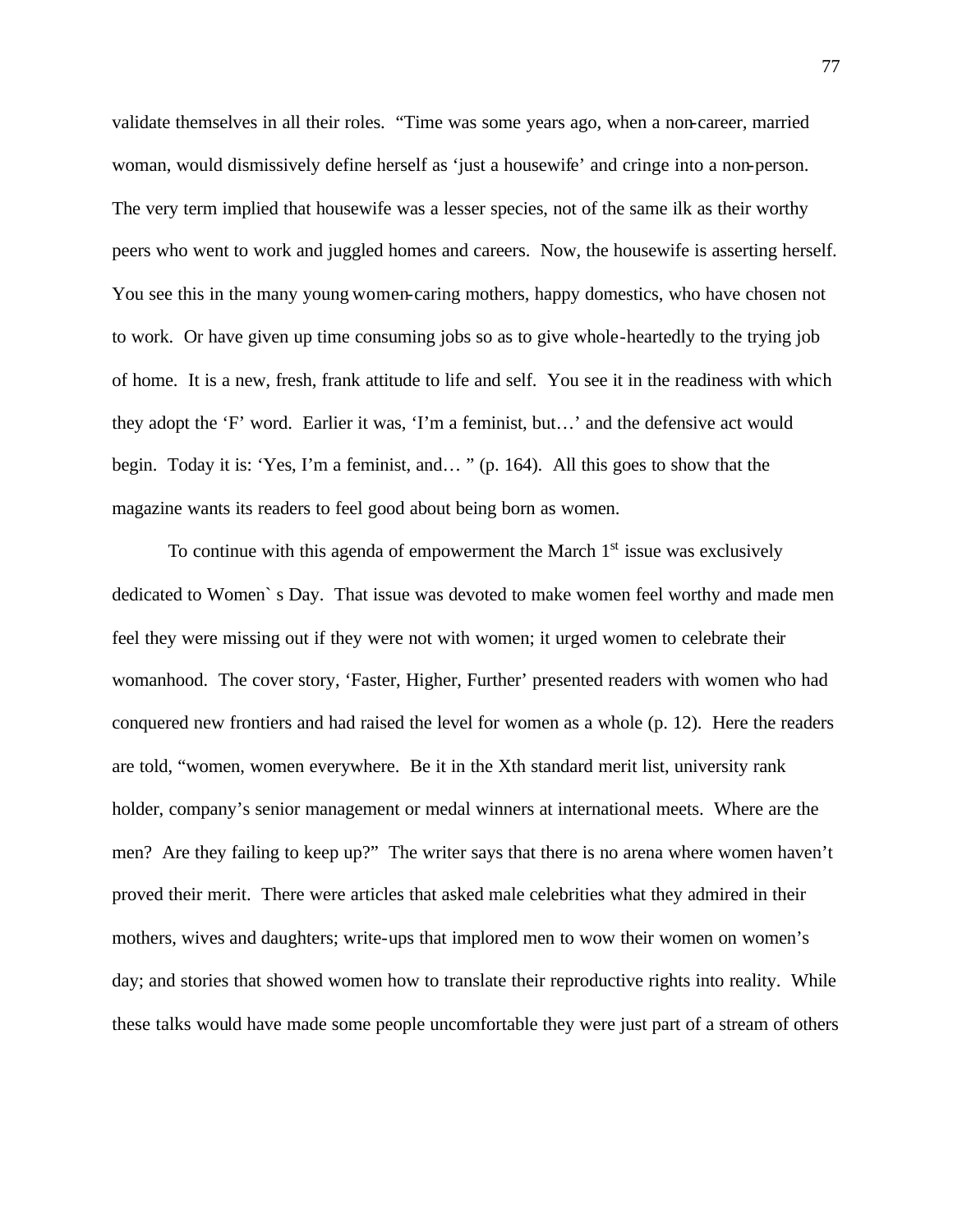validate themselves in all their roles. "Time was some years ago, when a non-career, married woman, would dismissively define herself as 'just a housewife' and cringe into a non-person. The very term implied that housewife was a lesser species, not of the same ilk as their worthy peers who went to work and juggled homes and careers. Now, the housewife is asserting herself. You see this in the many young women-caring mothers, happy domestics, who have chosen not to work. Or have given up time consuming jobs so as to give whole-heartedly to the trying job of home. It is a new, fresh, frank attitude to life and self. You see it in the readiness with which they adopt the 'F' word. Earlier it was, 'I'm a feminist, but…' and the defensive act would begin. Today it is: 'Yes, I'm a feminist, and… " (p. 164). All this goes to show that the magazine wants its readers to feel good about being born as women.

To continue with this agenda of empowerment the March 1st issue was exclusively dedicated to Women` s Day. That issue was devoted to make women feel worthy and made men feel they were missing out if they were not with women; it urged women to celebrate their womanhood. The cover story, 'Faster, Higher, Further' presented readers with women who had conquered new frontiers and had raised the level for women as a whole (p. 12). Here the readers are told, "women, women everywhere. Be it in the Xth standard merit list, university rank holder, company's senior management or medal winners at international meets. Where are the men? Are they failing to keep up?" The writer says that there is no arena where women haven't proved their merit. There were articles that asked male celebrities what they admired in their mothers, wives and daughters; write-ups that implored men to wow their women on women's day; and stories that showed women how to translate their reproductive rights into reality. While these talks would have made some people uncomfortable they were just part of a stream of others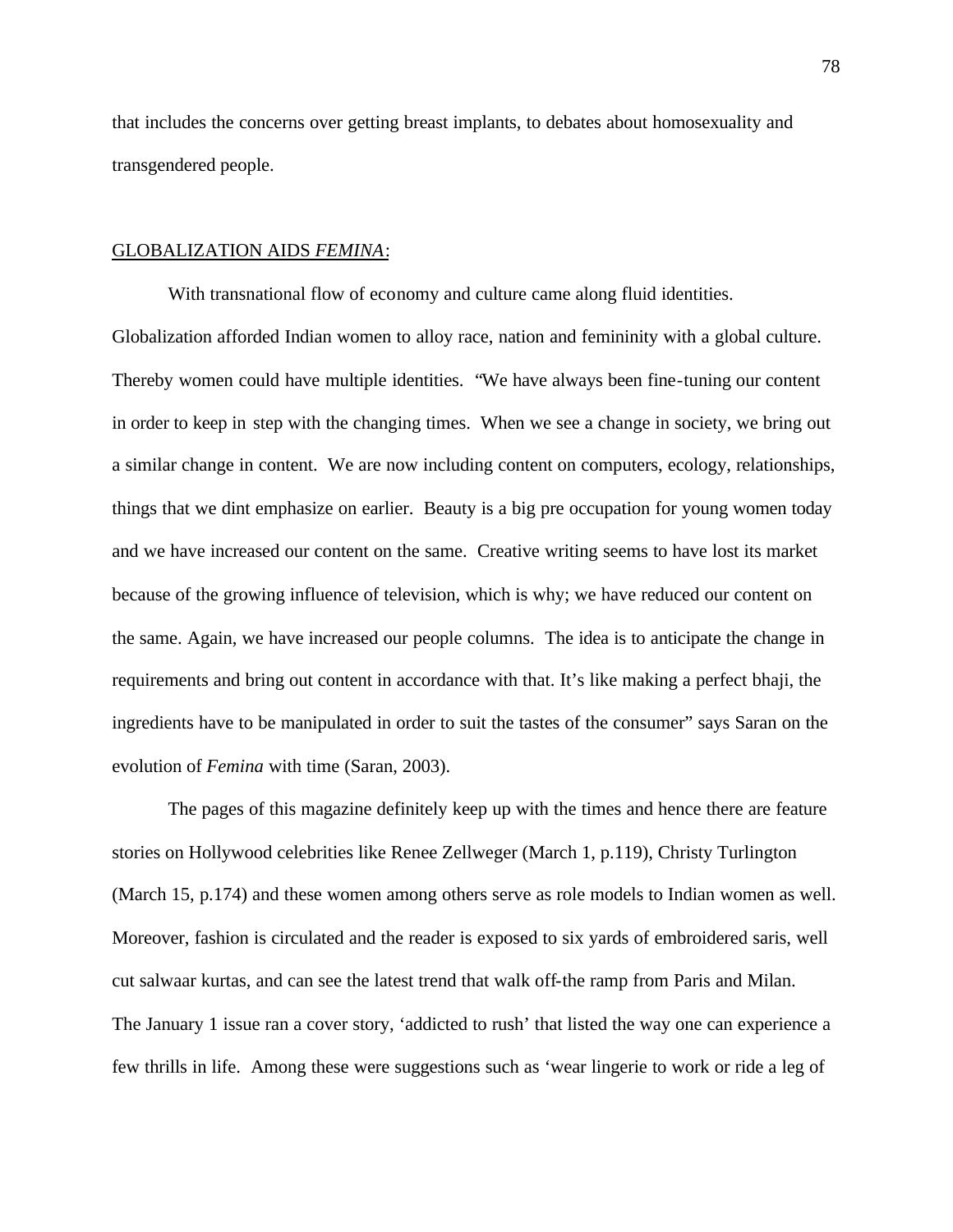that includes the concerns over getting breast implants, to debates about homosexuality and transgendered people.

## GLOBALIZATION AIDS *FEMINA*:

With transnational flow of economy and culture came along fluid identities. Globalization afforded Indian women to alloy race, nation and femininity with a global culture. Thereby women could have multiple identities. "We have always been fine-tuning our content in order to keep in step with the changing times. When we see a change in society, we bring out a similar change in content. We are now including content on computers, ecology, relationships, things that we dint emphasize on earlier. Beauty is a big pre occupation for young women today and we have increased our content on the same. Creative writing seems to have lost its market because of the growing influence of television, which is why; we have reduced our content on the same. Again, we have increased our people columns. The idea is to anticipate the change in requirements and bring out content in accordance with that. It's like making a perfect bhaji, the ingredients have to be manipulated in order to suit the tastes of the consumer" says Saran on the evolution of *Femina* with time (Saran, 2003).

The pages of this magazine definitely keep up with the times and hence there are feature stories on Hollywood celebrities like Renee Zellweger (March 1, p.119), Christy Turlington (March 15, p.174) and these women among others serve as role models to Indian women as well. Moreover, fashion is circulated and the reader is exposed to six yards of embroidered saris, well cut salwaar kurtas, and can see the latest trend that walk off-the ramp from Paris and Milan. The January 1 issue ran a cover story, 'addicted to rush' that listed the way one can experience a few thrills in life. Among these were suggestions such as 'wear lingerie to work or ride a leg of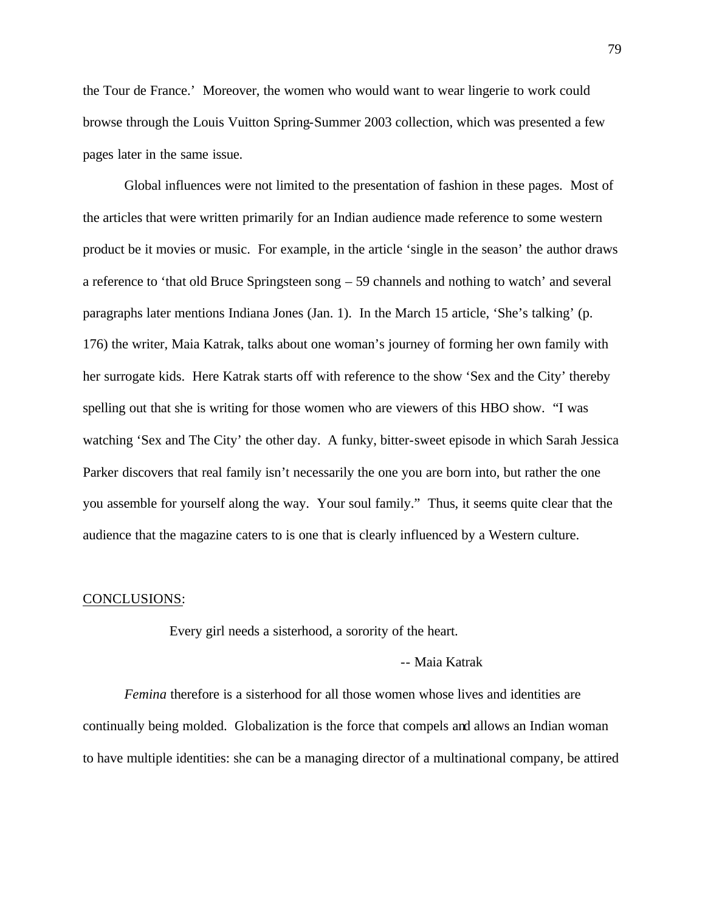the Tour de France.' Moreover, the women who would want to wear lingerie to work could browse through the Louis Vuitton Spring-Summer 2003 collection, which was presented a few pages later in the same issue.

Global influences were not limited to the presentation of fashion in these pages. Most of the articles that were written primarily for an Indian audience made reference to some western product be it movies or music. For example, in the article 'single in the season' the author draws a reference to 'that old Bruce Springsteen song – 59 channels and nothing to watch' and several paragraphs later mentions Indiana Jones (Jan. 1). In the March 15 article, 'She's talking' (p. 176) the writer, Maia Katrak, talks about one woman's journey of forming her own family with her surrogate kids. Here Katrak starts off with reference to the show 'Sex and the City' thereby spelling out that she is writing for those women who are viewers of this HBO show. "I was watching 'Sex and The City' the other day. A funky, bitter-sweet episode in which Sarah Jessica Parker discovers that real family isn't necessarily the one you are born into, but rather the one you assemble for yourself along the way. Your soul family." Thus, it seems quite clear that the audience that the magazine caters to is one that is clearly influenced by a Western culture.

## CONCLUSIONS:

> Every girl needs a sisterhood, a sorority of the heart.
>
> -- Maia Katrak

*Femina* therefore is a sisterhood for all those women whose lives and identities are continually being molded. Globalization is the force that compels and allows an Indian woman to have multiple identities: she can be a managing director of a multinational company, be attired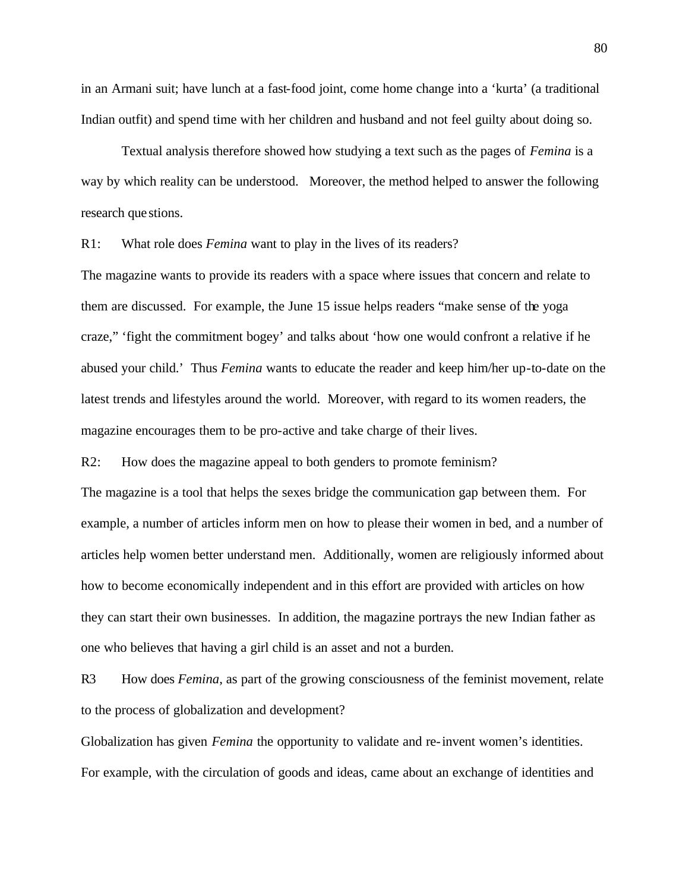in an Armani suit; have lunch at a fast-food joint, come home change into a 'kurta' (a traditional Indian outfit) and spend time with her children and husband and not feel guilty about doing so.

Textual analysis therefore showed how studying a text such as the pages of *Femina* is a way by which reality can be understood. Moreover, the method helped to answer the following research questions.

R1: What role does *Femina* want to play in the lives of its readers?

The magazine wants to provide its readers with a space where issues that concern and relate to them are discussed. For example, the June 15 issue helps readers "make sense of the yoga craze," 'fight the commitment bogey' and talks about 'how one would confront a relative if he abused your child.' Thus *Femina* wants to educate the reader and keep him/her up-to-date on the latest trends and lifestyles around the world. Moreover, with regard to its women readers, the magazine encourages them to be pro-active and take charge of their lives.

R2: How does the magazine appeal to both genders to promote feminism?

The magazine is a tool that helps the sexes bridge the communication gap between them. For example, a number of articles inform men on how to please their women in bed, and a number of articles help women better understand men. Additionally, women are religiously informed about how to become economically independent and in this effort are provided with articles on how they can start their own businesses. In addition, the magazine portrays the new Indian father as one who believes that having a girl child is an asset and not a burden.

R3 How does *Femina*, as part of the growing consciousness of the feminist movement, relate to the process of globalization and development?

Globalization has given *Femina* the opportunity to validate and re-invent women's identities. For example, with the circulation of goods and ideas, came about an exchange of identities and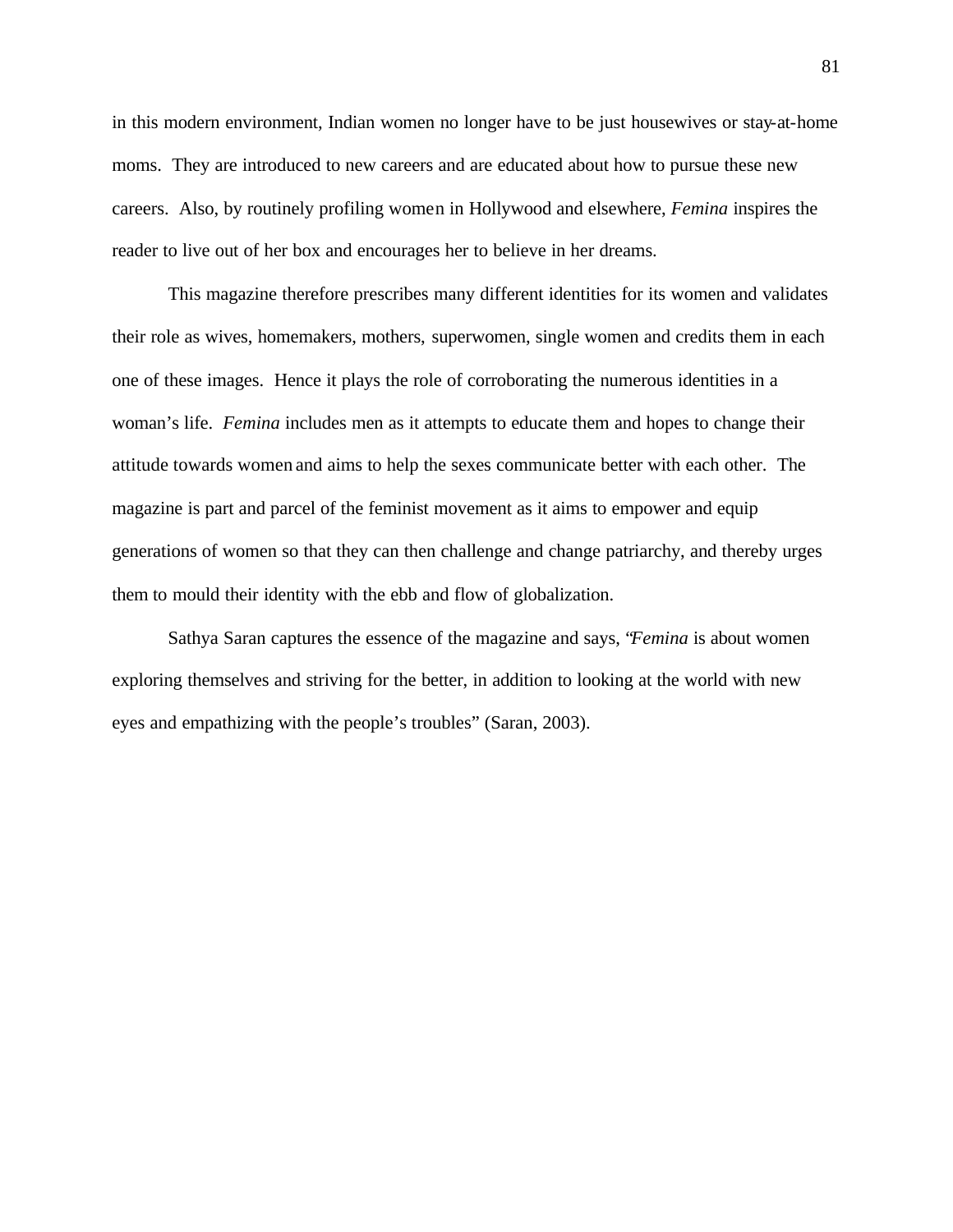in this modern environment, Indian women no longer have to be just housewives or stay-at-home moms. They are introduced to new careers and are educated about how to pursue these new careers. Also, by routinely profiling women in Hollywood and elsewhere, *Femina* inspires the reader to live out of her box and encourages her to believe in her dreams.

This magazine therefore prescribes many different identities for its women and validates their role as wives, homemakers, mothers, superwomen, single women and credits them in each one of these images. Hence it plays the role of corroborating the numerous identities in a woman's life. *Femina* includes men as it attempts to educate them and hopes to change their attitude towards women and aims to help the sexes communicate better with each other. The magazine is part and parcel of the feminist movement as it aims to empower and equip generations of women so that they can then challenge and change patriarchy, and thereby urges them to mould their identity with the ebb and flow of globalization.

Sathya Saran captures the essence of the magazine and says, "*Femina* is about women exploring themselves and striving for the better, in addition to looking at the world with new eyes and empathizing with the people's troubles" (Saran, 2003).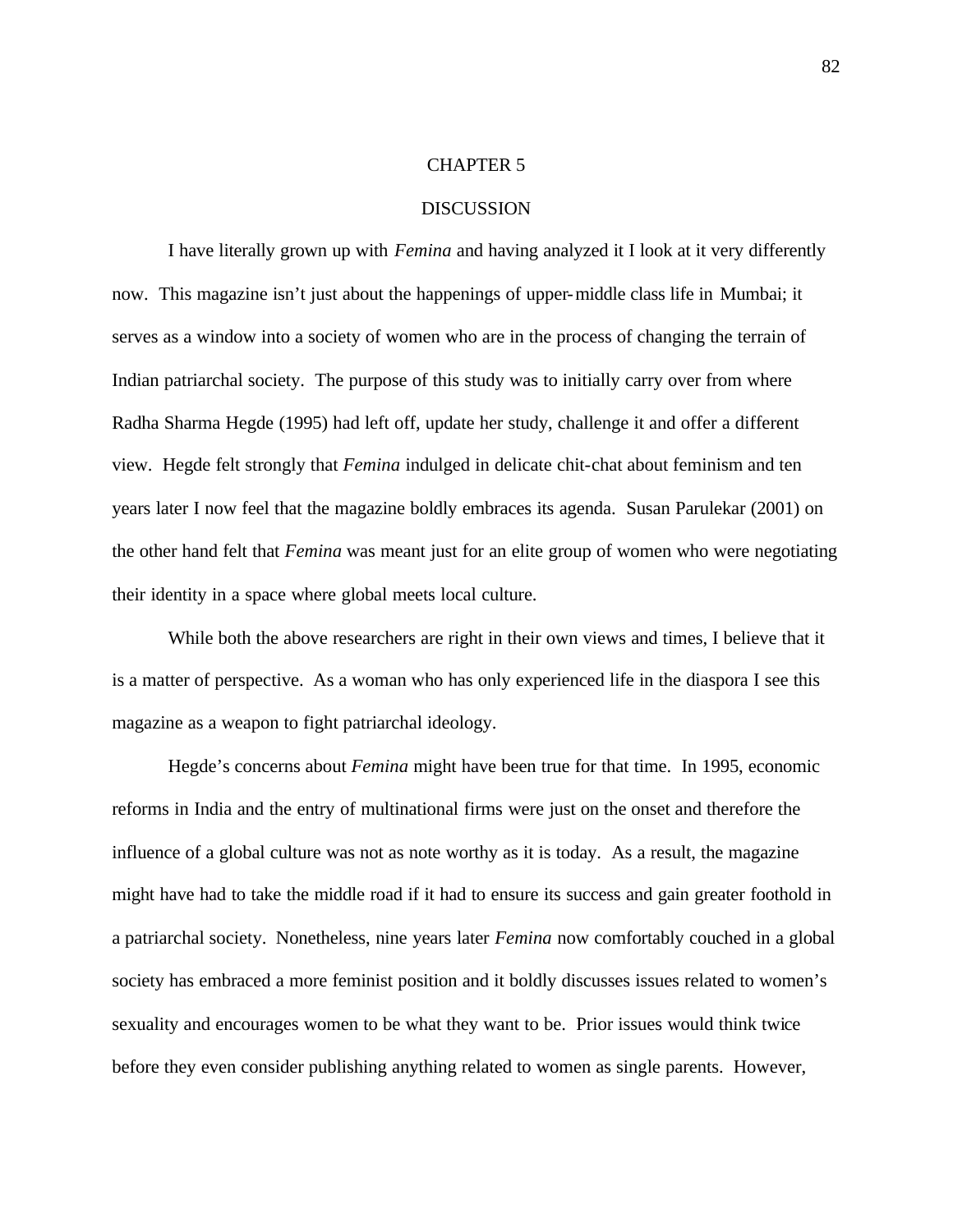# CHAPTER 5

## DISCUSSION

I have literally grown up with *Femina* and having analyzed it I look at it very differently now. This magazine isn't just about the happenings of upper-middle class life in Mumbai; it serves as a window into a society of women who are in the process of changing the terrain of Indian patriarchal society. The purpose of this study was to initially carry over from where Radha Sharma Hegde (1995) had left off, update her study, challenge it and offer a different view. Hegde felt strongly that *Femina* indulged in delicate chit-chat about feminism and ten years later I now feel that the magazine boldly embraces its agenda. Susan Parulekar (2001) on the other hand felt that *Femina* was meant just for an elite group of women who were negotiating their identity in a space where global meets local culture.

While both the above researchers are right in their own views and times, I believe that it is a matter of perspective. As a woman who has only experienced life in the diaspora I see this magazine as a weapon to fight patriarchal ideology.

Hegde's concerns about *Femina* might have been true for that time. In 1995, economic reforms in India and the entry of multinational firms were just on the onset and therefore the influence of a global culture was not as note worthy as it is today. As a result, the magazine might have had to take the middle road if it had to ensure its success and gain greater foothold in a patriarchal society. Nonetheless, nine years later *Femina* now comfortably couched in a global society has embraced a more feminist position and it boldly discusses issues related to women's sexuality and encourages women to be what they want to be. Prior issues would think twice before they even consider publishing anything related to women as single parents. However,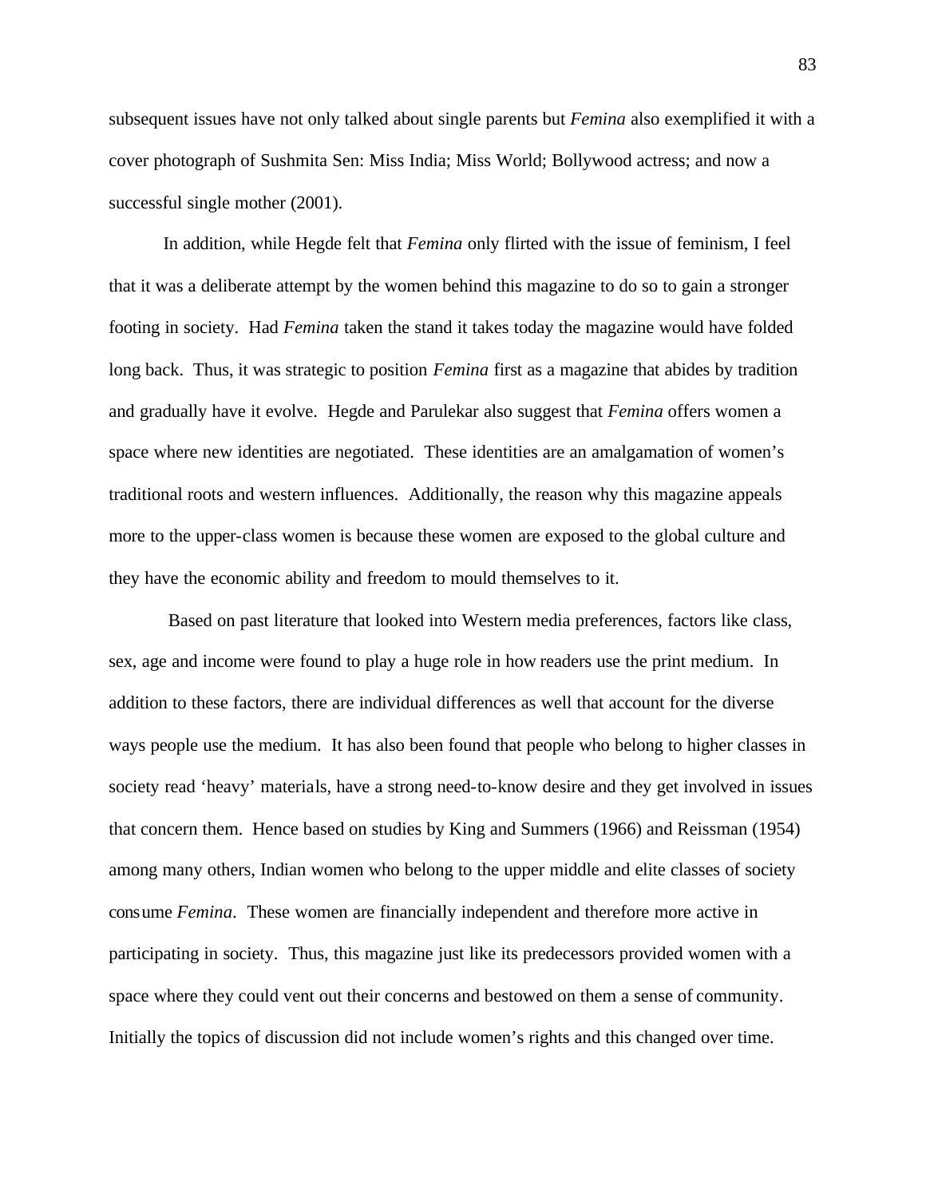subsequent issues have not only talked about single parents but *Femina* also exemplified it with a cover photograph of Sushmita Sen: Miss India; Miss World; Bollywood actress; and now a successful single mother (2001).

In addition, while Hegde felt that *Femina* only flirted with the issue of feminism, I feel that it was a deliberate attempt by the women behind this magazine to do so to gain a stronger footing in society. Had *Femina* taken the stand it takes today the magazine would have folded long back. Thus, it was strategic to position *Femina* first as a magazine that abides by tradition and gradually have it evolve. Hegde and Parulekar also suggest that *Femina* offers women a space where new identities are negotiated. These identities are an amalgamation of women's traditional roots and western influences. Additionally, the reason why this magazine appeals more to the upper-class women is because these women are exposed to the global culture and they have the economic ability and freedom to mould themselves to it.

Based on past literature that looked into Western media preferences, factors like class, sex, age and income were found to play a huge role in how readers use the print medium. In addition to these factors, there are individual differences as well that account for the diverse ways people use the medium. It has also been found that people who belong to higher classes in society read 'heavy' materials, have a strong need-to-know desire and they get involved in issues that concern them. Hence based on studies by King and Summers (1966) and Reissman (1954) among many others, Indian women who belong to the upper middle and elite classes of society consume *Femina*. These women are financially independent and therefore more active in participating in society. Thus, this magazine just like its predecessors provided women with a space where they could vent out their concerns and bestowed on them a sense of community. Initially the topics of discussion did not include women's rights and this changed over time.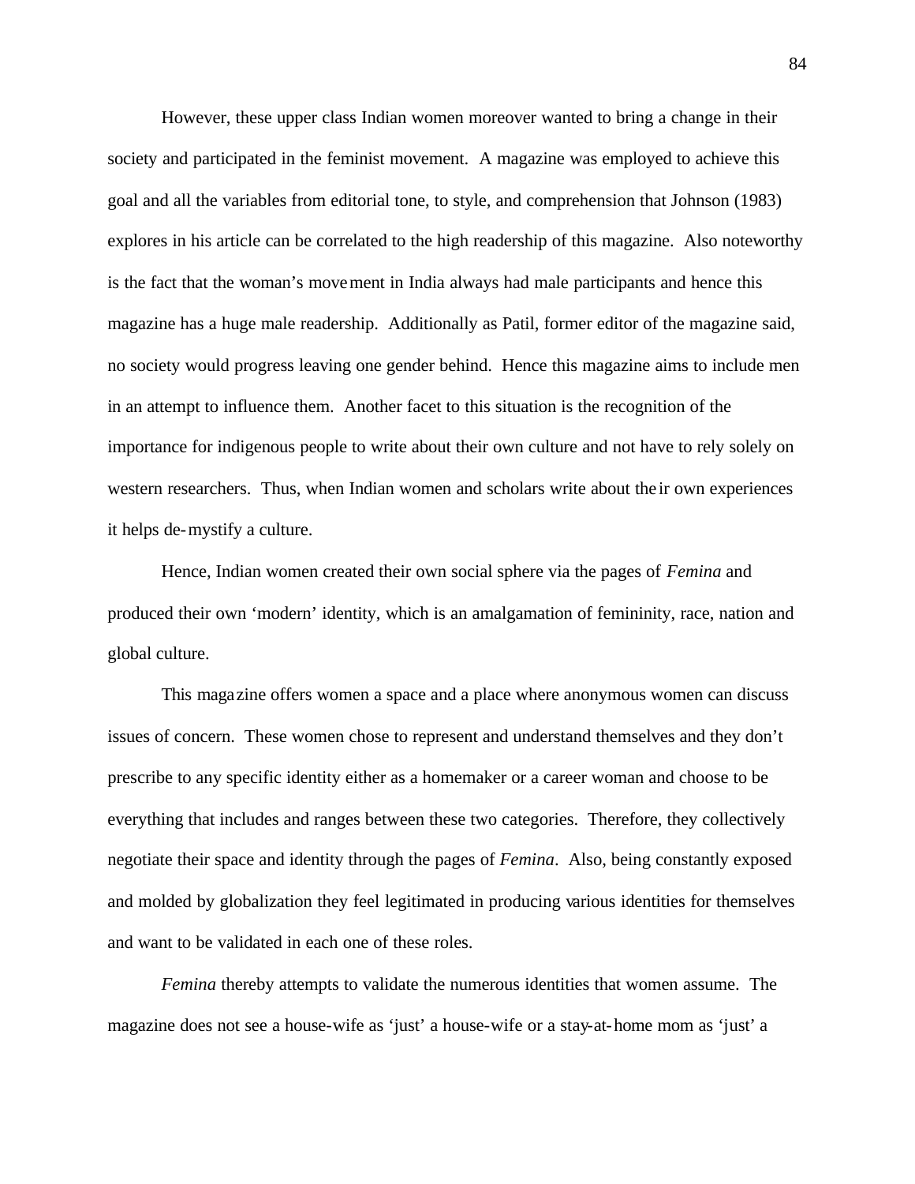However, these upper class Indian women moreover wanted to bring a change in their society and participated in the feminist movement. A magazine was employed to achieve this goal and all the variables from editorial tone, to style, and comprehension that Johnson (1983) explores in his article can be correlated to the high readership of this magazine. Also noteworthy is the fact that the woman's movement in India always had male participants and hence this magazine has a huge male readership. Additionally as Patil, former editor of the magazine said, no society would progress leaving one gender behind. Hence this magazine aims to include men in an attempt to influence them. Another facet to this situation is the recognition of the importance for indigenous people to write about their own culture and not have to rely solely on western researchers. Thus, when Indian women and scholars write about their own experiences it helps de-mystify a culture.

Hence, Indian women created their own social sphere via the pages of *Femina* and produced their own 'modern' identity, which is an amalgamation of femininity, race, nation and global culture.

This magazine offers women a space and a place where anonymous women can discuss issues of concern. These women chose to represent and understand themselves and they don't prescribe to any specific identity either as a homemaker or a career woman and choose to be everything that includes and ranges between these two categories. Therefore, they collectively negotiate their space and identity through the pages of *Femina*. Also, being constantly exposed and molded by globalization they feel legitimated in producing various identities for themselves and want to be validated in each one of these roles.

*Femina* thereby attempts to validate the numerous identities that women assume. The magazine does not see a house-wife as 'just' a house-wife or a stay-at-home mom as 'just' a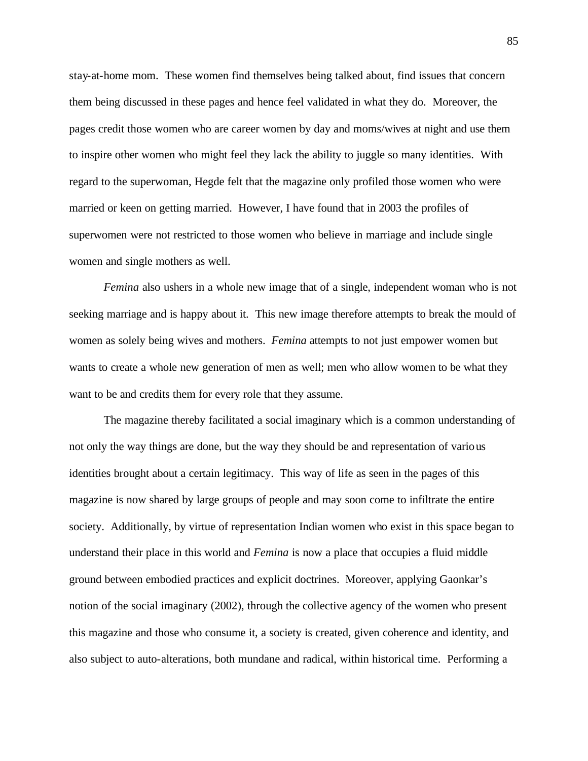stay-at-home mom. These women find themselves being talked about, find issues that concern them being discussed in these pages and hence feel validated in what they do. Moreover, the pages credit those women who are career women by day and moms/wives at night and use them to inspire other women who might feel they lack the ability to juggle so many identities. With regard to the superwoman, Hegde felt that the magazine only profiled those women who were married or keen on getting married. However, I have found that in 2003 the profiles of superwomen were not restricted to those women who believe in marriage and include single women and single mothers as well.

*Femina* also ushers in a whole new image that of a single, independent woman who is not seeking marriage and is happy about it. This new image therefore attempts to break the mould of women as solely being wives and mothers. *Femina* attempts to not just empower women but wants to create a whole new generation of men as well; men who allow women to be what they want to be and credits them for every role that they assume.

The magazine thereby facilitated a social imaginary which is a common understanding of not only the way things are done, but the way they should be and representation of various identities brought about a certain legitimacy. This way of life as seen in the pages of this magazine is now shared by large groups of people and may soon come to infiltrate the entire society. Additionally, by virtue of representation Indian women who exist in this space began to understand their place in this world and *Femina* is now a place that occupies a fluid middle ground between embodied practices and explicit doctrines. Moreover, applying Gaonkar's notion of the social imaginary (2002), through the collective agency of the women who present this magazine and those who consume it, a society is created, given coherence and identity, and also subject to auto-alterations, both mundane and radical, within historical time. Performing a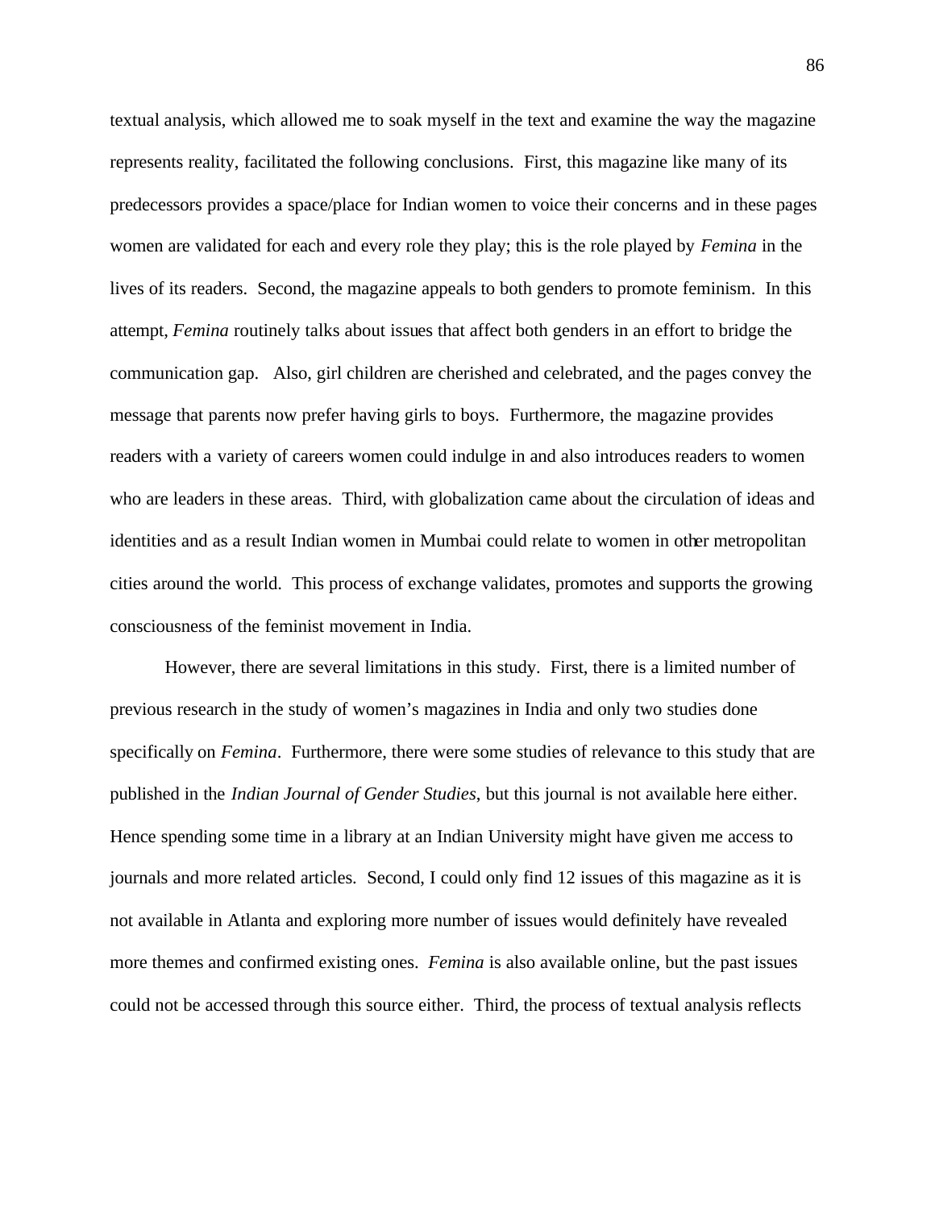textual analysis, which allowed me to soak myself in the text and examine the way the magazine represents reality, facilitated the following conclusions. First, this magazine like many of its predecessors provides a space/place for Indian women to voice their concerns and in these pages women are validated for each and every role they play; this is the role played by *Femina* in the lives of its readers. Second, the magazine appeals to both genders to promote feminism. In this attempt, *Femina* routinely talks about issues that affect both genders in an effort to bridge the communication gap. Also, girl children are cherished and celebrated, and the pages convey the message that parents now prefer having girls to boys. Furthermore, the magazine provides readers with a variety of careers women could indulge in and also introduces readers to women who are leaders in these areas. Third, with globalization came about the circulation of ideas and identities and as a result Indian women in Mumbai could relate to women in other metropolitan cities around the world. This process of exchange validates, promotes and supports the growing consciousness of the feminist movement in India.

However, there are several limitations in this study. First, there is a limited number of previous research in the study of women's magazines in India and only two studies done specifically on *Femina*. Furthermore, there were some studies of relevance to this study that are published in the *Indian Journal of Gender Studies*, but this journal is not available here either. Hence spending some time in a library at an Indian University might have given me access to journals and more related articles. Second, I could only find 12 issues of this magazine as it is not available in Atlanta and exploring more number of issues would definitely have revealed more themes and confirmed existing ones. *Femina* is also available online, but the past issues could not be accessed through this source either. Third, the process of textual analysis reflects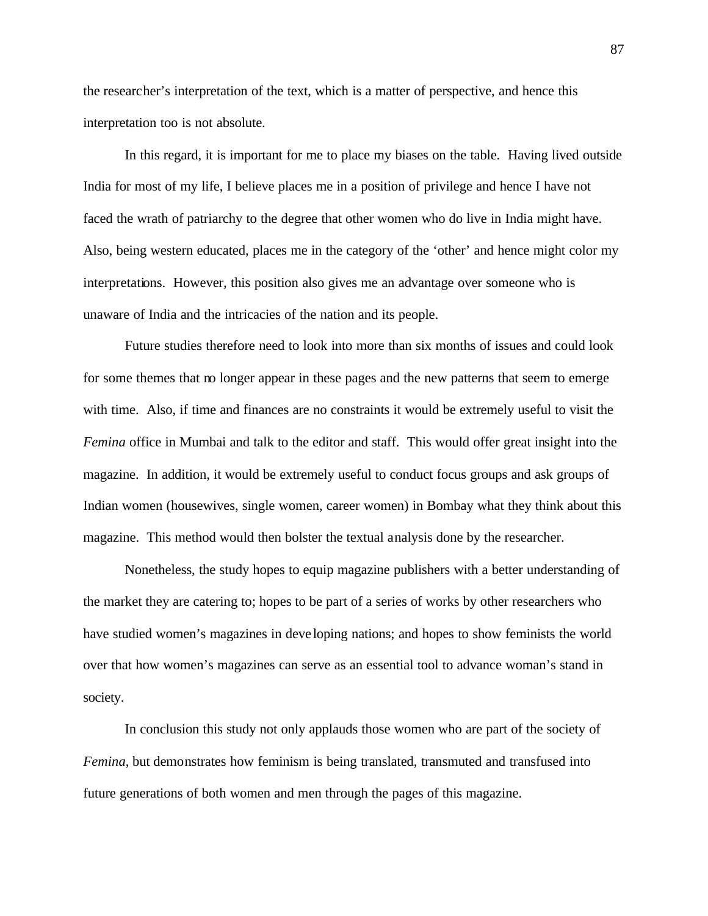the researcher's interpretation of the text, which is a matter of perspective, and hence this interpretation too is not absolute.

In this regard, it is important for me to place my biases on the table. Having lived outside India for most of my life, I believe places me in a position of privilege and hence I have not faced the wrath of patriarchy to the degree that other women who do live in India might have. Also, being western educated, places me in the category of the 'other' and hence might color my interpretations. However, this position also gives me an advantage over someone who is unaware of India and the intricacies of the nation and its people.

Future studies therefore need to look into more than six months of issues and could look for some themes that no longer appear in these pages and the new patterns that seem to emerge with time. Also, if time and finances are no constraints it would be extremely useful to visit the *Femina* office in Mumbai and talk to the editor and staff. This would offer great insight into the magazine. In addition, it would be extremely useful to conduct focus groups and ask groups of Indian women (housewives, single women, career women) in Bombay what they think about this magazine. This method would then bolster the textual analysis done by the researcher.

Nonetheless, the study hopes to equip magazine publishers with a better understanding of the market they are catering to; hopes to be part of a series of works by other researchers who have studied women's magazines in developing nations; and hopes to show feminists the world over that how women's magazines can serve as an essential tool to advance woman's stand in society.

In conclusion this study not only applauds those women who are part of the society of *Femina*, but demonstrates how feminism is being translated, transmuted and transfused into future generations of both women and men through the pages of this magazine.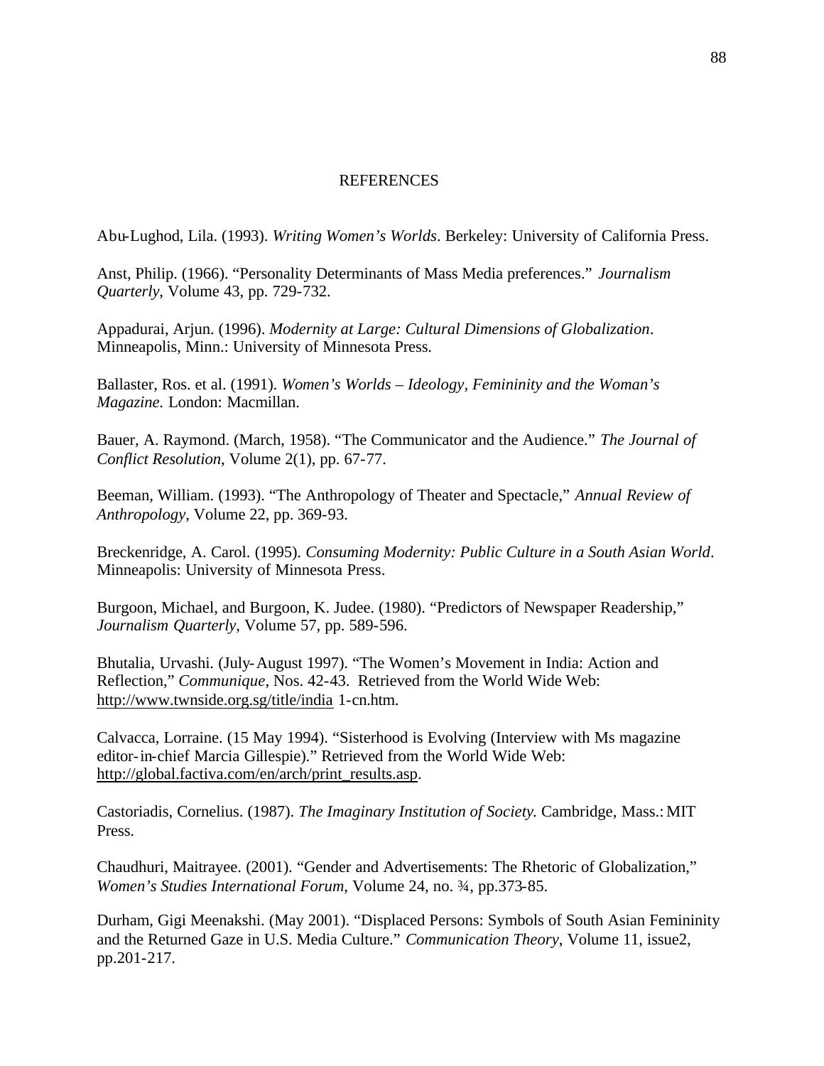# REFERENCES

Abu-Lughod, Lila. (1993). *Writing Women's Worlds*. Berkeley: University of California Press.

Anst, Philip. (1966). "Personality Determinants of Mass Media preferences." *Journalism Quarterly*, Volume 43, pp. 729-732.

Appadurai, Arjun. (1996). *Modernity at Large: Cultural Dimensions of Globalization*. Minneapolis, Minn.: University of Minnesota Press.

Ballaster, Ros. et al. (1991). *Women's Worlds – Ideology, Femininity and the Woman's Magazine*. London: Macmillan.

Bauer, A. Raymond. (March, 1958). "The Communicator and the Audience." *The Journal of Conflict Resolution*, Volume 2(1), pp. 67-77.

Beeman, William. (1993). "The Anthropology of Theater and Spectacle," *Annual Review of Anthropology*, Volume 22, pp. 369-93.

Breckenridge, A. Carol. (1995). *Consuming Modernity: Public Culture in a South Asian World*. Minneapolis: University of Minnesota Press.

Burgoon, Michael, and Burgoon, K. Judee. (1980). "Predictors of Newspaper Readership," *Journalism Quarterly*, Volume 57, pp. 589-596.

Bhutalia, Urvashi. (July-August 1997). "The Women's Movement in India: Action and Reflection," *Communique*, Nos. 42-43. Retrieved from the World Wide Web: http://www.twnside.org.sg/title/india 1-cn.htm.

Calvacca, Lorraine. (15 May 1994). "Sisterhood is Evolving (Interview with Ms magazine editor-in-chief Marcia Gillespie)." Retrieved from the World Wide Web: http://global.factiva.com/en/arch/print_results.asp.

Castoriadis, Cornelius. (1987). *The Imaginary Institution of Society.* Cambridge, Mass.: MIT Press.

Chaudhuri, Maitrayee. (2001). "Gender and Advertisements: The Rhetoric of Globalization," *Women's Studies International Forum*, Volume 24, no. ¾, pp.373-85.

Durham, Gigi Meenakshi. (May 2001). "Displaced Persons: Symbols of South Asian Femininity and the Returned Gaze in U.S. Media Culture." *Communication Theory*, Volume 11, issue2, pp.201-217.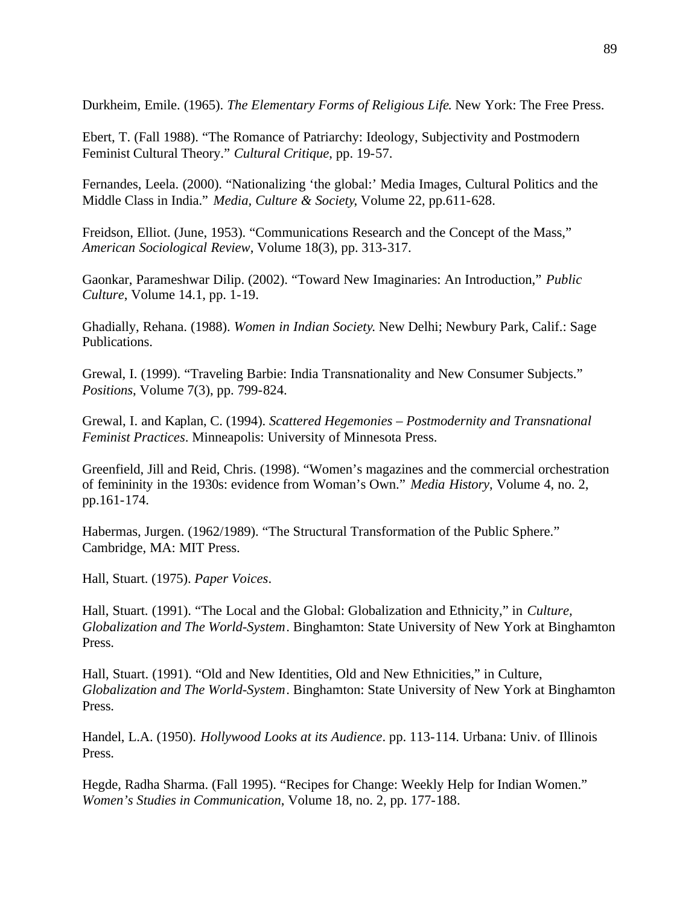Durkheim, Emile. (1965). *The Elementary Forms of Religious Life*. New York: The Free Press.

Ebert, T. (Fall 1988). "The Romance of Patriarchy: Ideology, Subjectivity and Postmodern Feminist Cultural Theory." *Cultural Critique*, pp. 19-57.

Fernandes, Leela. (2000). "Nationalizing 'the global:' Media Images, Cultural Politics and the Middle Class in India." *Media, Culture & Society*, Volume 22, pp.611-628.

Freidson, Elliot. (June, 1953). "Communications Research and the Concept of the Mass," *American Sociological Review*, Volume 18(3), pp. 313-317.

Gaonkar, Parameshwar Dilip. (2002). "Toward New Imaginaries: An Introduction," *Public Culture*, Volume 14.1, pp. 1-19.

Ghadially, Rehana. (1988). *Women in Indian Society*. New Delhi; Newbury Park, Calif.: Sage Publications.

Grewal, I. (1999). "Traveling Barbie: India Transnationality and New Consumer Subjects." *Positions*, Volume 7(3), pp. 799-824.

Grewal, I. and Kaplan, C. (1994). *Scattered Hegemonies – Postmodernity and Transnational Feminist Practices*. Minneapolis: University of Minnesota Press.

Greenfield, Jill and Reid, Chris. (1998). "Women's magazines and the commercial orchestration of femininity in the 1930s: evidence from Woman's Own." *Media History*, Volume 4, no. 2, pp.161-174.

Habermas, Jurgen. (1962/1989). "The Structural Transformation of the Public Sphere." Cambridge, MA: MIT Press.

Hall, Stuart. (1975). *Paper Voices*.

Hall, Stuart. (1991). "The Local and the Global: Globalization and Ethnicity," in *Culture, Globalization and The World-System*. Binghamton: State University of New York at Binghamton Press.

Hall, Stuart. (1991). "Old and New Identities, Old and New Ethnicities," in Culture, *Globalization and The World-System*. Binghamton: State University of New York at Binghamton Press.

Handel, L.A. (1950). *Hollywood Looks at its Audience*. pp. 113-114. Urbana: Univ. of Illinois Press.

Hegde, Radha Sharma. (Fall 1995). "Recipes for Change: Weekly Help for Indian Women." *Women's Studies in Communication*, Volume 18, no. 2, pp. 177-188.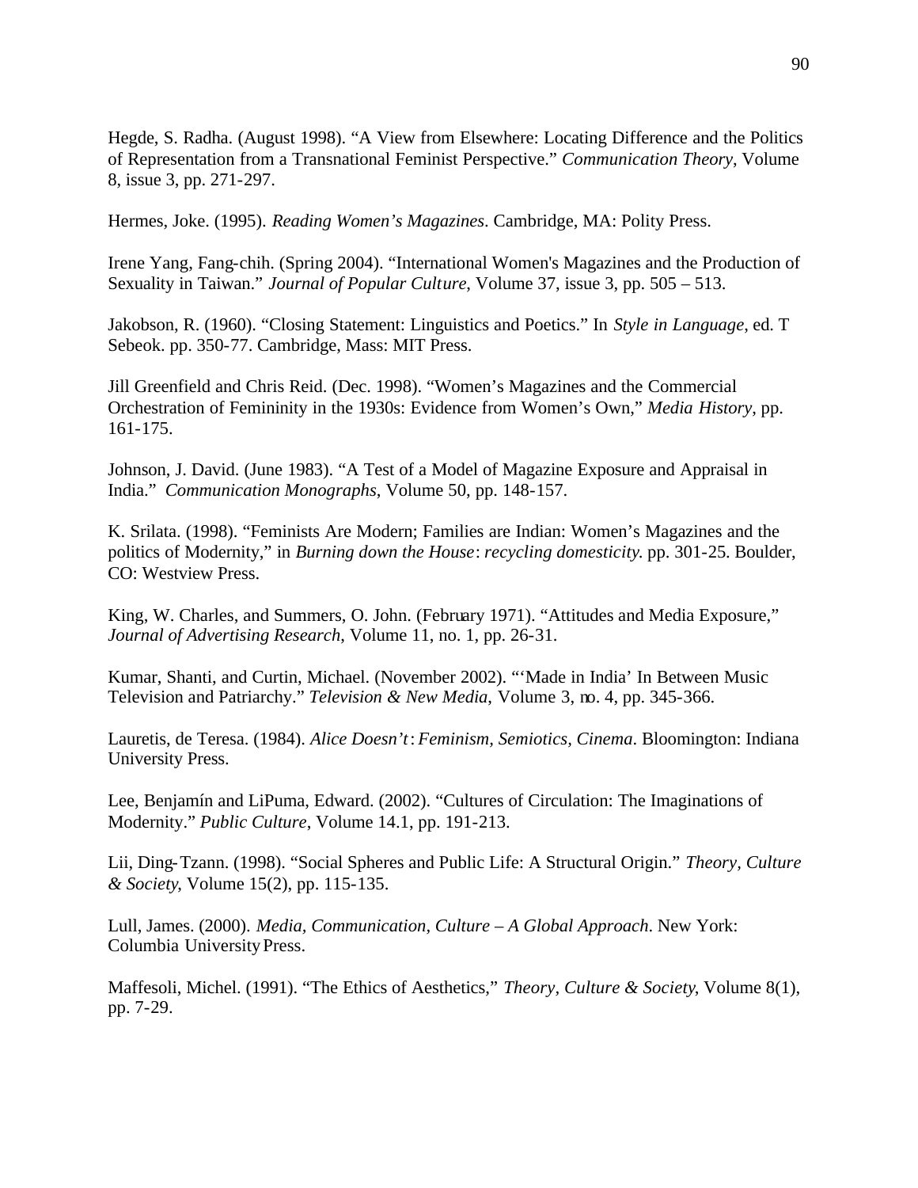Hegde, S. Radha. (August 1998). “A View from Elsewhere: Locating Difference and the Politics of Representation from a Transnational Feminist Perspective.” *Communication Theory*, Volume 8, issue 3, pp. 271-297.

Hermes, Joke. (1995). *Reading Women’s Magazines*. Cambridge, MA: Polity Press.

Irene Yang, Fang-chih. (Spring 2004). “International Women's Magazines and the Production of Sexuality in Taiwan.” *Journal of Popular Culture*, Volume 37, issue 3, pp. 505 – 513.

Jakobson, R. (1960). “Closing Statement: Linguistics and Poetics.” In *Style in Language*, ed. T Sebeok. pp. 350-77. Cambridge, Mass: MIT Press.

Jill Greenfield and Chris Reid. (Dec. 1998). “Women’s Magazines and the Commercial Orchestration of Femininity in the 1930s: Evidence from Women’s Own,” *Media History*, pp. 161-175.

Johnson, J. David. (June 1983). “A Test of a Model of Magazine Exposure and Appraisal in India.” *Communication Monographs*, Volume 50, pp. 148-157.

K. Srilata. (1998). “Feminists Are Modern; Families are Indian: Women’s Magazines and the politics of Modernity,” in *Burning down the House*: *recycling domesticity*. pp. 301-25. Boulder, CO: Westview Press.

King, W. Charles, and Summers, O. John. (February 1971). “Attitudes and Media Exposure,” *Journal of Advertising Research*, Volume 11, no. 1, pp. 26-31.

Kumar, Shanti, and Curtin, Michael. (November 2002). “‘Made in India’ In Between Music Television and Patriarchy.” *Television & New Media*, Volume 3, no. 4, pp. 345-366.

Lauretis, de Teresa. (1984). *Alice Doesn’t*: *Feminism, Semiotics, Cinema*. Bloomington: Indiana University Press.

Lee, Benjamín and LiPuma, Edward. (2002). “Cultures of Circulation: The Imaginations of Modernity.” *Public Culture*, Volume 14.1, pp. 191-213.

Lii, Ding-Tzann. (1998). “Social Spheres and Public Life: A Structural Origin.” *Theory, Culture & Society*, Volume 15(2), pp. 115-135.

Lull, James. (2000). *Media, Communication, Culture – A Global Approach*. New York: Columbia University Press.

Maffesoli, Michel. (1991). “The Ethics of Aesthetics,” *Theory, Culture & Society*, Volume 8(1), pp. 7-29.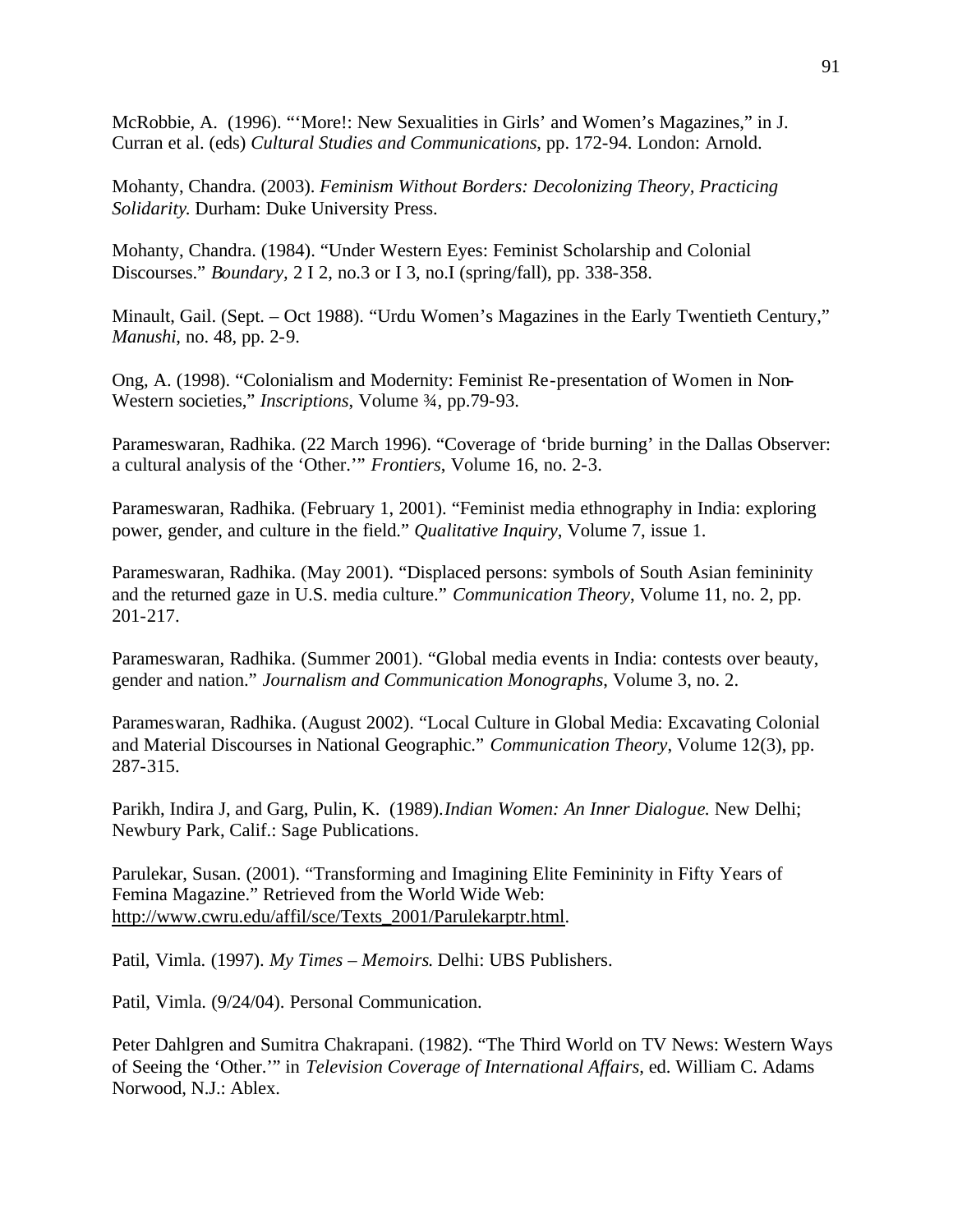McRobbie, A. (1996). "'More!: New Sexualities in Girls' and Women's Magazines," in J. Curran et al. (eds) *Cultural Studies and Communications*, pp. 172-94. London: Arnold.

Mohanty, Chandra. (2003). *Feminism Without Borders: Decolonizing Theory, Practicing Solidarity.* Durham: Duke University Press.

Mohanty, Chandra. (1984). "Under Western Eyes: Feminist Scholarship and Colonial Discourses." *Boundary*, 2 I 2, no.3 or I 3, no.I (spring/fall), pp. 338-358.

Minault, Gail. (Sept. – Oct 1988). "Urdu Women's Magazines in the Early Twentieth Century," *Manushi*, no. 48, pp. 2-9.

Ong, A. (1998). "Colonialism and Modernity: Feminist Re-presentation of Women in Non-Western societies," *Inscriptions*, Volume ¾, pp.79-93.

Parameswaran, Radhika. (22 March 1996). "Coverage of 'bride burning' in the Dallas Observer: a cultural analysis of the 'Other.'" *Frontiers*, Volume 16, no. 2-3.

Parameswaran, Radhika. (February 1, 2001). "Feminist media ethnography in India: exploring power, gender, and culture in the field." *Qualitative Inquiry*, Volume 7, issue 1.

Parameswaran, Radhika. (May 2001). "Displaced persons: symbols of South Asian femininity and the returned gaze in U.S. media culture." *Communication Theory*, Volume 11, no. 2, pp. 201-217.

Parameswaran, Radhika. (Summer 2001). "Global media events in India: contests over beauty, gender and nation." *Journalism and Communication Monographs*, Volume 3, no. 2.

Parameswaran, Radhika. (August 2002). "Local Culture in Global Media: Excavating Colonial and Material Discourses in National Geographic." *Communication Theory*, Volume 12(3), pp. 287-315.

Parikh, Indira J, and Garg, Pulin, K. (1989).*Indian Women: An Inner Dialogue.* New Delhi; Newbury Park, Calif.: Sage Publications.

Parulekar, Susan. (2001). "Transforming and Imagining Elite Femininity in Fifty Years of Femina Magazine." Retrieved from the World Wide Web: http://www.cwru.edu/affil/sce/Texts_2001/Parulekarptr.html.

Patil, Vimla. (1997). *My Times – Memoirs*. Delhi: UBS Publishers.

Patil, Vimla. (9/24/04). Personal Communication.

Peter Dahlgren and Sumitra Chakrapani. (1982). "The Third World on TV News: Western Ways of Seeing the 'Other.'" in *Television Coverage of International Affairs*, ed. William C. Adams Norwood, N.J.: Ablex.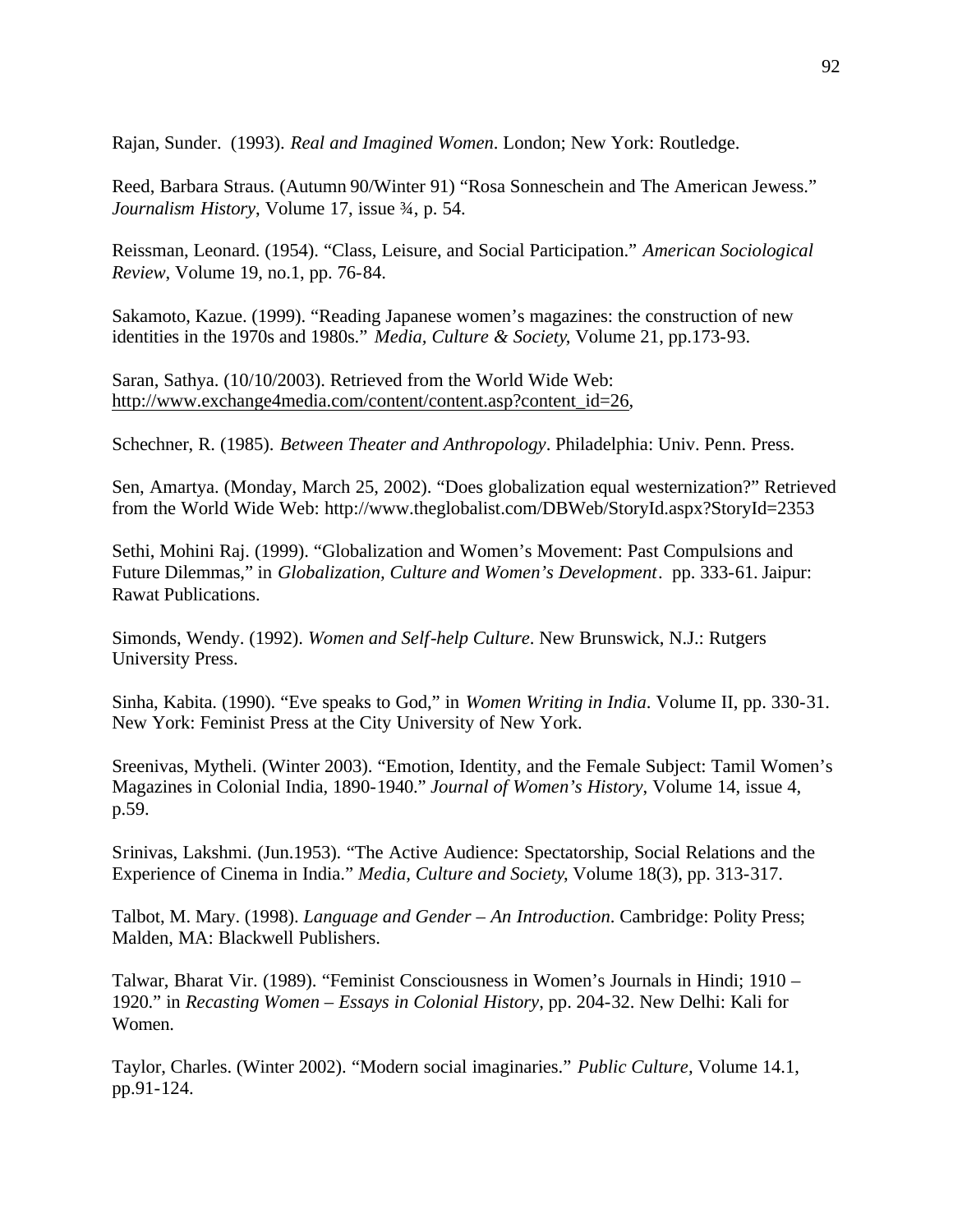Rajan, Sunder. (1993). *Real and Imagined Women*. London; New York: Routledge.

Reed, Barbara Straus. (Autumn 90/Winter 91) "Rosa Sonneschein and The American Jewess." *Journalism History*, Volume 17, issue ¾, p. 54.

Reissman, Leonard. (1954). "Class, Leisure, and Social Participation." *American Sociological Review*, Volume 19, no.1, pp. 76-84.

Sakamoto, Kazue. (1999). "Reading Japanese women's magazines: the construction of new identities in the 1970s and 1980s." *Media, Culture & Society*, Volume 21, pp.173-93.

Saran, Sathya. (10/10/2003). Retrieved from the World Wide Web: http://www.exchange4media.com/content/content.asp?content_id=26,

Schechner, R. (1985). *Between Theater and Anthropology*. Philadelphia: Univ. Penn. Press.

Sen, Amartya. (Monday, March 25, 2002). "Does globalization equal westernization?" Retrieved from the World Wide Web: http://www.theglobalist.com/DBWeb/StoryId.aspx?StoryId=2353

Sethi, Mohini Raj. (1999). "Globalization and Women's Movement: Past Compulsions and Future Dilemmas," in *Globalization, Culture and Women's Development*. pp. 333-61. Jaipur: Rawat Publications.

Simonds, Wendy. (1992). *Women and Self-help Culture*. New Brunswick, N.J.: Rutgers University Press.

Sinha, Kabita. (1990). "Eve speaks to God," in *Women Writing in India*. Volume II, pp. 330-31. New York: Feminist Press at the City University of New York.

Sreenivas, Mytheli. (Winter 2003). "Emotion, Identity, and the Female Subject: Tamil Women's Magazines in Colonial India, 1890-1940." *Journal of Women's History*, Volume 14, issue 4, p.59.

Srinivas, Lakshmi. (Jun.1953). "The Active Audience: Spectatorship, Social Relations and the Experience of Cinema in India." *Media, Culture and Society*, Volume 18(3), pp. 313-317.

Talbot, M. Mary. (1998). *Language and Gender – An Introduction*. Cambridge: Polity Press; Malden, MA: Blackwell Publishers.

Talwar, Bharat Vir. (1989). "Feminist Consciousness in Women's Journals in Hindi; 1910 – 1920." in *Recasting Women – Essays in Colonial History*, pp. 204-32. New Delhi: Kali for Women.

Taylor, Charles. (Winter 2002). "Modern social imaginaries." *Public Culture*, Volume 14.1, pp.91-124.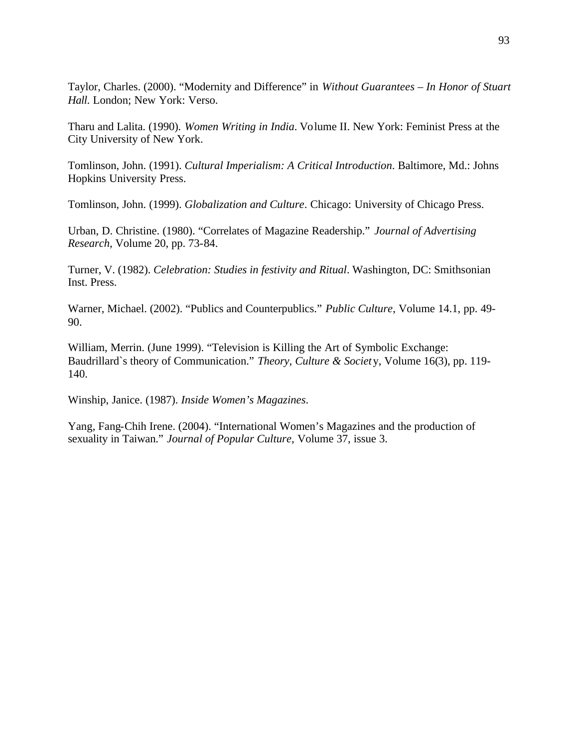Taylor, Charles. (2000). “Modernity and Difference” in *Without Guarantees – In Honor of Stuart Hall*. London; New York: Verso.

Tharu and Lalita. (1990). *Women Writing in India*. Volume II. New York: Feminist Press at the City University of New York.

Tomlinson, John. (1991). *Cultural Imperialism: A Critical Introduction*. Baltimore, Md.: Johns Hopkins University Press.

Tomlinson, John. (1999). *Globalization and Culture*. Chicago: University of Chicago Press.

Urban, D. Christine. (1980). “Correlates of Magazine Readership.” *Journal of Advertising Research*, Volume 20, pp. 73-84.

Turner, V. (1982). *Celebration: Studies in festivity and Ritual*. Washington, DC: Smithsonian Inst. Press.

Warner, Michael. (2002). “Publics and Counterpublics.” *Public Culture*, Volume 14.1, pp. 49-90.

William, Merrin. (June 1999). “Television is Killing the Art of Symbolic Exchange: Baudrillard`s theory of Communication.” *Theory, Culture & Society*, Volume 16(3), pp. 119-140.

Winship, Janice. (1987). *Inside Women’s Magazines*.

Yang, Fang-Chih Irene. (2004). “International Women’s Magazines and the production of sexuality in Taiwan.” *Journal of Popular Culture*, Volume 37, issue 3.